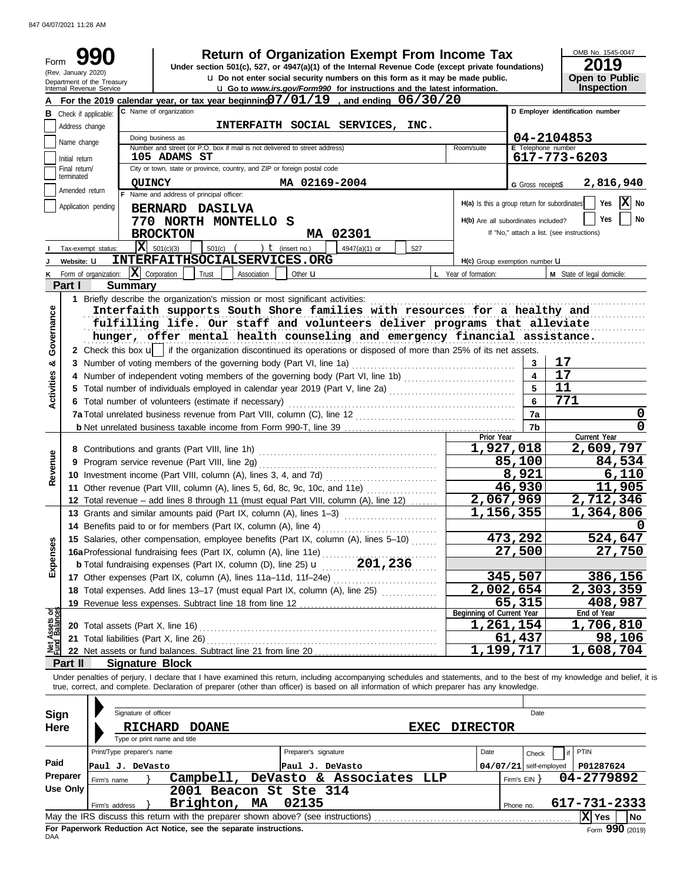847 04/07/2021 11:28 AM

# Form 990 — Return of Organization Exempt From Income Tax

(Rev. January 2020) Department of the Treasury Internal Revenue Service

Under section 501(c), 527, or 4947(a)(1) of the Internal Revenue Code (except private foundations)

u Do not enter social security numbers on this form as it may be made public.

u Go to *www.irs.gov/Form990* for instructions and the latest information.

OMB No. 1545-0047 — **2019** — Open to Public Inspection

**A** For the 2019 calendar year, or tax year beginning 07/01/19 , and ending 06/30/20

**B** Check if applicable: Address change, Name change, Initial return, Final return/terminated, Amended return, Application pending

**C** Name of organization: INTERFAITH SOCIAL SERVICES, INC.

Doing business as

Number and street (or P.O. box if mail is not delivered to street address): 105 ADAMS ST — Room/suite

City or town, state or province, country, and ZIP or foreign postal code: QUINCY MA 02169-2004

**D** Employer identification number: 04-2104853

**E** Telephone number: 617-773-6203

**G** Gross receipts$ 2,816,940

**F** Name and address of principal officer: BERNARD DASILVA, 770 NORTH MONTELLO S, BROCKTON MA 02301

H(a) Is this a group return for subordinates? Yes [ ] No [X]

H(b) Are all subordinates included? Yes [ ] No [ ] — If "No," attach a list. (see instructions)

**I** Tax-exempt status: [X] 501(c)(3) [ ] 501(c) ( ) t (insert no.) [ ] 4947(a)(1) or [ ] 527

**J** Website: u INTERFAITHSOCIALSERVICES.ORG

H(c) Group exemption number u

**K** Form of organization: [X] Corporation [ ] Trust [ ] Association [ ] Other u — **L** Year of formation: — **M** State of legal domicile:

## Part I Summary

**Activities & Governance**

1 Briefly describe the organization's mission or most significant activities:
Interfaith supports South Shore families with resources for a healthy and fulfilling life. Our staff and volunteers deliver programs that alleviate hunger, offer mental health counseling and emergency financial assistance.

2 Check this box u [ ] if the organization discontinued its operations or disposed of more than 25% of its net assets.

| | | |
|---|---|---|
| 3 Number of voting members of the governing body (Part VI, line 1a) | 3 | 17 |
| 4 Number of independent voting members of the governing body (Part VI, line 1b) | 4 | 17 |
| 5 Total number of individuals employed in calendar year 2019 (Part V, line 2a) | 5 | 11 |
| 6 Total number of volunteers (estimate if necessary) | 6 | 771 |
| 7a Total unrelated business revenue from Part VIII, column (C), line 12 | 7a | 0 |
| b Net unrelated business taxable income from Form 990-T, line 39 | 7b | 0 |

| | Prior Year | Current Year |
|---|---|---|
| **Revenue** | | |
| 8 Contributions and grants (Part VIII, line 1h) | 1,927,018 | 2,609,797 |
| 9 Program service revenue (Part VIII, line 2g) | 85,100 | 84,534 |
| 10 Investment income (Part VIII, column (A), lines 3, 4, and 7d) | 8,921 | 6,110 |
| 11 Other revenue (Part VIII, column (A), lines 5, 6d, 8c, 9c, 10c, and 11e) | 46,930 | 11,905 |
| 12 Total revenue – add lines 8 through 11 (must equal Part VIII, column (A), line 12) | 2,067,969 | 2,712,346 |
| **Expenses** | | |
| 13 Grants and similar amounts paid (Part IX, column (A), lines 1–3) | 1,156,355 | 1,364,806 |
| 14 Benefits paid to or for members (Part IX, column (A), line 4) | | 0 |
| 15 Salaries, other compensation, employee benefits (Part IX, column (A), lines 5–10) | 473,292 | 524,647 |
| 16a Professional fundraising fees (Part IX, column (A), line 11e) | 27,500 | 27,750 |
| b Total fundraising expenses (Part IX, column (D), line 25) u 201,236 | | |
| 17 Other expenses (Part IX, column (A), lines 11a–11d, 11f–24e) | 345,507 | 386,156 |
| 18 Total expenses. Add lines 13–17 (must equal Part IX, column (A), line 25) | 2,002,654 | 2,303,359 |
| 19 Revenue less expenses. Subtract line 18 from line 12 | 65,315 | 408,987 |
| **Net Assets or Fund Balances** | **Beginning of Current Year** | **End of Year** |
| 20 Total assets (Part X, line 16) | 1,261,154 | 1,706,810 |
| 21 Total liabilities (Part X, line 26) | 61,437 | 98,106 |
| 22 Net assets or fund balances. Subtract line 21 from line 20 | 1,199,717 | 1,608,704 |

## Part II Signature Block

Under penalties of perjury, I declare that I have examined this return, including accompanying schedules and statements, and to the best of my knowledge and belief, it is true, correct, and complete. Declaration of preparer (other than officer) is based on all information of which preparer has any knowledge.

**Sign Here**

Signature of officer — Date

RICHARD DOANE — EXEC DIRECTOR

Type or print name and title

**Paid Preparer Use Only**

| Print/Type preparer's name | Preparer's signature | Date | Check [ ] if self-employed | PTIN |
|---|---|---|---|---|
| Paul J. DeVasto | Paul J. DeVasto | 04/07/21 | | P01287624 |

Firm's name: Campbell, DeVasto & Associates LLP — Firm's EIN: 04-2779892

Firm's address: 2001 Beacon St Ste 314, Brighton, MA 02135 — Phone no. 617-731-2333

May the IRS discuss this return with the preparer shown above? (see instructions) [X] Yes [ ] No

**For Paperwork Reduction Act Notice, see the separate instructions.**

DAA — Form **990** (2019)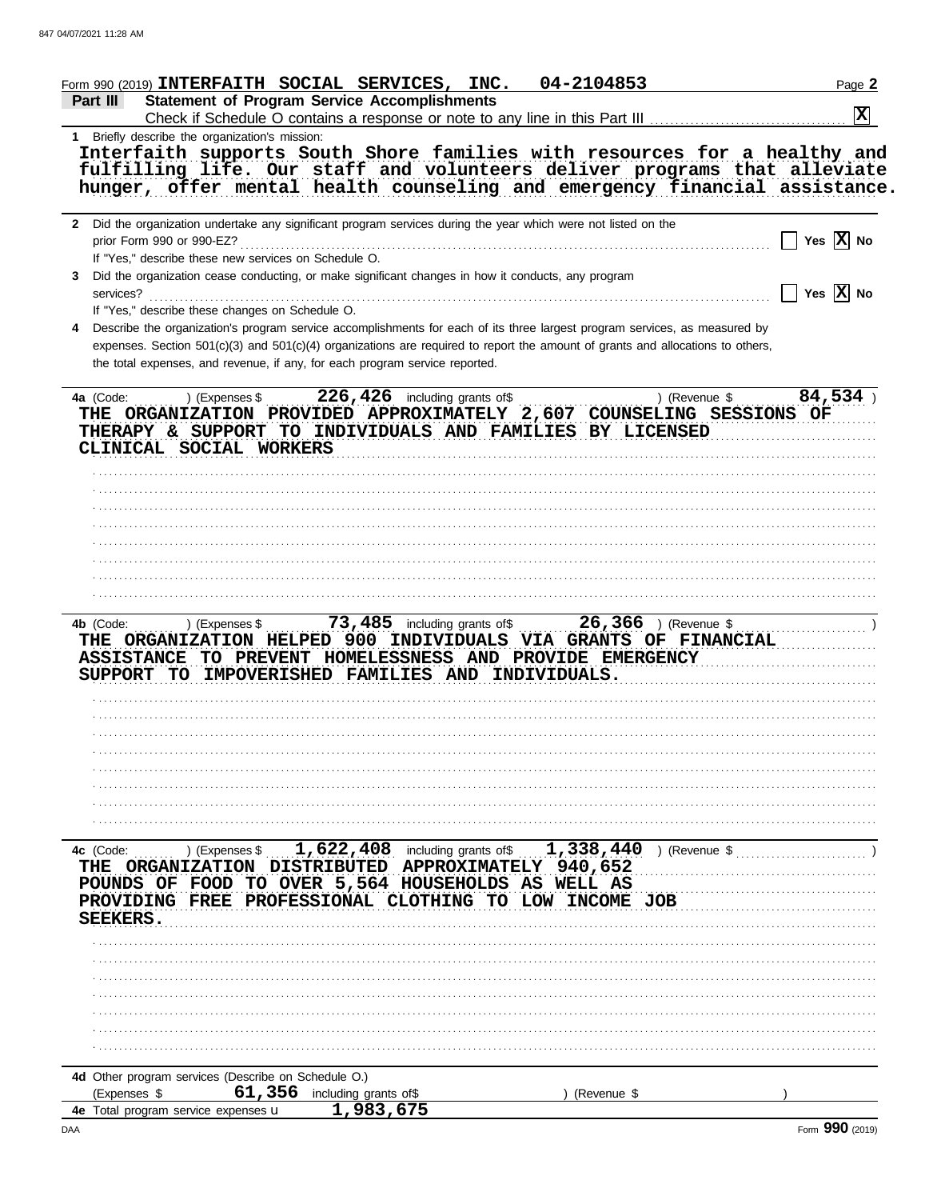Form 990 (2019) **INTERFAITH SOCIAL SERVICES, INC. 04-2104853** Page **2**

**Part III Statement of Program Service Accomplishments**

Check if Schedule O contains a response or note to any line in this Part III . . . . . . **X**

**1** Briefly describe the organization's mission:

Interfaith supports South Shore families with resources for a healthy and fulfilling life. Our staff and volunteers deliver programs that alleviate hunger, offer mental health counseling and emergency financial assistance.

**2** Did the organization undertake any significant program services during the year which were not listed on the prior Form 990 or 990-EZ? . . . . . . Yes [ ] No [X]

If "Yes," describe these new services on Schedule O.

**3** Did the organization cease conducting, or make significant changes in how it conducts, any program services? . . . . . . Yes [ ] No [X]

If "Yes," describe these changes on Schedule O.

**4** Describe the organization's program service accomplishments for each of its three largest program services, as measured by expenses. Section 501(c)(3) and 501(c)(4) organizations are required to report the amount of grants and allocations to others, the total expenses, and revenue, if any, for each program service reported.

**4a** (Code: ) (Expenses $ **226,426** including grants of$ ) (Revenue $ **84,534** )

THE ORGANIZATION PROVIDED APPROXIMATELY 2,607 COUNSELING SESSIONS OF THERAPY & SUPPORT TO INDIVIDUALS AND FAMILIES BY LICENSED CLINICAL SOCIAL WORKERS

**4b** (Code: ) (Expenses $ **73,485** including grants of$ **26,366** ) (Revenue $ )

THE ORGANIZATION HELPED 900 INDIVIDUALS VIA GRANTS OF FINANCIAL ASSISTANCE TO PREVENT HOMELESSNESS AND PROVIDE EMERGENCY SUPPORT TO IMPOVERISHED FAMILIES AND INDIVIDUALS.

**4c** (Code: ) (Expenses $ **1,622,408** including grants of$ **1,338,440** ) (Revenue $ )

THE ORGANIZATION DISTRIBUTED APPROXIMATELY 940,652 POUNDS OF FOOD TO OVER 5,564 HOUSEHOLDS AS WELL AS PROVIDING FREE PROFESSIONAL CLOTHING TO LOW INCOME JOB SEEKERS.

**4d** Other program services (Describe on Schedule O.)

(Expenses $ **61,356** including grants of$ ) (Revenue $ )

**4e** Total program service expenses **1,983,675**

DAA Form **990** (2019)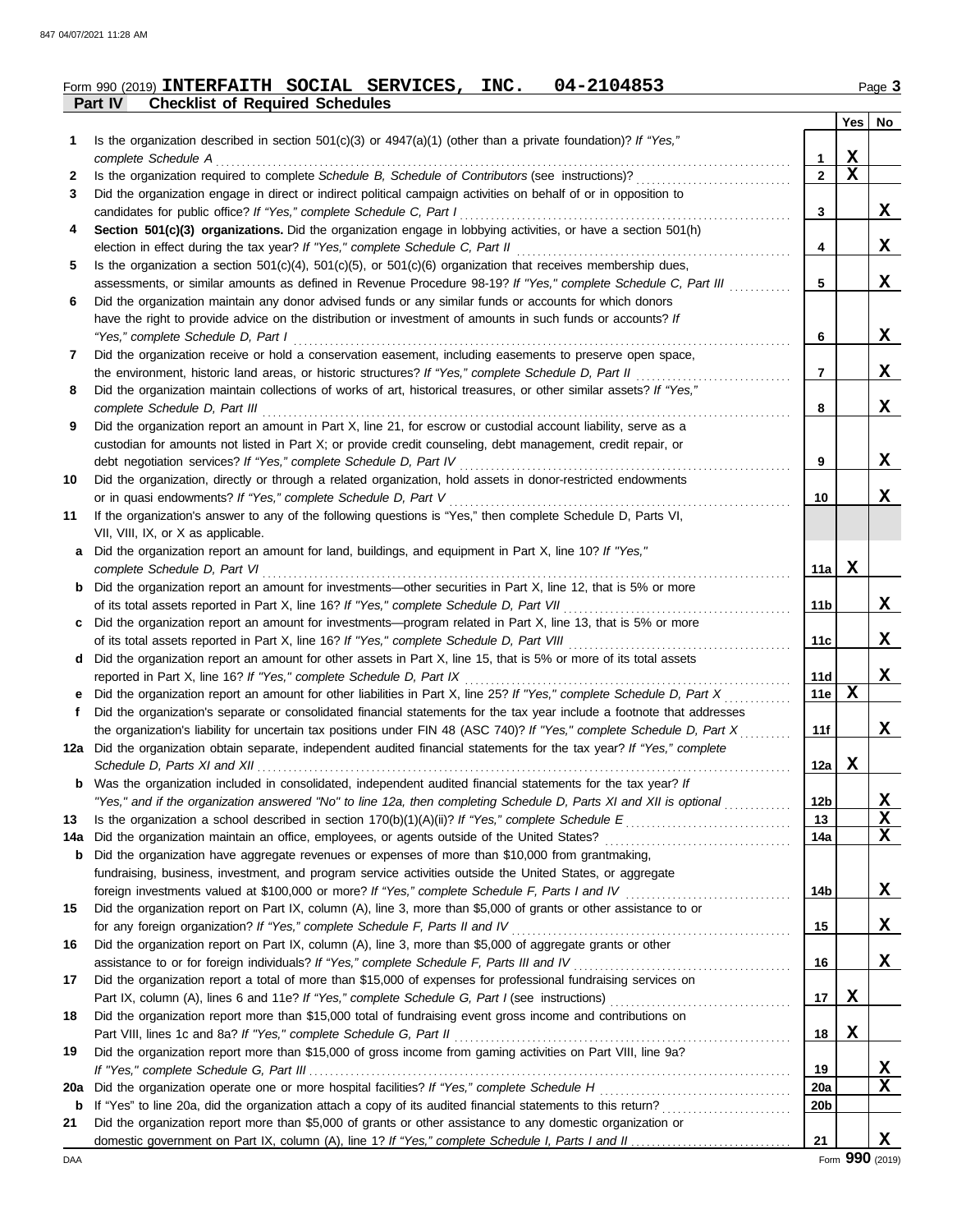Form 990 (2019) **INTERFAITH SOCIAL SERVICES, INC. 04-2104853** Page **3**

**Part IV Checklist of Required Schedules**

| | | | Yes | No |
|---|---|---|---|---|
| 1 | Is the organization described in section 501(c)(3) or 4947(a)(1) (other than a private foundation)? *If "Yes," complete Schedule A* | 1 | X | |
| 2 | Is the organization required to complete *Schedule B, Schedule of Contributors* (see instructions)? | 2 | X | |
| 3 | Did the organization engage in direct or indirect political campaign activities on behalf of or in opposition to candidates for public office? *If "Yes," complete Schedule C, Part I* | 3 | | X |
| 4 | **Section 501(c)(3) organizations.** Did the organization engage in lobbying activities, or have a section 501(h) election in effect during the tax year? *If "Yes," complete Schedule C, Part II* | 4 | | X |
| 5 | Is the organization a section 501(c)(4), 501(c)(5), or 501(c)(6) organization that receives membership dues, assessments, or similar amounts as defined in Revenue Procedure 98-19? *If "Yes," complete Schedule C, Part III* | 5 | | X |
| 6 | Did the organization maintain any donor advised funds or any similar funds or accounts for which donors have the right to provide advice on the distribution or investment of amounts in such funds or accounts? *If "Yes," complete Schedule D, Part I* | 6 | | X |
| 7 | Did the organization receive or hold a conservation easement, including easements to preserve open space, the environment, historic land areas, or historic structures? *If "Yes," complete Schedule D, Part II* | 7 | | X |
| 8 | Did the organization maintain collections of works of art, historical treasures, or other similar assets? *If "Yes," complete Schedule D, Part III* | 8 | | X |
| 9 | Did the organization report an amount in Part X, line 21, for escrow or custodial account liability, serve as a custodian for amounts not listed in Part X; or provide credit counseling, debt management, credit repair, or debt negotiation services? *If "Yes," complete Schedule D, Part IV* | 9 | | X |
| 10 | Did the organization, directly or through a related organization, hold assets in donor-restricted endowments or in quasi endowments? *If "Yes," complete Schedule D, Part V* | 10 | | X |
| 11 | If the organization's answer to any of the following questions is "Yes," then complete Schedule D, Parts VI, VII, VIII, IX, or X as applicable. | | | |
| a | Did the organization report an amount for land, buildings, and equipment in Part X, line 10? *If "Yes," complete Schedule D, Part VI* | 11a | X | |
| b | Did the organization report an amount for investments—other securities in Part X, line 12, that is 5% or more of its total assets reported in Part X, line 16? *If "Yes," complete Schedule D, Part VII* | 11b | | X |
| c | Did the organization report an amount for investments—program related in Part X, line 13, that is 5% or more of its total assets reported in Part X, line 16? *If "Yes," complete Schedule D, Part VIII* | 11c | | X |
| d | Did the organization report an amount for other assets in Part X, line 15, that is 5% or more of its total assets reported in Part X, line 16? *If "Yes," complete Schedule D, Part IX* | 11d | | X |
| e | Did the organization report an amount for other liabilities in Part X, line 25? *If "Yes," complete Schedule D, Part X* | 11e | X | |
| f | Did the organization's separate or consolidated financial statements for the tax year include a footnote that addresses the organization's liability for uncertain tax positions under FIN 48 (ASC 740)? *If "Yes," complete Schedule D, Part X* | 11f | | X |
| 12a | Did the organization obtain separate, independent audited financial statements for the tax year? *If "Yes," complete Schedule D, Parts XI and XII* | 12a | X | |
| b | Was the organization included in consolidated, independent audited financial statements for the tax year? *If "Yes," and if the organization answered "No" to line 12a, then completing Schedule D, Parts XI and XII is optional* | 12b | | X |
| 13 | Is the organization a school described in section 170(b)(1)(A)(ii)? *If "Yes," complete Schedule E* | 13 | | X |
| 14a | Did the organization maintain an office, employees, or agents outside of the United States? | 14a | | X |
| b | Did the organization have aggregate revenues or expenses of more than $10,000 from grantmaking, fundraising, business, investment, and program service activities outside the United States, or aggregate foreign investments valued at $100,000 or more? *If "Yes," complete Schedule F, Parts I and IV* | 14b | | X |
| 15 | Did the organization report on Part IX, column (A), line 3, more than $5,000 of grants or other assistance to or for any foreign organization? *If "Yes," complete Schedule F, Parts II and IV* | 15 | | X |
| 16 | Did the organization report on Part IX, column (A), line 3, more than $5,000 of aggregate grants or other assistance to or for foreign individuals? *If "Yes," complete Schedule F, Parts III and IV* | 16 | | X |
| 17 | Did the organization report a total of more than $15,000 of expenses for professional fundraising services on Part IX, column (A), lines 6 and 11e? *If "Yes," complete Schedule G, Part I* (see instructions) | 17 | X | |
| 18 | Did the organization report more than $15,000 total of fundraising event gross income and contributions on Part VIII, lines 1c and 8a? *If "Yes," complete Schedule G, Part II* | 18 | X | |
| 19 | Did the organization report more than $15,000 of gross income from gaming activities on Part VIII, line 9a? *If "Yes," complete Schedule G, Part III* | 19 | | X |
| 20a | Did the organization operate one or more hospital facilities? *If "Yes," complete Schedule H* | 20a | | X |
| b | If "Yes" to line 20a, did the organization attach a copy of its audited financial statements to this return? | 20b | | |
| 21 | Did the organization report more than $5,000 of grants or other assistance to any domestic organization or domestic government on Part IX, column (A), line 1? *If "Yes," complete Schedule I, Parts I and II* | 21 | | X |

DAA Form **990** (2019)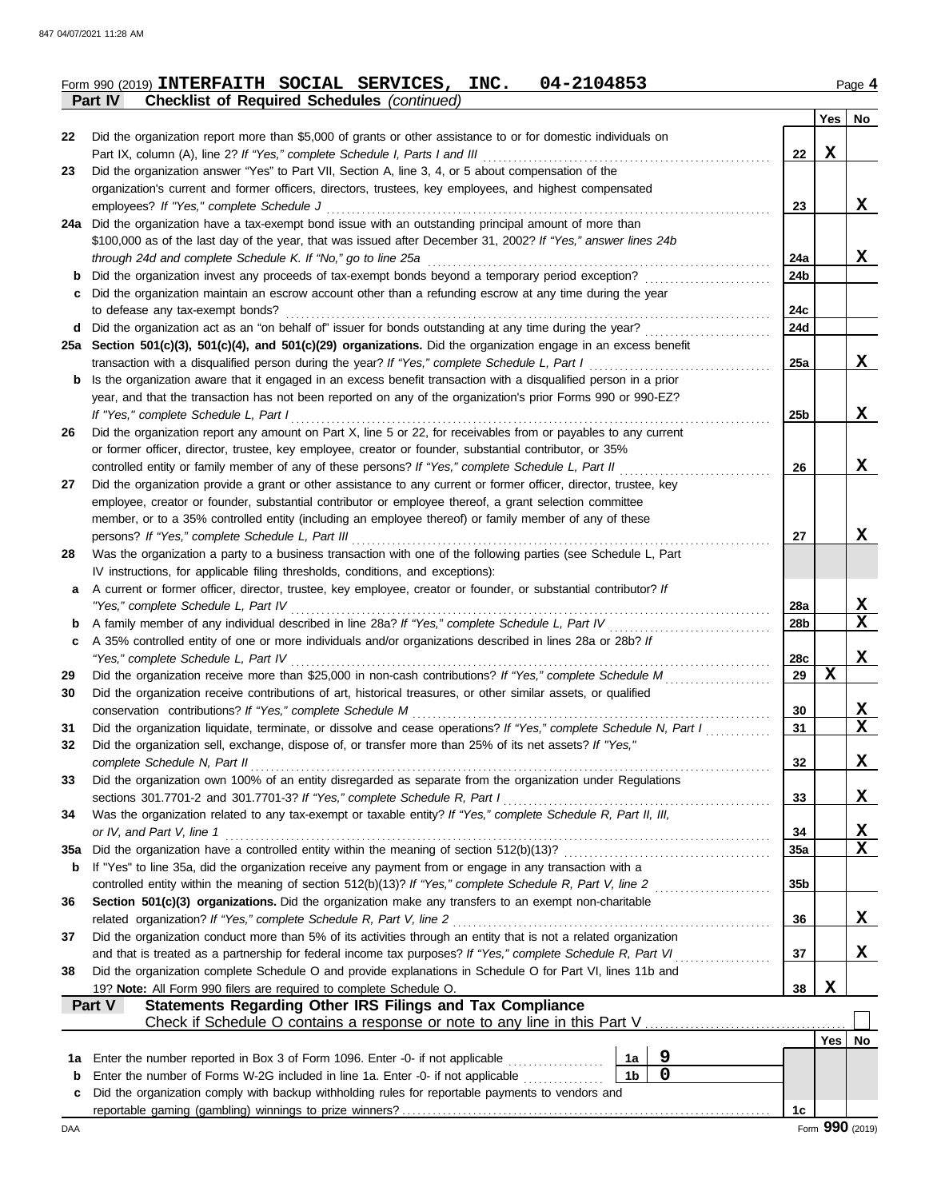Form 990 (2019) **INTERFAITH SOCIAL SERVICES, INC. 04-2104853** Page **4**

**Part IV Checklist of Required Schedules** *(continued)*

| | | | Yes | No |
|---|---|---|---|---|
| 22 | Did the organization report more than $5,000 of grants or other assistance to or for domestic individuals on Part IX, column (A), line 2? *If "Yes," complete Schedule I, Parts I and III* | 22 | X | |
| 23 | Did the organization answer "Yes" to Part VII, Section A, line 3, 4, or 5 about compensation of the organization's current and former officers, directors, trustees, key employees, and highest compensated employees? *If "Yes," complete Schedule J* | 23 | | X |
| 24a | Did the organization have a tax-exempt bond issue with an outstanding principal amount of more than $100,000 as of the last day of the year, that was issued after December 31, 2002? *If "Yes," answer lines 24b through 24d and complete Schedule K. If "No," go to line 25a* | 24a | | X |
| b | Did the organization invest any proceeds of tax-exempt bonds beyond a temporary period exception? | 24b | | |
| c | Did the organization maintain an escrow account other than a refunding escrow at any time during the year to defease any tax-exempt bonds? | 24c | | |
| d | Did the organization act as an "on behalf of" issuer for bonds outstanding at any time during the year? | 24d | | |
| 25a | **Section 501(c)(3), 501(c)(4), and 501(c)(29) organizations.** Did the organization engage in an excess benefit transaction with a disqualified person during the year? *If "Yes," complete Schedule L, Part I* | 25a | | X |
| b | Is the organization aware that it engaged in an excess benefit transaction with a disqualified person in a prior year, and that the transaction has not been reported on any of the organization's prior Forms 990 or 990-EZ? *If "Yes," complete Schedule L, Part I* | 25b | | X |
| 26 | Did the organization report any amount on Part X, line 5 or 22, for receivables from or payables to any current or former officer, director, trustee, key employee, creator or founder, substantial contributor, or 35% controlled entity or family member of any of these persons? *If "Yes," complete Schedule L, Part II* | 26 | | X |
| 27 | Did the organization provide a grant or other assistance to any current or former officer, director, trustee, key employee, creator or founder, substantial contributor or employee thereof, a grant selection committee member, or to a 35% controlled entity (including an employee thereof) or family member of any of these persons? *If "Yes," complete Schedule L, Part III* | 27 | | X |
| 28 | Was the organization a party to a business transaction with one of the following parties (see Schedule L, Part IV instructions, for applicable filing thresholds, conditions, and exceptions): | | | |
| a | A current or former officer, director, trustee, key employee, creator or founder, or substantial contributor? *If "Yes," complete Schedule L, Part IV* | 28a | | X |
| b | A family member of any individual described in line 28a? *If "Yes," complete Schedule L, Part IV* | 28b | | X |
| c | A 35% controlled entity of one or more individuals and/or organizations described in lines 28a or 28b? *If "Yes," complete Schedule L, Part IV* | 28c | | X |
| 29 | Did the organization receive more than $25,000 in non-cash contributions? *If "Yes," complete Schedule M* | 29 | X | |
| 30 | Did the organization receive contributions of art, historical treasures, or other similar assets, or qualified conservation contributions? *If "Yes," complete Schedule M* | 30 | | X |
| 31 | Did the organization liquidate, terminate, or dissolve and cease operations? *If "Yes," complete Schedule N, Part I* | 31 | | X |
| 32 | Did the organization sell, exchange, dispose of, or transfer more than 25% of its net assets? *If "Yes," complete Schedule N, Part II* | 32 | | X |
| 33 | Did the organization own 100% of an entity disregarded as separate from the organization under Regulations sections 301.7701-2 and 301.7701-3? *If "Yes," complete Schedule R, Part I* | 33 | | X |
| 34 | Was the organization related to any tax-exempt or taxable entity? *If "Yes," complete Schedule R, Part II, III, or IV, and Part V, line 1* | 34 | | X |
| 35a | Did the organization have a controlled entity within the meaning of section 512(b)(13)? | 35a | | X |
| b | If "Yes" to line 35a, did the organization receive any payment from or engage in any transaction with a controlled entity within the meaning of section 512(b)(13)? *If "Yes," complete Schedule R, Part V, line 2* | 35b | | |
| 36 | **Section 501(c)(3) organizations.** Did the organization make any transfers to an exempt non-charitable related organization? *If "Yes," complete Schedule R, Part V, line 2* | 36 | | X |
| 37 | Did the organization conduct more than 5% of its activities through an entity that is not a related organization and that is treated as a partnership for federal income tax purposes? *If "Yes," complete Schedule R, Part VI* | 37 | | X |
| 38 | Did the organization complete Schedule O and provide explanations in Schedule O for Part VI, lines 11b and 19? **Note:** All Form 990 filers are required to complete Schedule O. | 38 | X | |

**Part V Statements Regarding Other IRS Filings and Tax Compliance**

Check if Schedule O contains a response or note to any line in this Part V ☐

| | | | | | Yes | No |
|---|---|---|---|---|---|---|
| 1a | Enter the number reported in Box 3 of Form 1096. Enter -0- if not applicable | 1a | 9 | | | |
| b | Enter the number of Forms W-2G included in line 1a. Enter -0- if not applicable | 1b | 0 | | | |
| c | Did the organization comply with backup withholding rules for reportable payments to vendors and reportable gaming (gambling) winnings to prize winners? | | | 1c | | |

DAA Form **990** (2019)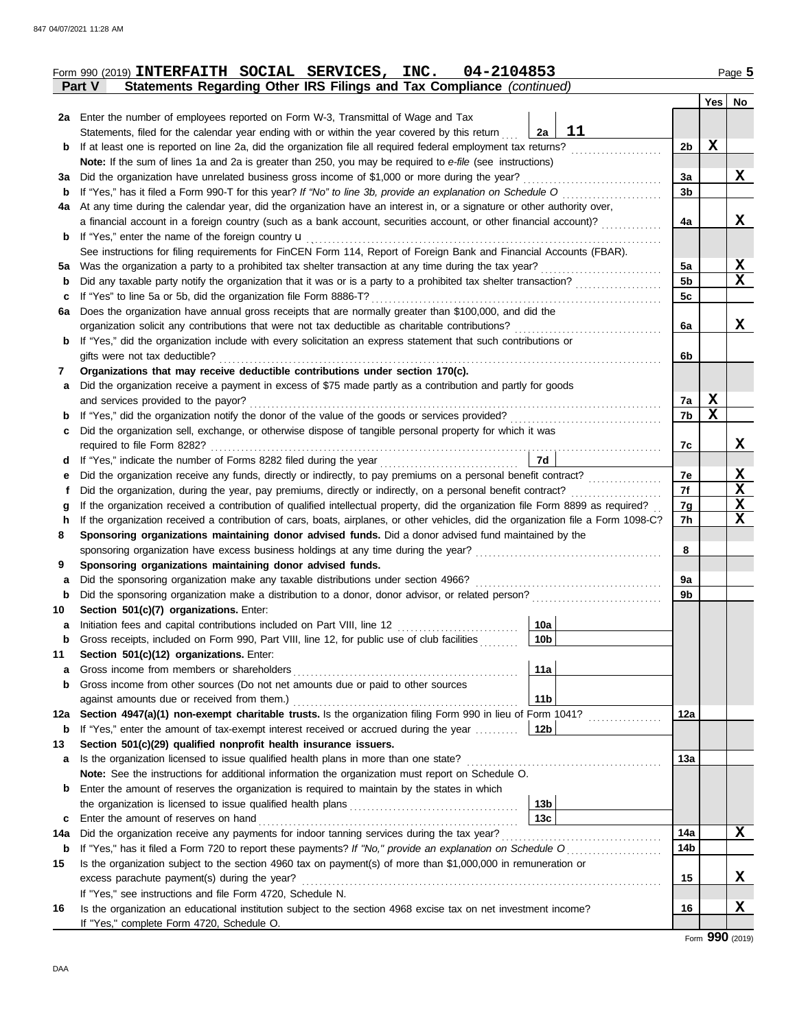Form 990 (2019) **INTERFAITH SOCIAL SERVICES, INC. 04-2104853** Page **5**

**Part V Statements Regarding Other IRS Filings and Tax Compliance** *(continued)*

| | | | | | Yes | No |
|---|---|---|---|---|---|---|
| **2a** | Enter the number of employees reported on Form W-3, Transmittal of Wage and Tax Statements, filed for the calendar year ending with or within the year covered by this return | 2a | 11 | | | |
| **b** | If at least one is reported on line 2a, did the organization file all required federal employment tax returns? | | | 2b | X | |
| | **Note:** If the sum of lines 1a and 2a is greater than 250, you may be required to *e-file* (see instructions) | | | | | |
| **3a** | Did the organization have unrelated business gross income of $1,000 or more during the year? | | | 3a | | X |
| **b** | If "Yes," has it filed a Form 990-T for this year? *If "No" to line 3b, provide an explanation on Schedule O* | | | 3b | | |
| **4a** | At any time during the calendar year, did the organization have an interest in, or a signature or other authority over, a financial account in a foreign country (such as a bank account, securities account, or other financial account)? | | | 4a | | X |
| **b** | If "Yes," enter the name of the foreign country u | | | | | |
| | See instructions for filing requirements for FinCEN Form 114, Report of Foreign Bank and Financial Accounts (FBAR). | | | | | |
| **5a** | Was the organization a party to a prohibited tax shelter transaction at any time during the tax year? | | | 5a | | X |
| **b** | Did any taxable party notify the organization that it was or is a party to a prohibited tax shelter transaction? | | | 5b | | X |
| **c** | If "Yes" to line 5a or 5b, did the organization file Form 8886-T? | | | 5c | | |
| **6a** | Does the organization have annual gross receipts that are normally greater than $100,000, and did the organization solicit any contributions that were not tax deductible as charitable contributions? | | | 6a | | X |
| **b** | If "Yes," did the organization include with every solicitation an express statement that such contributions or gifts were not tax deductible? | | | 6b | | |
| **7** | **Organizations that may receive deductible contributions under section 170(c).** | | | | | |
| **a** | Did the organization receive a payment in excess of $75 made partly as a contribution and partly for goods and services provided to the payor? | | | 7a | X | |
| **b** | If "Yes," did the organization notify the donor of the value of the goods or services provided? | | | 7b | X | |
| **c** | Did the organization sell, exchange, or otherwise dispose of tangible personal property for which it was required to file Form 8282? | | | 7c | | X |
| **d** | If "Yes," indicate the number of Forms 8282 filed during the year | 7d | | | | |
| **e** | Did the organization receive any funds, directly or indirectly, to pay premiums on a personal benefit contract? | | | 7e | | X |
| **f** | Did the organization, during the year, pay premiums, directly or indirectly, on a personal benefit contract? | | | 7f | | X |
| **g** | If the organization received a contribution of qualified intellectual property, did the organization file Form 8899 as required? | | | 7g | | X |
| **h** | If the organization received a contribution of cars, boats, airplanes, or other vehicles, did the organization file a Form 1098-C? | | | 7h | | X |
| **8** | **Sponsoring organizations maintaining donor advised funds.** Did a donor advised fund maintained by the sponsoring organization have excess business holdings at any time during the year? | | | 8 | | |
| **9** | **Sponsoring organizations maintaining donor advised funds.** | | | | | |
| **a** | Did the sponsoring organization make any taxable distributions under section 4966? | | | 9a | | |
| **b** | Did the sponsoring organization make a distribution to a donor, donor advisor, or related person? | | | 9b | | |
| **10** | **Section 501(c)(7) organizations.** Enter: | | | | | |
| **a** | Initiation fees and capital contributions included on Part VIII, line 12 | 10a | | | | |
| **b** | Gross receipts, included on Form 990, Part VIII, line 12, for public use of club facilities | 10b | | | | |
| **11** | **Section 501(c)(12) organizations.** Enter: | | | | | |
| **a** | Gross income from members or shareholders | 11a | | | | |
| **b** | Gross income from other sources (Do not net amounts due or paid to other sources against amounts due or received from them.) | 11b | | | | |
| **12a** | **Section 4947(a)(1) non-exempt charitable trusts.** Is the organization filing Form 990 in lieu of Form 1041? | | | 12a | | |
| **b** | If "Yes," enter the amount of tax-exempt interest received or accrued during the year | 12b | | | | |
| **13** | **Section 501(c)(29) qualified nonprofit health insurance issuers.** | | | | | |
| **a** | Is the organization licensed to issue qualified health plans in more than one state? | | | 13a | | |
| | **Note:** See the instructions for additional information the organization must report on Schedule O. | | | | | |
| **b** | Enter the amount of reserves the organization is required to maintain by the states in which the organization is licensed to issue qualified health plans | 13b | | | | |
| **c** | Enter the amount of reserves on hand | 13c | | | | |
| **14a** | Did the organization receive any payments for indoor tanning services during the tax year? | | | 14a | | X |
| **b** | If "Yes," has it filed a Form 720 to report these payments? *If "No," provide an explanation on Schedule O* | | | 14b | | |
| **15** | Is the organization subject to the section 4960 tax on payment(s) of more than $1,000,000 in remuneration or excess parachute payment(s) during the year? | | | 15 | | X |
| | If "Yes," see instructions and file Form 4720, Schedule N. | | | | | |
| **16** | Is the organization an educational institution subject to the section 4968 excise tax on net investment income? | | | 16 | | X |
| | If "Yes," complete Form 4720, Schedule O. | | | | | |

Form **990** (2019)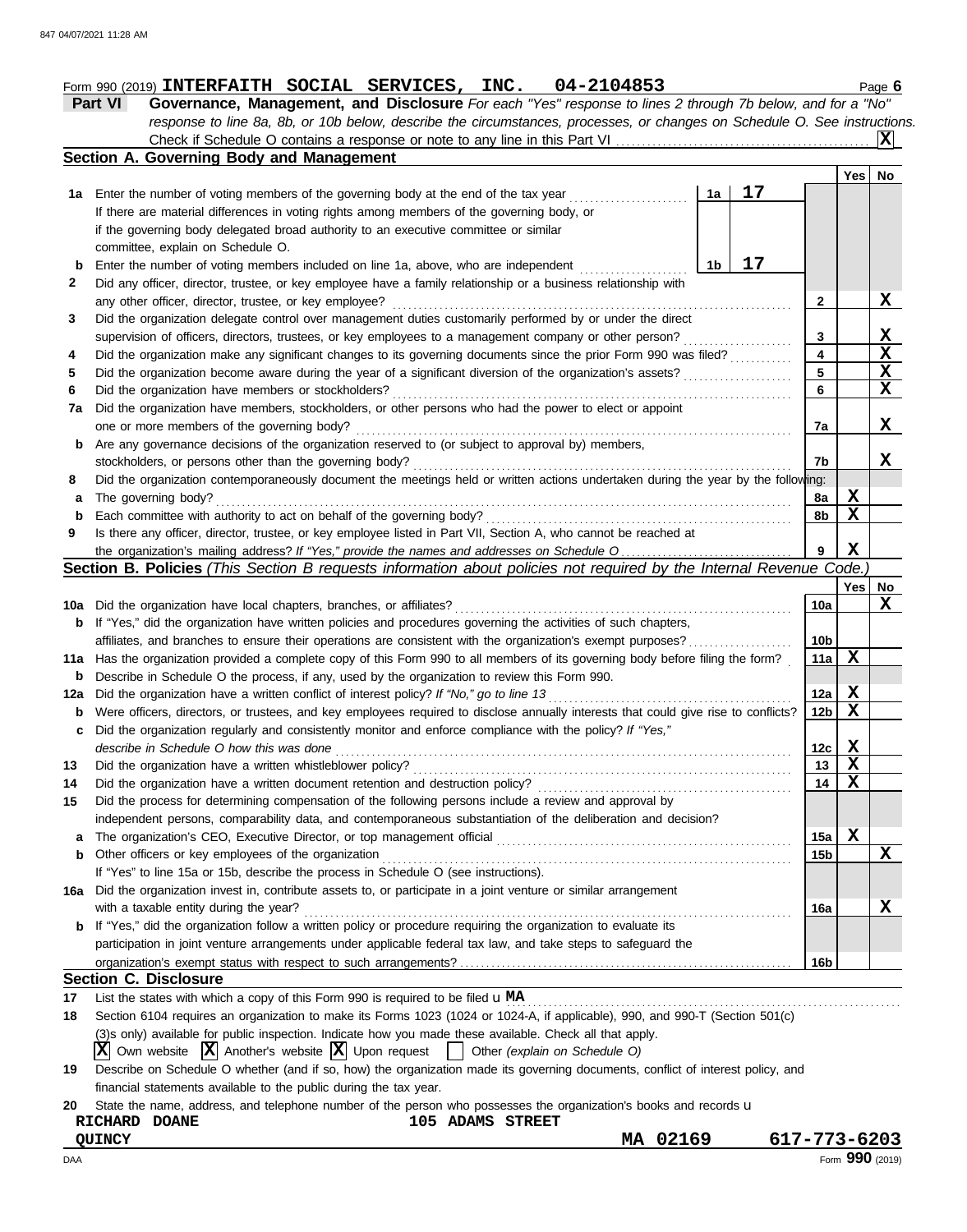Form 990 (2019) **INTERFAITH SOCIAL SERVICES, INC. 04-2104853**

## Part VI Governance, Management, and Disclosure

*For each "Yes" response to lines 2 through 7b below, and for a "No" response to line 8a, 8b, or 10b below, describe the circumstances, processes, or changes on Schedule O. See instructions.*

Check if Schedule O contains a response or note to any line in this Part VI .......... **X**

### Section A. Governing Body and Management

| | | | | Yes | No |
|---|---|---|---|---|---|
| **1a** | Enter the number of voting members of the governing body at the end of the tax year — **1a: 17** | | | | |
| | If there are material differences in voting rights among members of the governing body, or if the governing body delegated broad authority to an executive committee or similar committee, explain on Schedule O. | | | | |
| **b** | Enter the number of voting members included on line 1a, above, who are independent — **1b: 17** | | | | |
| **2** | Did any officer, director, trustee, or key employee have a family relationship or a business relationship with any other officer, director, trustee, or key employee? | | 2 | | X |
| **3** | Did the organization delegate control over management duties customarily performed by or under the direct supervision of officers, directors, trustees, or key employees to a management company or other person? | | 3 | | X |
| **4** | Did the organization make any significant changes to its governing documents since the prior Form 990 was filed? | | 4 | | X |
| **5** | Did the organization become aware during the year of a significant diversion of the organization's assets? | | 5 | | X |
| **6** | Did the organization have members or stockholders? | | 6 | | X |
| **7a** | Did the organization have members, stockholders, or other persons who had the power to elect or appoint one or more members of the governing body? | | 7a | | X |
| **b** | Are any governance decisions of the organization reserved to (or subject to approval by) members, stockholders, or persons other than the governing body? | | 7b | | X |
| **8** | Did the organization contemporaneously document the meetings held or written actions undertaken during the year by the following: | | | | |
| **a** | The governing body? | | 8a | X | |
| **b** | Each committee with authority to act on behalf of the governing body? | | 8b | X | |
| **9** | Is there any officer, director, trustee, or key employee listed in Part VII, Section A, who cannot be reached at the organization's mailing address? *If "Yes," provide the names and addresses on Schedule O* | | 9 | X | |

### Section B. Policies *(This Section B requests information about policies not required by the Internal Revenue Code.)*

| | | | Yes | No |
|---|---|---|---|---|
| **10a** | Did the organization have local chapters, branches, or affiliates? | 10a | | X |
| **b** | If "Yes," did the organization have written policies and procedures governing the activities of such chapters, affiliates, and branches to ensure their operations are consistent with the organization's exempt purposes? | 10b | | |
| **11a** | Has the organization provided a complete copy of this Form 990 to all members of its governing body before filing the form? | 11a | X | |
| **b** | Describe in Schedule O the process, if any, used by the organization to review this Form 990. | | | |
| **12a** | Did the organization have a written conflict of interest policy? *If "No," go to line 13* | 12a | X | |
| **b** | Were officers, directors, or trustees, and key employees required to disclose annually interests that could give rise to conflicts? | 12b | X | |
| **c** | Did the organization regularly and consistently monitor and enforce compliance with the policy? *If "Yes," describe in Schedule O how this was done* | 12c | X | |
| **13** | Did the organization have a written whistleblower policy? | 13 | X | |
| **14** | Did the organization have a written document retention and destruction policy? | 14 | X | |
| **15** | Did the process for determining compensation of the following persons include a review and approval by independent persons, comparability data, and contemporaneous substantiation of the deliberation and decision? | | | |
| **a** | The organization's CEO, Executive Director, or top management official | 15a | X | |
| **b** | Other officers or key employees of the organization | 15b | | X |
| | If "Yes" to line 15a or 15b, describe the process in Schedule O (see instructions). | | | |
| **16a** | Did the organization invest in, contribute assets to, or participate in a joint venture or similar arrangement with a taxable entity during the year? | 16a | | X |
| **b** | If "Yes," did the organization follow a written policy or procedure requiring the organization to evaluate its participation in joint venture arrangements under applicable federal tax law, and take steps to safeguard the organization's exempt status with respect to such arrangements? | 16b | | |

### Section C. Disclosure

**17** List the states with which a copy of this Form 990 is required to be filed u **MA**

**18** Section 6104 requires an organization to make its Forms 1023 (1024 or 1024-A, if applicable), 990, and 990-T (Section 501(c)(3)s only) available for public inspection. Indicate how you made these available. Check all that apply.

**X** Own website **X** Another's website **X** Upon request ☐ Other *(explain on Schedule O)*

**19** Describe on Schedule O whether (and if so, how) the organization made its governing documents, conflict of interest policy, and financial statements available to the public during the tax year.

**20** State the name, address, and telephone number of the person who possesses the organization's books and records u

**RICHARD DOANE** **105 ADAMS STREET**
**QUINCY** **MA 02169** **617-773-6203**

Form **990** (2019)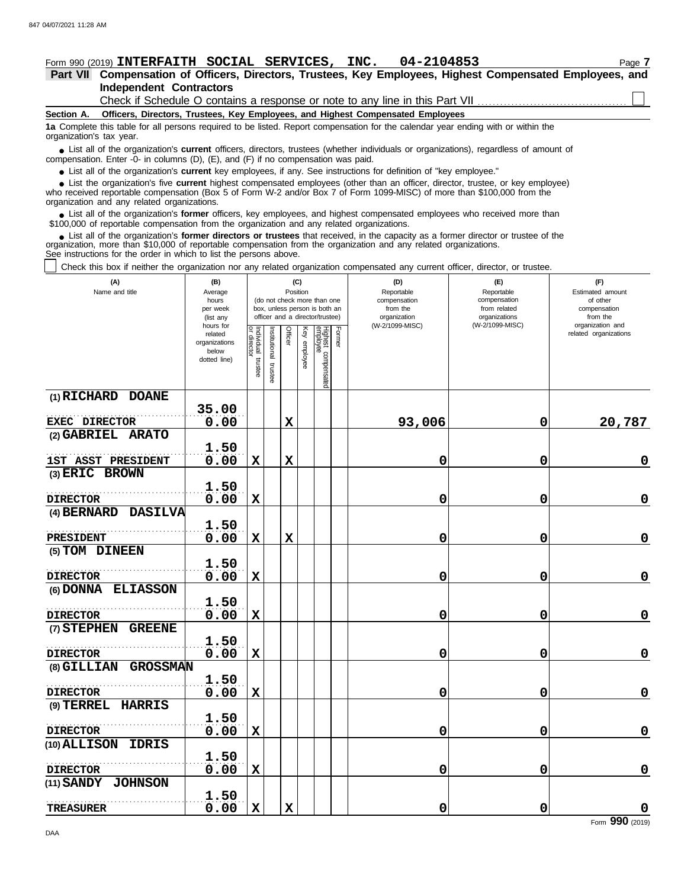847 04/07/2021 11:28 AM

Form 990 (2019) **INTERFAITH SOCIAL SERVICES, INC. 04-2104853** Page **7**

**Part VII Compensation of Officers, Directors, Trustees, Key Employees, Highest Compensated Employees, and Independent Contractors**

Check if Schedule O contains a response or note to any line in this Part VII ☐

**Section A. Officers, Directors, Trustees, Key Employees, and Highest Compensated Employees**

**1a** Complete this table for all persons required to be listed. Report compensation for the calendar year ending with or within the organization's tax year.

- List all of the organization's **current** officers, directors, trustees (whether individuals or organizations), regardless of amount of compensation. Enter -0- in columns (D), (E), and (F) if no compensation was paid.
- List all of the organization's **current** key employees, if any. See instructions for definition of "key employee."
- List the organization's five **current** highest compensated employees (other than an officer, director, trustee, or key employee) who received reportable compensation (Box 5 of Form W-2 and/or Box 7 of Form 1099-MISC) of more than $100,000 from the organization and any related organizations.
- List all of the organization's **former** officers, key employees, and highest compensated employees who received more than $100,000 of reportable compensation from the organization and any related organizations.
- List all of the organization's **former directors or trustees** that received, in the capacity as a former director or trustee of the organization, more than $10,000 of reportable compensation from the organization and any related organizations.

See instructions for the order in which to list the persons above.

☐ Check this box if neither the organization nor any related organization compensated any current officer, director, or trustee.

| (A) Name and title | (B) Average hours per week (list any hours for related organizations below dotted line) | (C) Position: Individual trustee or director | Institutional trustee | Officer | Key employee | Highest compensated employee | Former | (D) Reportable compensation from the organization (W-2/1099-MISC) | (E) Reportable compensation from related organizations (W-2/1099-MISC) | (F) Estimated amount of other compensation from the organization and related organizations |
|---|---|---|---|---|---|---|---|---|---|---|
| (1) RICHARD DOANE<br>EXEC DIRECTOR | 35.00<br>0.00 | | | X | | | | 93,006 | 0 | 20,787 |
| (2) GABRIEL ARATO<br>1ST ASST PRESIDENT | 1.50<br>0.00 | X | | X | | | | 0 | 0 | 0 |
| (3) ERIC BROWN<br>DIRECTOR | 1.50<br>0.00 | X | | | | | | 0 | 0 | 0 |
| (4) BERNARD DASILVA<br>PRESIDENT | 1.50<br>0.00 | X | | X | | | | 0 | 0 | 0 |
| (5) TOM DINEEN<br>DIRECTOR | 1.50<br>0.00 | X | | | | | | 0 | 0 | 0 |
| (6) DONNA ELIASSON<br>DIRECTOR | 1.50<br>0.00 | X | | | | | | 0 | 0 | 0 |
| (7) STEPHEN GREENE<br>DIRECTOR | 1.50<br>0.00 | X | | | | | | 0 | 0 | 0 |
| (8) GILLIAN GROSSMAN<br>DIRECTOR | 1.50<br>0.00 | X | | | | | | 0 | 0 | 0 |
| (9) TERREL HARRIS<br>DIRECTOR | 1.50<br>0.00 | X | | | | | | 0 | 0 | 0 |
| (10) ALLISON IDRIS<br>DIRECTOR | 1.50<br>0.00 | X | | | | | | 0 | 0 | 0 |
| (11) SANDY JOHNSON<br>TREASURER | 1.50<br>0.00 | X | | X | | | | 0 | 0 | 0 |

DAA Form **990** (2019)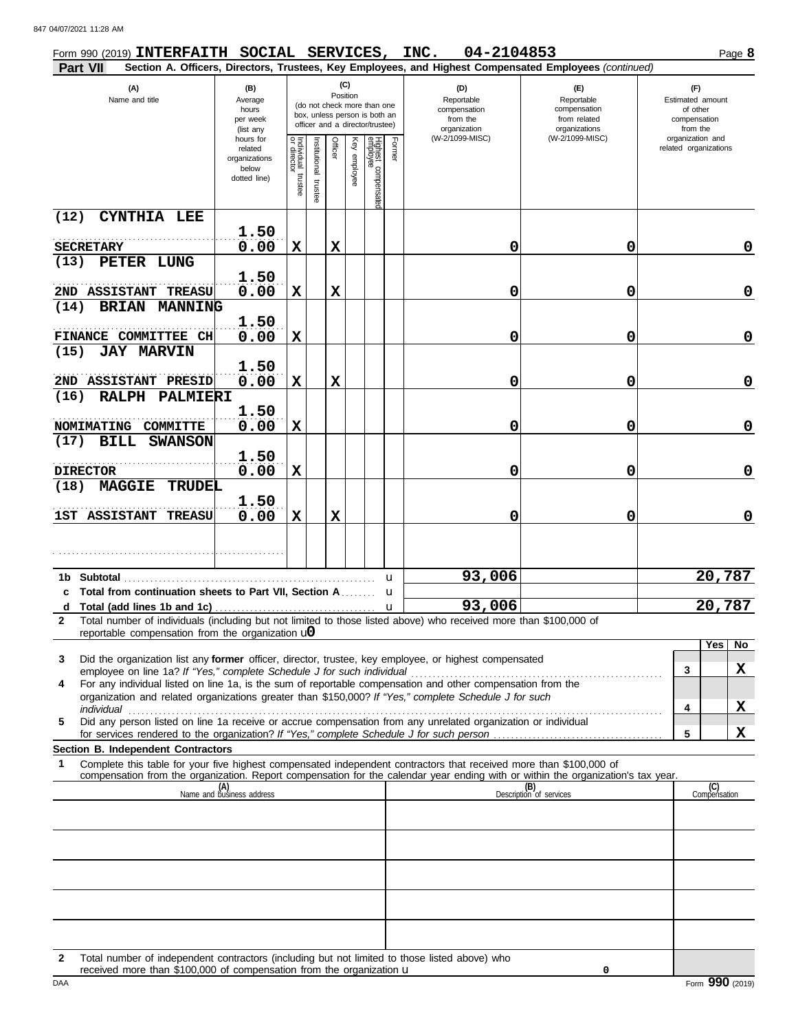Form 990 (2019) **INTERFAITH SOCIAL SERVICES, INC. 04-2104853**

**Part VII Section A. Officers, Directors, Trustees, Key Employees, and Highest Compensated Employees** *(continued)*

| (A) Name and title | (B) Average hours per week (list any hours for related organizations below dotted line) | (C) Position: Individual trustee or director | Institutional trustee | Officer | Key employee | Highest compensated employee | Former | (D) Reportable compensation from the organization (W-2/1099-MISC) | (E) Reportable compensation from related organizations (W-2/1099-MISC) | (F) Estimated amount of other compensation from the organization and related organizations |
|---|---|---|---|---|---|---|---|---|---|---|
| (12) CYNTHIA LEE<br>SECRETARY | 1.50<br>0.00 | X | | X | | | | 0 | 0 | 0 |
| (13) PETER LUNG<br>2ND ASSISTANT TREASU | 1.50<br>0.00 | X | | X | | | | 0 | 0 | 0 |
| (14) BRIAN MANNING<br>FINANCE COMMITTEE CH | 1.50<br>0.00 | X | | | | | | 0 | 0 | 0 |
| (15) JAY MARVIN<br>2ND ASSISTANT PRESID | 1.50<br>0.00 | X | | X | | | | 0 | 0 | 0 |
| (16) RALPH PALMIERI<br>NOMIMATING COMMITTE | 1.50<br>0.00 | X | | | | | | 0 | 0 | 0 |
| (17) BILL SWANSON<br>DIRECTOR | 1.50<br>0.00 | X | | | | | | 0 | 0 | 0 |
| (18) MAGGIE TRUDEL<br>1ST ASSISTANT TREASU | 1.50<br>0.00 | X | | X | | | | 0 | 0 | 0 |
| | | | | | | | | | | |

| | | (D) | (E) | (F) |
|---|---|---|---|---|
| 1b | Subtotal | 93,006 | | 20,787 |
| c | Total from continuation sheets to Part VII, Section A | | | |
| d | Total (add lines 1b and 1c) | 93,006 | | 20,787 |

**2** Total number of individuals (including but not limited to those listed above) who received more than $100,000 of reportable compensation from the organization u 0

| | | | Yes | No |
|---|---|---|---|---|
| 3 | Did the organization list any **former** officer, director, trustee, key employee, or highest compensated employee on line 1a? *If "Yes," complete Schedule J for such individual* | 3 | | X |
| 4 | For any individual listed on line 1a, is the sum of reportable compensation and other compensation from the organization and related organizations greater than $150,000? *If "Yes," complete Schedule J for such individual* | 4 | | X |
| 5 | Did any person listed on line 1a receive or accrue compensation from any unrelated organization or individual for services rendered to the organization? *If "Yes," complete Schedule J for such person* | 5 | | X |

**Section B. Independent Contractors**

**1** Complete this table for your five highest compensated independent contractors that received more than $100,000 of compensation from the organization. Report compensation for the calendar year ending with or within the organization's tax year.

| (A) Name and business address | (B) Description of services | (C) Compensation |
|---|---|---|
| | | |
| | | |
| | | |
| | | |
| | | |

**2** Total number of independent contractors (including but not limited to those listed above) who received more than $100,000 of compensation from the organization u 0

DAA Form **990** (2019)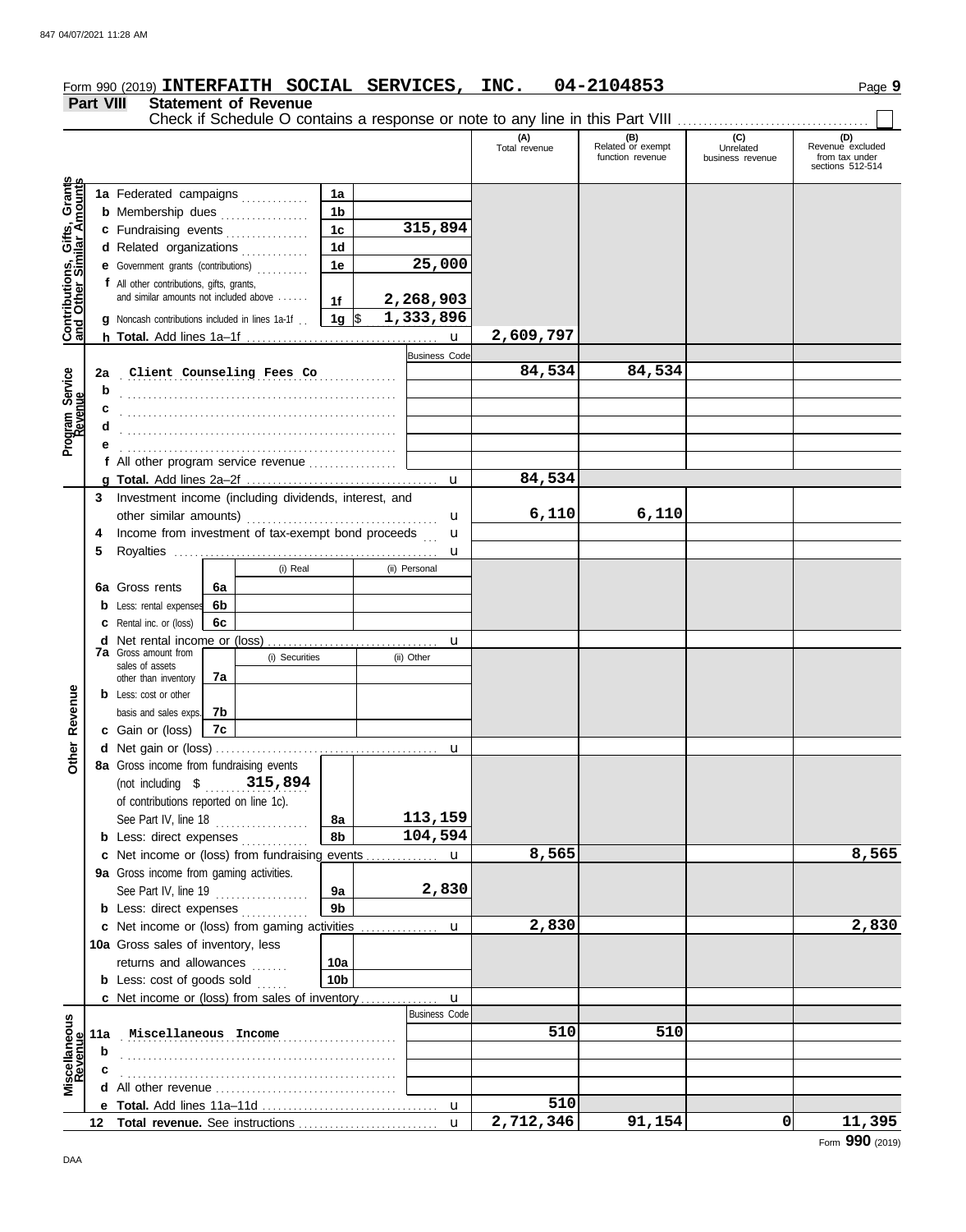Form 990 (2019) **INTERFAITH SOCIAL SERVICES, INC. 04-2104853** Page **9**

## Part VIII Statement of Revenue

Check if Schedule O contains a response or note to any line in this Part VIII ☐

| | | | | (A) Total revenue | (B) Related or exempt function revenue | (C) Unrelated business revenue | (D) Revenue excluded from tax under sections 512-514 |
|---|---|---|---|---|---|---|---|
| **Contributions, Gifts, Grants and Other Similar Amounts** | **1a** Federated campaigns | 1a | | | | | |
| | **b** Membership dues | 1b | | | | | |
| | **c** Fundraising events | 1c | 315,894 | | | | |
| | **d** Related organizations | 1d | | | | | |
| | **e** Government grants (contributions) | 1e | 25,000 | | | | |
| | **f** All other contributions, gifts, grants, and similar amounts not included above | 1f | 2,268,903 | | | | |
| | **g** Noncash contributions included in lines 1a-1f | 1g | $ 1,333,896 | | | | |
| | **h Total.** Add lines 1a–1f | | | 2,609,797 | | | |
| **Program Service Revenue** | | | Business Code | | | | |
| | **2a** Client Counseling Fees Co | | | 84,534 | 84,534 | | |
| | **b** | | | | | | |
| | **c** | | | | | | |
| | **d** | | | | | | |
| | **e** | | | | | | |
| | **f** All other program service revenue | | | | | | |
| | **g Total.** Add lines 2a–2f | | | 84,534 | | | |
| **Other Revenue** | **3** Investment income (including dividends, interest, and other similar amounts) | | | 6,110 | 6,110 | | |
| | **4** Income from investment of tax-exempt bond proceeds | | | | | | |
| | **5** Royalties | | | | | | |
| | | (i) Real | (ii) Personal | | | | |
| | **6a** Gross rents (6a) | | | | | | |
| | **b** Less: rental expenses (6b) | | | | | | |
| | **c** Rental inc. or (loss) (6c) | | | | | | |
| | **d** Net rental income or (loss) | | | | | | |
| | | (i) Securities | (ii) Other | | | | |
| | **7a** Gross amount from sales of assets other than inventory (7a) | | | | | | |
| | **b** Less: cost or other basis and sales exps. (7b) | | | | | | |
| | **c** Gain or (loss) (7c) | | | | | | |
| | **d** Net gain or (loss) | | | | | | |
| | **8a** Gross income from fundraising events (not including $ 315,894 of contributions reported on line 1c). See Part IV, line 18 | 8a | 113,159 | | | | |
| | **b** Less: direct expenses | 8b | 104,594 | | | | |
| | **c** Net income or (loss) from fundraising events | | | 8,565 | | | 8,565 |
| | **9a** Gross income from gaming activities. See Part IV, line 19 | 9a | 2,830 | | | | |
| | **b** Less: direct expenses | 9b | | | | | |
| | **c** Net income or (loss) from gaming activities | | | 2,830 | | | 2,830 |
| | **10a** Gross sales of inventory, less returns and allowances | 10a | | | | | |
| | **b** Less: cost of goods sold | 10b | | | | | |
| | **c** Net income or (loss) from sales of inventory | | | | | | |
| **Miscellaneous Revenue** | | | Business Code | | | | |
| | **11a** Miscellaneous Income | | | 510 | 510 | | |
| | **b** | | | | | | |
| | **c** | | | | | | |
| | **d** All other revenue | | | | | | |
| | **e Total.** Add lines 11a–11d | | | 510 | | | |
| | **12 Total revenue.** See instructions | | | 2,712,346 | 91,154 | 0 | 11,395 |

Form **990** (2019)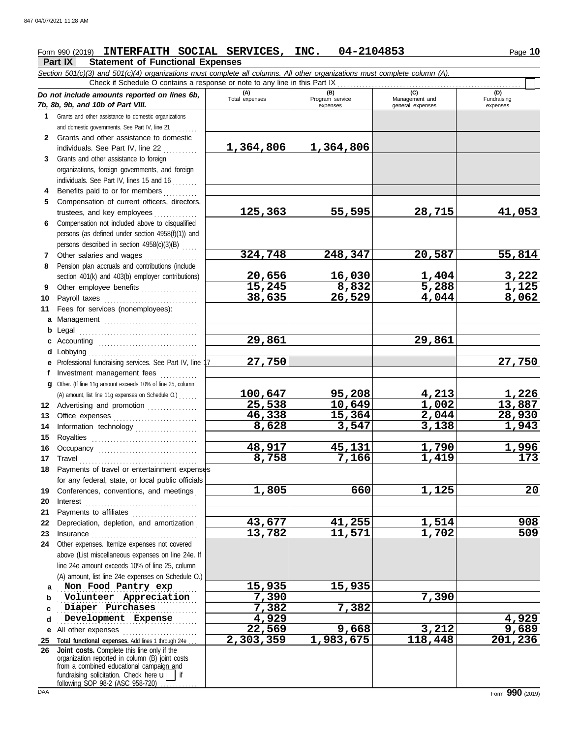Form 990 (2019) **INTERFAITH SOCIAL SERVICES, INC. 04-2104853**

## Part IX Statement of Functional Expenses

*Section 501(c)(3) and 501(c)(4) organizations must complete all columns. All other organizations must complete column (A).*

Check if Schedule O contains a response or note to any line in this Part IX

| *Do not include amounts reported on lines 6b, 7b, 8b, 9b, and 10b of Part VIII.* | (A) Total expenses | (B) Program service expenses | (C) Management and general expenses | (D) Fundraising expenses |
|---|---|---|---|---|
| **1** Grants and other assistance to domestic organizations and domestic governments. See Part IV, line 21 | | | | |
| **2** Grants and other assistance to domestic individuals. See Part IV, line 22 | 1,364,806 | 1,364,806 | | |
| **3** Grants and other assistance to foreign organizations, foreign governments, and foreign individuals. See Part IV, lines 15 and 16 | | | | |
| **4** Benefits paid to or for members | | | | |
| **5** Compensation of current officers, directors, trustees, and key employees | 125,363 | 55,595 | 28,715 | 41,053 |
| **6** Compensation not included above to disqualified persons (as defined under section 4958(f)(1)) and persons described in section 4958(c)(3)(B) | | | | |
| **7** Other salaries and wages | 324,748 | 248,347 | 20,587 | 55,814 |
| **8** Pension plan accruals and contributions (include section 401(k) and 403(b) employer contributions) | 20,656 | 16,030 | 1,404 | 3,222 |
| **9** Other employee benefits | 15,245 | 8,832 | 5,288 | 1,125 |
| **10** Payroll taxes | 38,635 | 26,529 | 4,044 | 8,062 |
| **11** Fees for services (nonemployees): | | | | |
| **a** Management | | | | |
| **b** Legal | | | | |
| **c** Accounting | 29,861 | | 29,861 | |
| **d** Lobbying | | | | |
| **e** Professional fundraising services. See Part IV, line 17 | 27,750 | | | 27,750 |
| **f** Investment management fees | | | | |
| **g** Other. (If line 11g amount exceeds 10% of line 25, column (A) amount, list line 11g expenses on Schedule O.) | 100,647 | 95,208 | 4,213 | 1,226 |
| **12** Advertising and promotion | 25,538 | 10,649 | 1,002 | 13,887 |
| **13** Office expenses | 46,338 | 15,364 | 2,044 | 28,930 |
| **14** Information technology | 8,628 | 3,547 | 3,138 | 1,943 |
| **15** Royalties | | | | |
| **16** Occupancy | 48,917 | 45,131 | 1,790 | 1,996 |
| **17** Travel | 8,758 | 7,166 | 1,419 | 173 |
| **18** Payments of travel or entertainment expenses for any federal, state, or local public officials | | | | |
| **19** Conferences, conventions, and meetings | 1,805 | 660 | 1,125 | 20 |
| **20** Interest | | | | |
| **21** Payments to affiliates | | | | |
| **22** Depreciation, depletion, and amortization | 43,677 | 41,255 | 1,514 | 908 |
| **23** Insurance | 13,782 | 11,571 | 1,702 | 509 |
| **24** Other expenses. Itemize expenses not covered above (List miscellaneous expenses on line 24e. If line 24e amount exceeds 10% of line 25, column (A) amount, list line 24e expenses on Schedule O.) | | | | |
| **a** Non Food Pantry exp | 15,935 | 15,935 | | |
| **b** Volunteer Appreciation | 7,390 | | 7,390 | |
| **c** Diaper Purchases | 7,382 | 7,382 | | |
| **d** Development Expense | 4,929 | | | 4,929 |
| **e** All other expenses | 22,569 | 9,668 | 3,212 | 9,689 |
| **25 Total functional expenses.** Add lines 1 through 24e | 2,303,359 | 1,983,675 | 118,448 | 201,236 |
| **26 Joint costs.** Complete this line only if the organization reported in column (B) joint costs from a combined educational campaign and fundraising solicitation. Check here ☐ if following SOP 98-2 (ASC 958-720) | | | | |

Form **990** (2019)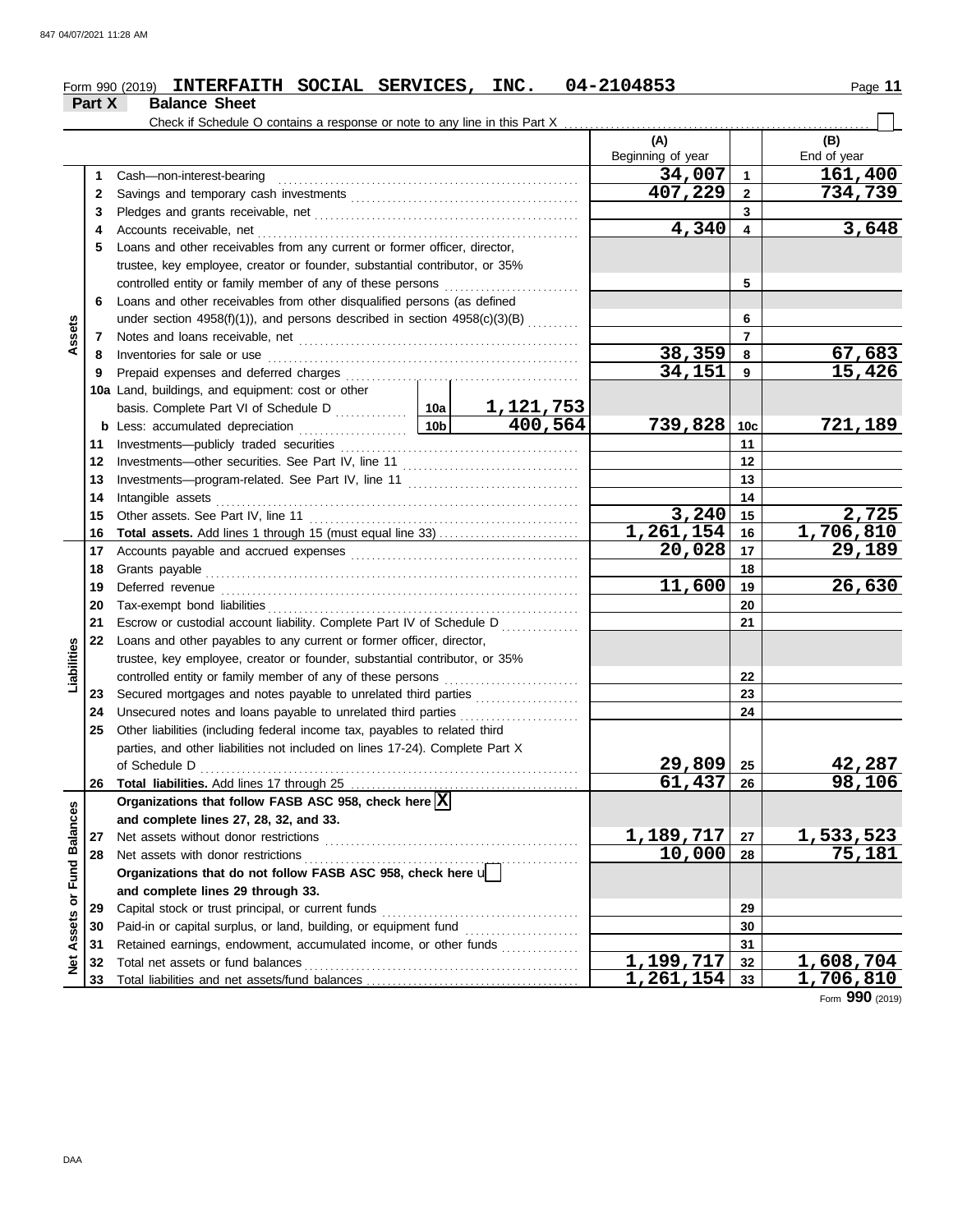Form 990 (2019) **INTERFAITH SOCIAL SERVICES, INC. 04-2104853**

## Part X Balance Sheet

Check if Schedule O contains a response or note to any line in this Part X

| Section | Line | Description | | (A) Beginning of year | | (B) End of year |
|---|---|---|---|---|---|---|
| Assets | 1 | Cash—non-interest-bearing | | 34,007 | 1 | 161,400 |
| | 2 | Savings and temporary cash investments | | 407,229 | 2 | 734,739 |
| | 3 | Pledges and grants receivable, net | | | 3 | |
| | 4 | Accounts receivable, net | | 4,340 | 4 | 3,648 |
| | 5 | Loans and other receivables from any current or former officer, director, trustee, key employee, creator or founder, substantial contributor, or 35% controlled entity or family member of any of these persons | | | 5 | |
| | 6 | Loans and other receivables from other disqualified persons (as defined under section 4958(f)(1)), and persons described in section 4958(c)(3)(B) | | | 6 | |
| | 7 | Notes and loans receivable, net | | | 7 | |
| | 8 | Inventories for sale or use | | 38,359 | 8 | 67,683 |
| | 9 | Prepaid expenses and deferred charges | | 34,151 | 9 | 15,426 |
| | 10a | Land, buildings, and equipment: cost or other basis. Complete Part VI of Schedule D | 10a 1,121,753 | | | |
| | b | Less: accumulated depreciation | 10b 400,564 | 739,828 | 10c | 721,189 |
| | 11 | Investments—publicly traded securities | | | 11 | |
| | 12 | Investments—other securities. See Part IV, line 11 | | | 12 | |
| | 13 | Investments—program-related. See Part IV, line 11 | | | 13 | |
| | 14 | Intangible assets | | | 14 | |
| | 15 | Other assets. See Part IV, line 11 | | 3,240 | 15 | 2,725 |
| | 16 | **Total assets.** Add lines 1 through 15 (must equal line 33) | | 1,261,154 | 16 | 1,706,810 |
| Liabilities | 17 | Accounts payable and accrued expenses | | 20,028 | 17 | 29,189 |
| | 18 | Grants payable | | | 18 | |
| | 19 | Deferred revenue | | 11,600 | 19 | 26,630 |
| | 20 | Tax-exempt bond liabilities | | | 20 | |
| | 21 | Escrow or custodial account liability. Complete Part IV of Schedule D | | | 21 | |
| | 22 | Loans and other payables to any current or former officer, director, trustee, key employee, creator or founder, substantial contributor, or 35% controlled entity or family member of any of these persons | | | 22 | |
| | 23 | Secured mortgages and notes payable to unrelated third parties | | | 23 | |
| | 24 | Unsecured notes and loans payable to unrelated third parties | | | 24 | |
| | 25 | Other liabilities (including federal income tax, payables to related third parties, and other liabilities not included on lines 17-24). Complete Part X of Schedule D | | 29,809 | 25 | 42,287 |
| | 26 | **Total liabilities.** Add lines 17 through 25 | | 61,437 | 26 | 98,106 |
| Net Assets or Fund Balances | | **Organizations that follow FASB ASC 958, check here** [X] **and complete lines 27, 28, 32, and 33.** | | | | |
| | 27 | Net assets without donor restrictions | | 1,189,717 | 27 | 1,533,523 |
| | 28 | Net assets with donor restrictions | | 10,000 | 28 | 75,181 |
| | | **Organizations that do not follow FASB ASC 958, check here** [ ] **and complete lines 29 through 33.** | | | | |
| | 29 | Capital stock or trust principal, or current funds | | | 29 | |
| | 30 | Paid-in or capital surplus, or land, building, or equipment fund | | | 30 | |
| | 31 | Retained earnings, endowment, accumulated income, or other funds | | | 31 | |
| | 32 | Total net assets or fund balances | | 1,199,717 | 32 | 1,608,704 |
| | 33 | Total liabilities and net assets/fund balances | | 1,261,154 | 33 | 1,706,810 |

Form **990** (2019)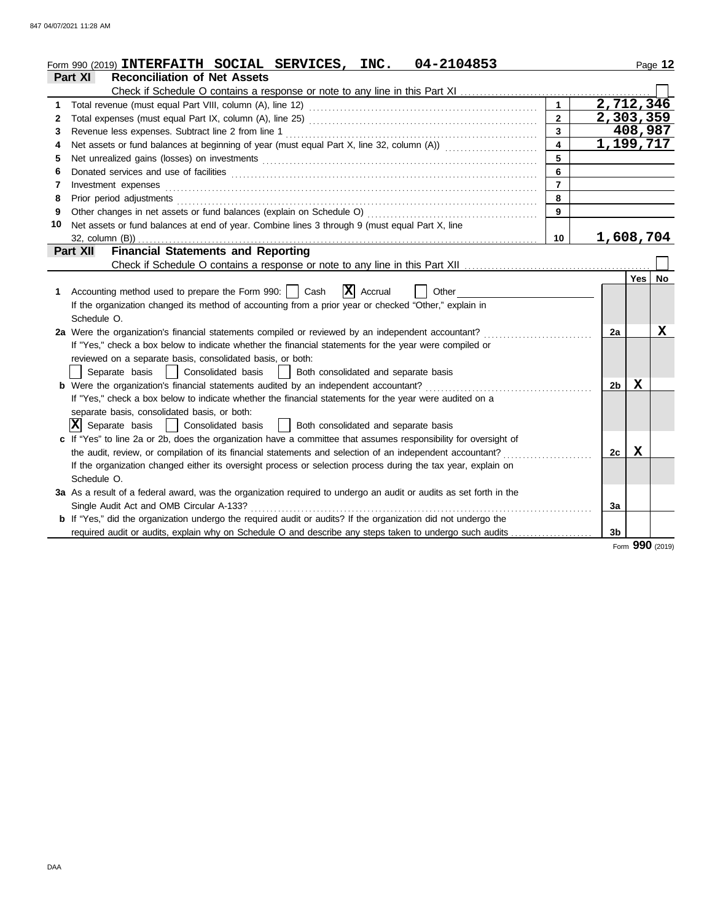Form 990 (2019) **INTERFAITH SOCIAL SERVICES, INC. 04-2104853**

## Part XI Reconciliation of Net Assets

Check if Schedule O contains a response or note to any line in this Part XI ☐

| | | | |
|---|---|---|---|
| 1 | Total revenue (must equal Part VIII, column (A), line 12) | 1 | 2,712,346 |
| 2 | Total expenses (must equal Part IX, column (A), line 25) | 2 | 2,303,359 |
| 3 | Revenue less expenses. Subtract line 2 from line 1 | 3 | 408,987 |
| 4 | Net assets or fund balances at beginning of year (must equal Part X, line 32, column (A)) | 4 | 1,199,717 |
| 5 | Net unrealized gains (losses) on investments | 5 | |
| 6 | Donated services and use of facilities | 6 | |
| 7 | Investment expenses | 7 | |
| 8 | Prior period adjustments | 8 | |
| 9 | Other changes in net assets or fund balances (explain on Schedule O) | 9 | |
| 10 | Net assets or fund balances at end of year. Combine lines 3 through 9 (must equal Part X, line 32, column (B)) | 10 | 1,608,704 |

## Part XII Financial Statements and Reporting

Check if Schedule O contains a response or note to any line in this Part XII ☐

| | | | Yes | No |
|---|---|---|---|---|
| 1 | Accounting method used to prepare the Form 990: ☐ Cash ☒ Accrual ☐ Other<br>If the organization changed its method of accounting from a prior year or checked "Other," explain in Schedule O. | | | |
| 2a | Were the organization's financial statements compiled or reviewed by an independent accountant?<br>If "Yes," check a box below to indicate whether the financial statements for the year were compiled or reviewed on a separate basis, consolidated basis, or both:<br>☐ Separate basis ☐ Consolidated basis ☐ Both consolidated and separate basis | 2a | | X |
| b | Were the organization's financial statements audited by an independent accountant?<br>If "Yes," check a box below to indicate whether the financial statements for the year were audited on a separate basis, consolidated basis, or both:<br>☒ Separate basis ☐ Consolidated basis ☐ Both consolidated and separate basis | 2b | X | |
| c | If "Yes" to line 2a or 2b, does the organization have a committee that assumes responsibility for oversight of the audit, review, or compilation of its financial statements and selection of an independent accountant?<br>If the organization changed either its oversight process or selection process during the tax year, explain on Schedule O. | 2c | X | |
| 3a | As a result of a federal award, was the organization required to undergo an audit or audits as set forth in the Single Audit Act and OMB Circular A-133? | 3a | | |
| b | If "Yes," did the organization undergo the required audit or audits? If the organization did not undergo the required audit or audits, explain why on Schedule O and describe any steps taken to undergo such audits | 3b | | |

Form **990** (2019)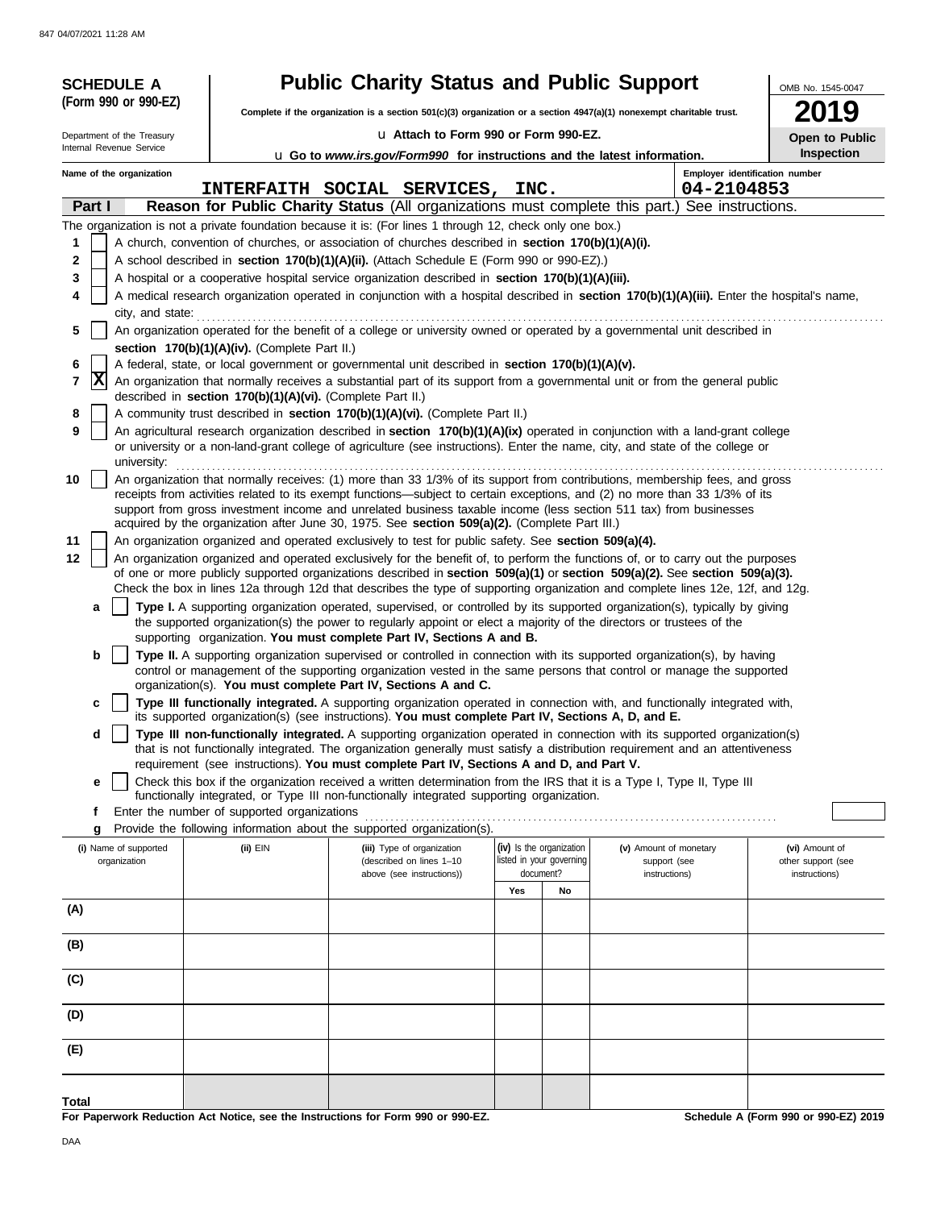847 04/07/2021 11:28 AM

**SCHEDULE A (Form 990 or 990-EZ)**

Department of the Treasury
Internal Revenue Service

# Public Charity Status and Public Support

**Complete if the organization is a section 501(c)(3) organization or a section 4947(a)(1) nonexempt charitable trust.**

u **Attach to Form 990 or Form 990-EZ.**

u **Go to *www.irs.gov/Form990* for instructions and the latest information.**

OMB No. 1545-0047

**2019**

**Open to Public Inspection**

**Name of the organization:** INTERFAITH SOCIAL SERVICES, INC.

**Employer identification number:** 04-2104853

**Part I** **Reason for Public Charity Status** (All organizations must complete this part.) See instructions.

The organization is not a private foundation because it is: (For lines 1 through 12, check only one box.)

1 [ ] A church, convention of churches, or association of churches described in **section 170(b)(1)(A)(i).**

2 [ ] A school described in **section 170(b)(1)(A)(ii).** (Attach Schedule E (Form 990 or 990-EZ).)

3 [ ] A hospital or a cooperative hospital service organization described in **section 170(b)(1)(A)(iii).**

4 [ ] A medical research organization operated in conjunction with a hospital described in **section 170(b)(1)(A)(iii).** Enter the hospital's name, city, and state:

5 [ ] An organization operated for the benefit of a college or university owned or operated by a governmental unit described in **section 170(b)(1)(A)(iv).** (Complete Part II.)

6 [ ] A federal, state, or local government or governmental unit described in **section 170(b)(1)(A)(v).**

7 [X] An organization that normally receives a substantial part of its support from a governmental unit or from the general public described in **section 170(b)(1)(A)(vi).** (Complete Part II.)

8 [ ] A community trust described in **section 170(b)(1)(A)(vi).** (Complete Part II.)

9 [ ] An agricultural research organization described in **section 170(b)(1)(A)(ix)** operated in conjunction with a land-grant college or university or a non-land-grant college of agriculture (see instructions). Enter the name, city, and state of the college or university:

10 [ ] An organization that normally receives: (1) more than 33 1/3% of its support from contributions, membership fees, and gross receipts from activities related to its exempt functions—subject to certain exceptions, and (2) no more than 33 1/3% of its support from gross investment income and unrelated business taxable income (less section 511 tax) from businesses acquired by the organization after June 30, 1975. See **section 509(a)(2).** (Complete Part III.)

11 [ ] An organization organized and operated exclusively to test for public safety. See **section 509(a)(4).**

12 [ ] An organization organized and operated exclusively for the benefit of, to perform the functions of, or to carry out the purposes of one or more publicly supported organizations described in **section 509(a)(1)** or **section 509(a)(2).** See **section 509(a)(3).** Check the box in lines 12a through 12d that describes the type of supporting organization and complete lines 12e, 12f, and 12g.

a [ ] **Type I.** A supporting organization operated, supervised, or controlled by its supported organization(s), typically by giving the supported organization(s) the power to regularly appoint or elect a majority of the directors or trustees of the supporting organization. **You must complete Part IV, Sections A and B.**

b [ ] **Type II.** A supporting organization supervised or controlled in connection with its supported organization(s), by having control or management of the supporting organization vested in the same persons that control or manage the supported organization(s). **You must complete Part IV, Sections A and C.**

c [ ] **Type III functionally integrated.** A supporting organization operated in connection with, and functionally integrated with, its supported organization(s) (see instructions). **You must complete Part IV, Sections A, D, and E.**

d [ ] **Type III non-functionally integrated.** A supporting organization operated in connection with its supported organization(s) that is not functionally integrated. The organization generally must satisfy a distribution requirement and an attentiveness requirement (see instructions). **You must complete Part IV, Sections A and D, and Part V.**

e [ ] Check this box if the organization received a written determination from the IRS that it is a Type I, Type II, Type III functionally integrated, or Type III non-functionally integrated supporting organization.

f Enter the number of supported organizations

g Provide the following information about the supported organization(s).

| (i) Name of supported organization | (ii) EIN | (iii) Type of organization (described on lines 1–10 above (see instructions)) | (iv) Is the organization listed in your governing document? | | (v) Amount of monetary support (see instructions) | (vi) Amount of other support (see instructions) |
|---|---|---|---|---|---|---|
| | | | Yes | No | | |
| (A) | | | | | | |
| (B) | | | | | | |
| (C) | | | | | | |
| (D) | | | | | | |
| (E) | | | | | | |
| Total | | | | | | |

**For Paperwork Reduction Act Notice, see the Instructions for Form 990 or 990-EZ.**

**Schedule A (Form 990 or 990-EZ) 2019**

DAA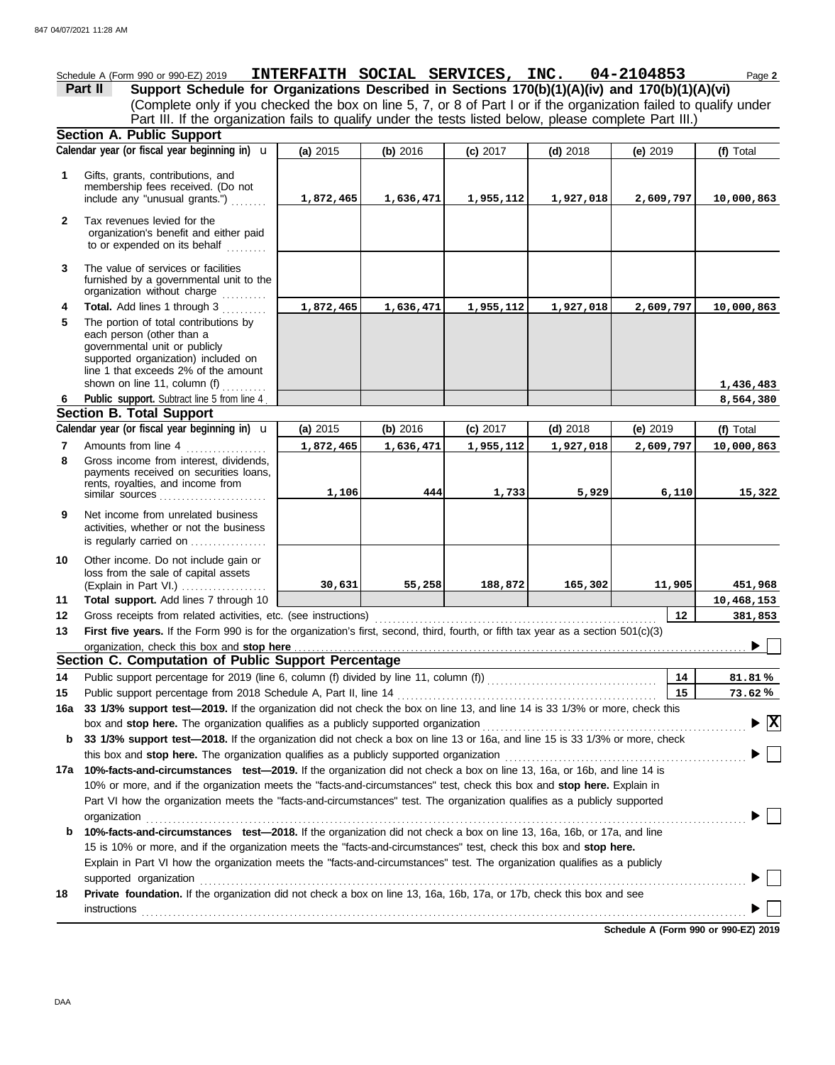Schedule A (Form 990 or 990-EZ) 2019 **INTERFAITH SOCIAL SERVICES, INC. 04-2104853** Page **2**

**Part II** **Support Schedule for Organizations Described in Sections 170(b)(1)(A)(iv) and 170(b)(1)(A)(vi)**
(Complete only if you checked the box on line 5, 7, or 8 of Part I or if the organization failed to qualify under Part III. If the organization fails to qualify under the tests listed below, please complete Part III.)

## Section A. Public Support

| Calendar year (or fiscal year beginning in) ▶ | (a) 2015 | (b) 2016 | (c) 2017 | (d) 2018 | (e) 2019 | (f) Total |
|---|---|---|---|---|---|---|
| **1** Gifts, grants, contributions, and membership fees received. (Do not include any "unusual grants.") | 1,872,465 | 1,636,471 | 1,955,112 | 1,927,018 | 2,609,797 | 10,000,863 |
| **2** Tax revenues levied for the organization's benefit and either paid to or expended on its behalf | | | | | | |
| **3** The value of services or facilities furnished by a governmental unit to the organization without charge | | | | | | |
| **4** **Total.** Add lines 1 through 3 | 1,872,465 | 1,636,471 | 1,955,112 | 1,927,018 | 2,609,797 | 10,000,863 |
| **5** The portion of total contributions by each person (other than a governmental unit or publicly supported organization) included on line 1 that exceeds 2% of the amount shown on line 11, column (f) | | | | | | 1,436,483 |
| **6** **Public support.** Subtract line 5 from line 4 | | | | | | 8,564,380 |

## Section B. Total Support

| Calendar year (or fiscal year beginning in) ▶ | (a) 2015 | (b) 2016 | (c) 2017 | (d) 2018 | (e) 2019 | (f) Total |
|---|---|---|---|---|---|---|
| **7** Amounts from line 4 | 1,872,465 | 1,636,471 | 1,955,112 | 1,927,018 | 2,609,797 | 10,000,863 |
| **8** Gross income from interest, dividends, payments received on securities loans, rents, royalties, and income from similar sources | 1,106 | 444 | 1,733 | 5,929 | 6,110 | 15,322 |
| **9** Net income from unrelated business activities, whether or not the business is regularly carried on | | | | | | |
| **10** Other income. Do not include gain or loss from the sale of capital assets (Explain in Part VI.) | 30,631 | 55,258 | 188,872 | 165,302 | 11,905 | 451,968 |
| **11** **Total support.** Add lines 7 through 10 | | | | | | 10,468,153 |

**12** Gross receipts from related activities, etc. (see instructions) ..... **12** 381,853

**13** **First five years.** If the Form 990 is for the organization's first, second, third, fourth, or fifth tax year as a section 501(c)(3) organization, check this box and **stop here** ..... ▶ ☐

## Section C. Computation of Public Support Percentage

**14** Public support percentage for 2019 (line 6, column (f) divided by line 11, column (f)) ..... **14** 81.81 %

**15** Public support percentage from 2018 Schedule A, Part II, line 14 ..... **15** 73.62 %

**16a** **33 1/3% support test—2019.** If the organization did not check the box on line 13, and line 14 is 33 1/3% or more, check this box and **stop here.** The organization qualifies as a publicly supported organization ..... ▶ ☒

**b** **33 1/3% support test—2018.** If the organization did not check a box on line 13 or 16a, and line 15 is 33 1/3% or more, check this box and **stop here.** The organization qualifies as a publicly supported organization ..... ▶ ☐

**17a** **10%-facts-and-circumstances test—2019.** If the organization did not check a box on line 13, 16a, or 16b, and line 14 is 10% or more, and if the organization meets the "facts-and-circumstances" test, check this box and **stop here.** Explain in Part VI how the organization meets the "facts-and-circumstances" test. The organization qualifies as a publicly supported organization ..... ▶ ☐

**b** **10%-facts-and-circumstances test—2018.** If the organization did not check a box on line 13, 16a, 16b, or 17a, and line 15 is 10% or more, and if the organization meets the "facts-and-circumstances" test, check this box and **stop here.** Explain in Part VI how the organization meets the "facts-and-circumstances" test. The organization qualifies as a publicly supported organization ..... ▶ ☐

**18** **Private foundation.** If the organization did not check a box on line 13, 16a, 16b, 17a, or 17b, check this box and see instructions ..... ▶ ☐

**Schedule A (Form 990 or 990-EZ) 2019**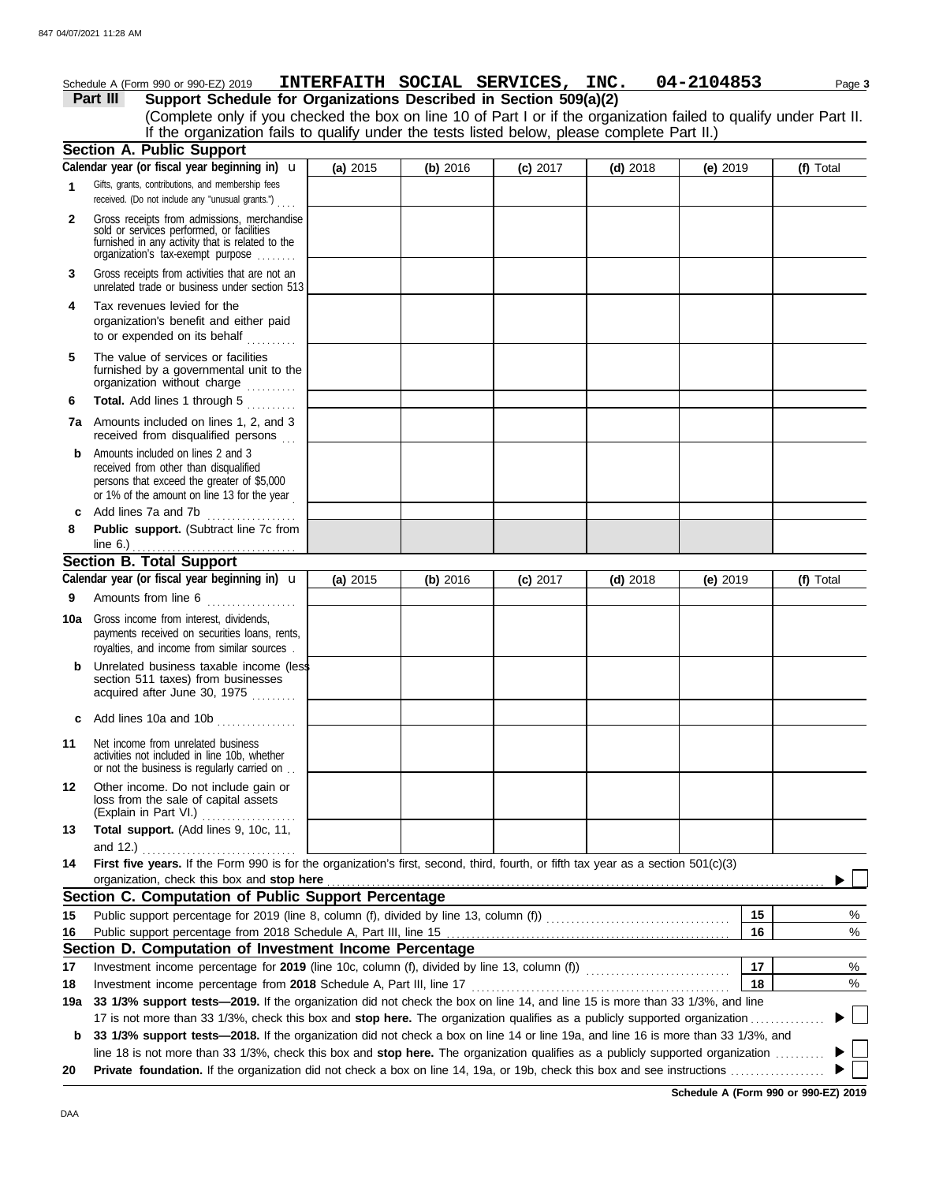Schedule A (Form 990 or 990-EZ) 2019 **INTERFAITH SOCIAL SERVICES, INC. 04-2104853** Page **3**

## Part III Support Schedule for Organizations Described in Section 509(a)(2)

(Complete only if you checked the box on line 10 of Part I or if the organization failed to qualify under Part II. If the organization fails to qualify under the tests listed below, please complete Part II.)

### Section A. Public Support

| Calendar year (or fiscal year beginning in) u | (a) 2015 | (b) 2016 | (c) 2017 | (d) 2018 | (e) 2019 | (f) Total |
|---|---|---|---|---|---|---|
| **1** Gifts, grants, contributions, and membership fees received. (Do not include any "unusual grants.") | | | | | | |
| **2** Gross receipts from admissions, merchandise sold or services performed, or facilities furnished in any activity that is related to the organization's tax-exempt purpose | | | | | | |
| **3** Gross receipts from activities that are not an unrelated trade or business under section 513 | | | | | | |
| **4** Tax revenues levied for the organization's benefit and either paid to or expended on its behalf | | | | | | |
| **5** The value of services or facilities furnished by a governmental unit to the organization without charge | | | | | | |
| **6** **Total.** Add lines 1 through 5 | | | | | | |
| **7a** Amounts included on lines 1, 2, and 3 received from disqualified persons | | | | | | |
| **b** Amounts included on lines 2 and 3 received from other than disqualified persons that exceed the greater of $5,000 or 1% of the amount on line 13 for the year | | | | | | |
| **c** Add lines 7a and 7b | | | | | | |
| **8** **Public support.** (Subtract line 7c from line 6.) | | | | | | |

### Section B. Total Support

| Calendar year (or fiscal year beginning in) u | (a) 2015 | (b) 2016 | (c) 2017 | (d) 2018 | (e) 2019 | (f) Total |
|---|---|---|---|---|---|---|
| **9** Amounts from line 6 | | | | | | |
| **10a** Gross income from interest, dividends, payments received on securities loans, rents, royalties, and income from similar sources | | | | | | |
| **b** Unrelated business taxable income (less section 511 taxes) from businesses acquired after June 30, 1975 | | | | | | |
| **c** Add lines 10a and 10b | | | | | | |
| **11** Net income from unrelated business activities not included in line 10b, whether or not the business is regularly carried on | | | | | | |
| **12** Other income. Do not include gain or loss from the sale of capital assets (Explain in Part VI.) | | | | | | |
| **13** **Total support.** (Add lines 9, 10c, 11, and 12.) | | | | | | |

**14** **First five years.** If the Form 990 is for the organization's first, second, third, fourth, or fifth tax year as a section 501(c)(3) organization, check this box and **stop here** ▶ ☐

### Section C. Computation of Public Support Percentage

| | | | |
|---|---|---|---|
| **15** | Public support percentage for 2019 (line 8, column (f), divided by line 13, column (f)) | **15** | % |
| **16** | Public support percentage from 2018 Schedule A, Part III, line 15 | **16** | % |

### Section D. Computation of Investment Income Percentage

| | | | |
|---|---|---|---|
| **17** | Investment income percentage for **2019** (line 10c, column (f), divided by line 13, column (f)) | **17** | % |
| **18** | Investment income percentage from **2018** Schedule A, Part III, line 17 | **18** | % |

**19a** **33 1/3% support tests—2019.** If the organization did not check the box on line 14, and line 15 is more than 33 1/3%, and line 17 is not more than 33 1/3%, check this box and **stop here.** The organization qualifies as a publicly supported organization ▶ ☐

**b** **33 1/3% support tests—2018.** If the organization did not check a box on line 14 or line 19a, and line 16 is more than 33 1/3%, and line 18 is not more than 33 1/3%, check this box and **stop here.** The organization qualifies as a publicly supported organization ▶ ☐

**20** **Private foundation.** If the organization did not check a box on line 14, 19a, or 19b, check this box and see instructions ▶ ☐

**Schedule A (Form 990 or 990-EZ) 2019**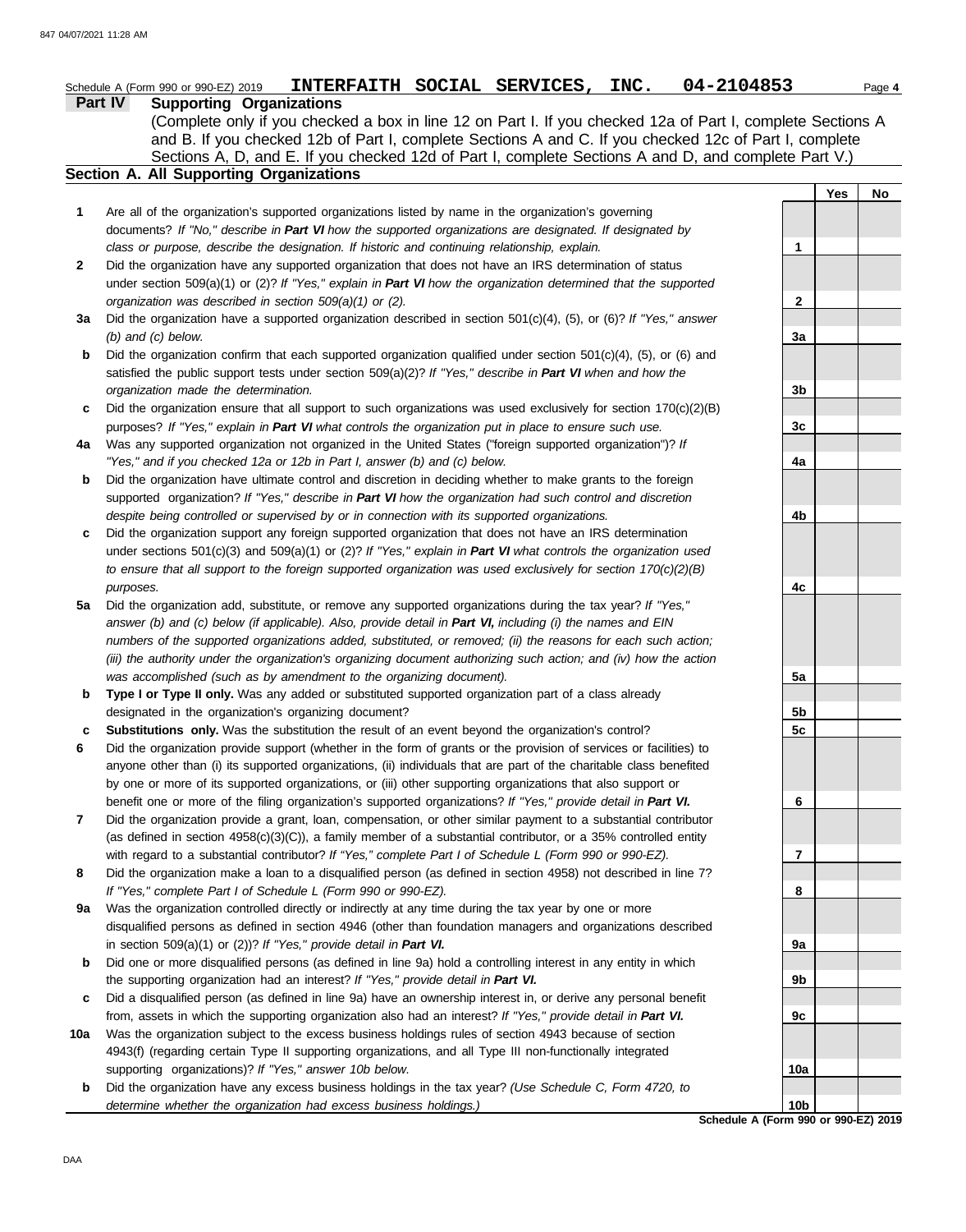Schedule A (Form 990 or 990-EZ) 2019 **INTERFAITH SOCIAL SERVICES, INC. 04-2104853** Page **4**

## Part IV Supporting Organizations

(Complete only if you checked a box in line 12 on Part I. If you checked 12a of Part I, complete Sections A and B. If you checked 12b of Part I, complete Sections A and C. If you checked 12c of Part I, complete Sections A, D, and E. If you checked 12d of Part I, complete Sections A and D, and complete Part V.)

### Section A. All Supporting Organizations

| | | | Yes | No |
|---|---|---|---|---|
| **1** | Are all of the organization's supported organizations listed by name in the organization's governing documents? *If "No," describe in **Part VI** how the supported organizations are designated. If designated by class or purpose, describe the designation. If historic and continuing relationship, explain.* | **1** | | |
| **2** | Did the organization have any supported organization that does not have an IRS determination of status under section 509(a)(1) or (2)? *If "Yes," explain in **Part VI** how the organization determined that the supported organization was described in section 509(a)(1) or (2).* | **2** | | |
| **3a** | Did the organization have a supported organization described in section 501(c)(4), (5), or (6)? *If "Yes," answer (b) and (c) below.* | **3a** | | |
| **b** | Did the organization confirm that each supported organization qualified under section 501(c)(4), (5), or (6) and satisfied the public support tests under section 509(a)(2)? *If "Yes," describe in **Part VI** when and how the organization made the determination.* | **3b** | | |
| **c** | Did the organization ensure that all support to such organizations was used exclusively for section 170(c)(2)(B) purposes? *If "Yes," explain in **Part VI** what controls the organization put in place to ensure such use.* | **3c** | | |
| **4a** | Was any supported organization not organized in the United States ("foreign supported organization")? *If "Yes," and if you checked 12a or 12b in Part I, answer (b) and (c) below.* | **4a** | | |
| **b** | Did the organization have ultimate control and discretion in deciding whether to make grants to the foreign supported organization? *If "Yes," describe in **Part VI** how the organization had such control and discretion despite being controlled or supervised by or in connection with its supported organizations.* | **4b** | | |
| **c** | Did the organization support any foreign supported organization that does not have an IRS determination under sections 501(c)(3) and 509(a)(1) or (2)? *If "Yes," explain in **Part VI** what controls the organization used to ensure that all support to the foreign supported organization was used exclusively for section 170(c)(2)(B) purposes.* | **4c** | | |
| **5a** | Did the organization add, substitute, or remove any supported organizations during the tax year? *If "Yes," answer (b) and (c) below (if applicable). Also, provide detail in **Part VI,** including (i) the names and EIN numbers of the supported organizations added, substituted, or removed; (ii) the reasons for each such action; (iii) the authority under the organization's organizing document authorizing such action; and (iv) how the action was accomplished (such as by amendment to the organizing document).* | **5a** | | |
| **b** | **Type I or Type II only.** Was any added or substituted supported organization part of a class already designated in the organization's organizing document? | **5b** | | |
| **c** | **Substitutions only.** Was the substitution the result of an event beyond the organization's control? | **5c** | | |
| **6** | Did the organization provide support (whether in the form of grants or the provision of services or facilities) to anyone other than (i) its supported organizations, (ii) individuals that are part of the charitable class benefited by one or more of its supported organizations, or (iii) other supporting organizations that also support or benefit one or more of the filing organization's supported organizations? *If "Yes," provide detail in **Part VI.*** | **6** | | |
| **7** | Did the organization provide a grant, loan, compensation, or other similar payment to a substantial contributor (as defined in section 4958(c)(3)(C)), a family member of a substantial contributor, or a 35% controlled entity with regard to a substantial contributor? *If "Yes," complete Part I of Schedule L (Form 990 or 990-EZ).* | **7** | | |
| **8** | Did the organization make a loan to a disqualified person (as defined in section 4958) not described in line 7? *If "Yes," complete Part I of Schedule L (Form 990 or 990-EZ).* | **8** | | |
| **9a** | Was the organization controlled directly or indirectly at any time during the tax year by one or more disqualified persons as defined in section 4946 (other than foundation managers and organizations described in section 509(a)(1) or (2))? *If "Yes," provide detail in **Part VI.*** | **9a** | | |
| **b** | Did one or more disqualified persons (as defined in line 9a) hold a controlling interest in any entity in which the supporting organization had an interest? *If "Yes," provide detail in **Part VI.*** | **9b** | | |
| **c** | Did a disqualified person (as defined in line 9a) have an ownership interest in, or derive any personal benefit from, assets in which the supporting organization also had an interest? *If "Yes," provide detail in **Part VI.*** | **9c** | | |
| **10a** | Was the organization subject to the excess business holdings rules of section 4943 because of section 4943(f) (regarding certain Type II supporting organizations, and all Type III non-functionally integrated supporting organizations)? *If "Yes," answer 10b below.* | **10a** | | |
| **b** | Did the organization have any excess business holdings in the tax year? *(Use Schedule C, Form 4720, to determine whether the organization had excess business holdings.)* | **10b** | | |

**Schedule A (Form 990 or 990-EZ) 2019**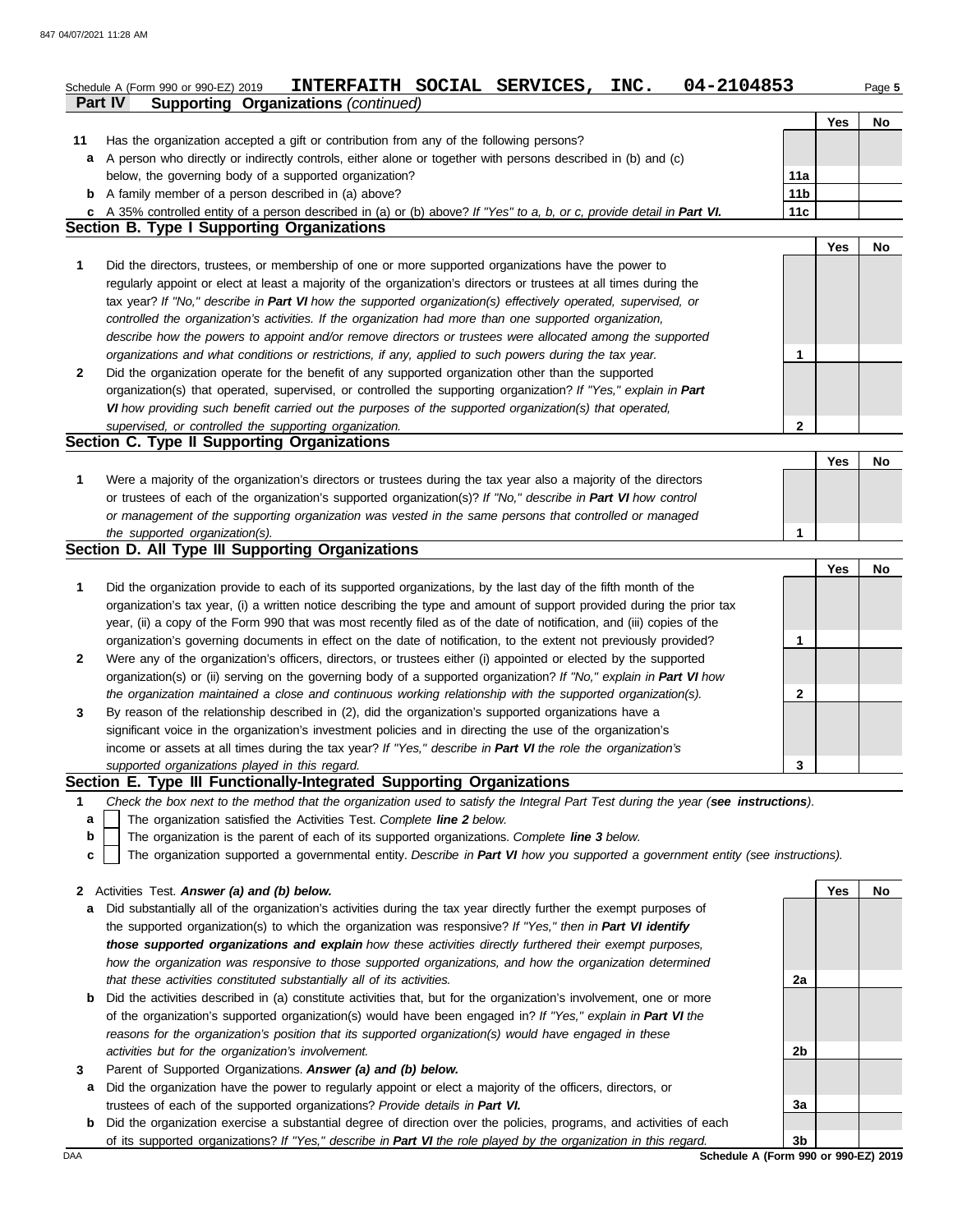Schedule A (Form 990 or 990-EZ) 2019 **INTERFAITH SOCIAL SERVICES, INC. 04-2104853** Page 5

## Part IV Supporting Organizations *(continued)*

| | | | Yes | No |
|---|---|---|---|---|
| **11** | Has the organization accepted a gift or contribution from any of the following persons? | | | |
| **a** | A person who directly or indirectly controls, either alone or together with persons described in (b) and (c) below, the governing body of a supported organization? | 11a | | |
| **b** | A family member of a person described in (a) above? | 11b | | |
| **c** | A 35% controlled entity of a person described in (a) or (b) above? *If "Yes" to a, b, or c, provide detail in **Part VI.*** | 11c | | |

### Section B. Type I Supporting Organizations

| | | | Yes | No |
|---|---|---|---|---|
| **1** | Did the directors, trustees, or membership of one or more supported organizations have the power to regularly appoint or elect at least a majority of the organization's directors or trustees at all times during the tax year? *If "No," describe in **Part VI** how the supported organization(s) effectively operated, supervised, or controlled the organization's activities. If the organization had more than one supported organization, describe how the powers to appoint and/or remove directors or trustees were allocated among the supported organizations and what conditions or restrictions, if any, applied to such powers during the tax year.* | 1 | | |
| **2** | Did the organization operate for the benefit of any supported organization other than the supported organization(s) that operated, supervised, or controlled the supporting organization? *If "Yes," explain in **Part VI** how providing such benefit carried out the purposes of the supported organization(s) that operated, supervised, or controlled the supporting organization.* | 2 | | |

### Section C. Type II Supporting Organizations

| | | | Yes | No |
|---|---|---|---|---|
| **1** | Were a majority of the organization's directors or trustees during the tax year also a majority of the directors or trustees of each of the organization's supported organization(s)? *If "No," describe in **Part VI** how control or management of the supporting organization was vested in the same persons that controlled or managed the supported organization(s).* | 1 | | |

### Section D. All Type III Supporting Organizations

| | | | Yes | No |
|---|---|---|---|---|
| **1** | Did the organization provide to each of its supported organizations, by the last day of the fifth month of the organization's tax year, (i) a written notice describing the type and amount of support provided during the prior tax year, (ii) a copy of the Form 990 that was most recently filed as of the date of notification, and (iii) copies of the organization's governing documents in effect on the date of notification, to the extent not previously provided? | 1 | | |
| **2** | Were any of the organization's officers, directors, or trustees either (i) appointed or elected by the supported organization(s) or (ii) serving on the governing body of a supported organization? *If "No," explain in **Part VI** how the organization maintained a close and continuous working relationship with the supported organization(s).* | 2 | | |
| **3** | By reason of the relationship described in (2), did the organization's supported organizations have a significant voice in the organization's investment policies and in directing the use of the organization's income or assets at all times during the tax year? *If "Yes," describe in **Part VI** the role the organization's supported organizations played in this regard.* | 3 | | |

### Section E. Type III Functionally-Integrated Supporting Organizations

**1** *Check the box next to the method that the organization used to satisfy the Integral Part Test during the year (**see instructions**).*

- **a** ☐ The organization satisfied the Activities Test. *Complete **line 2** below.*
- **b** ☐ The organization is the parent of each of its supported organizations. *Complete **line 3** below.*
- **c** ☐ The organization supported a governmental entity. *Describe in **Part VI** how you supported a government entity (see instructions).*

| | | | Yes | No |
|---|---|---|---|---|
| **2** | Activities Test. ***Answer (a) and (b) below.*** | | | |
| **a** | Did substantially all of the organization's activities during the tax year directly further the exempt purposes of the supported organization(s) to which the organization was responsive? *If "Yes," then in **Part VI identify those supported organizations and explain** how these activities directly furthered their exempt purposes, how the organization was responsive to those supported organizations, and how the organization determined that these activities constituted substantially all of its activities.* | 2a | | |
| **b** | Did the activities described in (a) constitute activities that, but for the organization's involvement, one or more of the organization's supported organization(s) would have been engaged in? *If "Yes," explain in **Part VI** the reasons for the organization's position that its supported organization(s) would have engaged in these activities but for the organization's involvement.* | 2b | | |
| **3** | Parent of Supported Organizations. ***Answer (a) and (b) below.*** | | | |
| **a** | Did the organization have the power to regularly appoint or elect a majority of the officers, directors, or trustees of each of the supported organizations? *Provide details in **Part VI.*** | 3a | | |
| **b** | Did the organization exercise a substantial degree of direction over the policies, programs, and activities of each of its supported organizations? *If "Yes," describe in **Part VI** the role played by the organization in this regard.* | 3b | | |

DAA **Schedule A (Form 990 or 990-EZ) 2019**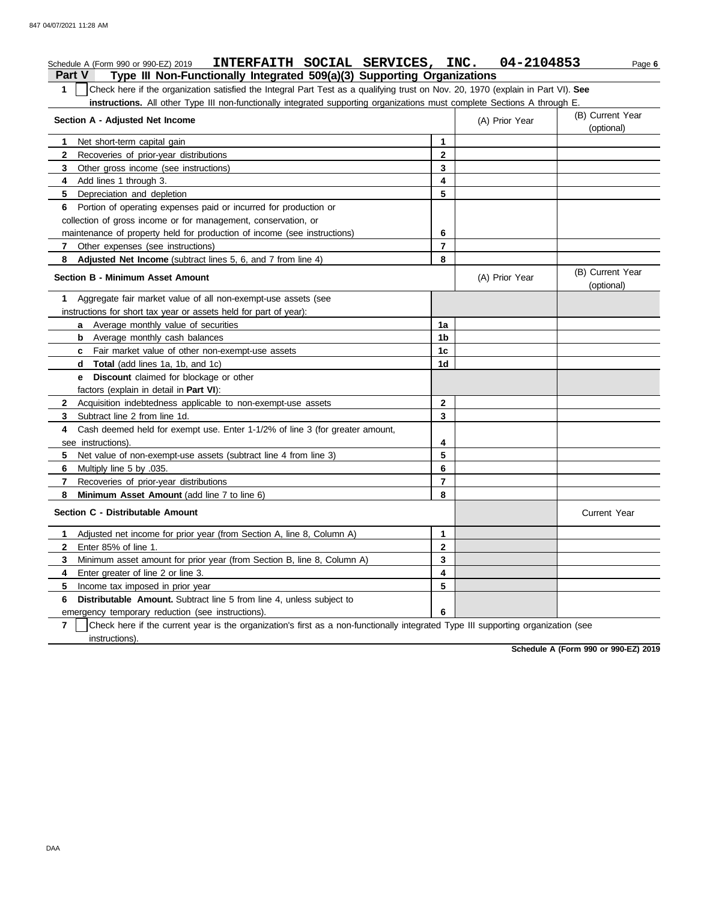Schedule A (Form 990 or 990-EZ) 2019 **INTERFAITH SOCIAL SERVICES, INC. 04-2104853** Page **6**

## Part V Type III Non-Functionally Integrated 509(a)(3) Supporting Organizations

**1** ☐ Check here if the organization satisfied the Integral Part Test as a qualifying trust on Nov. 20, 1970 (explain in Part VI). **See instructions.** All other Type III non-functionally integrated supporting organizations must complete Sections A through E.

| Section A - Adjusted Net Income | | (A) Prior Year | (B) Current Year (optional) |
|---|---|---|---|
| **1** Net short-term capital gain | 1 | | |
| **2** Recoveries of prior-year distributions | 2 | | |
| **3** Other gross income (see instructions) | 3 | | |
| **4** Add lines 1 through 3. | 4 | | |
| **5** Depreciation and depletion | 5 | | |
| **6** Portion of operating expenses paid or incurred for production or collection of gross income or for management, conservation, or maintenance of property held for production of income (see instructions) | 6 | | |
| **7** Other expenses (see instructions) | 7 | | |
| **8** **Adjusted Net Income** (subtract lines 5, 6, and 7 from line 4) | 8 | | |

| Section B - Minimum Asset Amount | | (A) Prior Year | (B) Current Year (optional) |
|---|---|---|---|
| **1** Aggregate fair market value of all non-exempt-use assets (see instructions for short tax year or assets held for part of year): | | | |
| **a** Average monthly value of securities | 1a | | |
| **b** Average monthly cash balances | 1b | | |
| **c** Fair market value of other non-exempt-use assets | 1c | | |
| **d** **Total** (add lines 1a, 1b, and 1c) | 1d | | |
| **e** **Discount** claimed for blockage or other factors (explain in detail in **Part VI**): | | | |
| **2** Acquisition indebtedness applicable to non-exempt-use assets | 2 | | |
| **3** Subtract line 2 from line 1d. | 3 | | |
| **4** Cash deemed held for exempt use. Enter 1-1/2% of line 3 (for greater amount, see instructions). | 4 | | |
| **5** Net value of non-exempt-use assets (subtract line 4 from line 3) | 5 | | |
| **6** Multiply line 5 by .035. | 6 | | |
| **7** Recoveries of prior-year distributions | 7 | | |
| **8** **Minimum Asset Amount** (add line 7 to line 6) | 8 | | |

| Section C - Distributable Amount | | | Current Year |
|---|---|---|---|
| **1** Adjusted net income for prior year (from Section A, line 8, Column A) | 1 | | |
| **2** Enter 85% of line 1. | 2 | | |
| **3** Minimum asset amount for prior year (from Section B, line 8, Column A) | 3 | | |
| **4** Enter greater of line 2 or line 3. | 4 | | |
| **5** Income tax imposed in prior year | 5 | | |
| **6** **Distributable Amount.** Subtract line 5 from line 4, unless subject to emergency temporary reduction (see instructions). | 6 | | |

**7** ☐ Check here if the current year is the organization's first as a non-functionally integrated Type III supporting organization (see instructions).

**Schedule A (Form 990 or 990-EZ) 2019**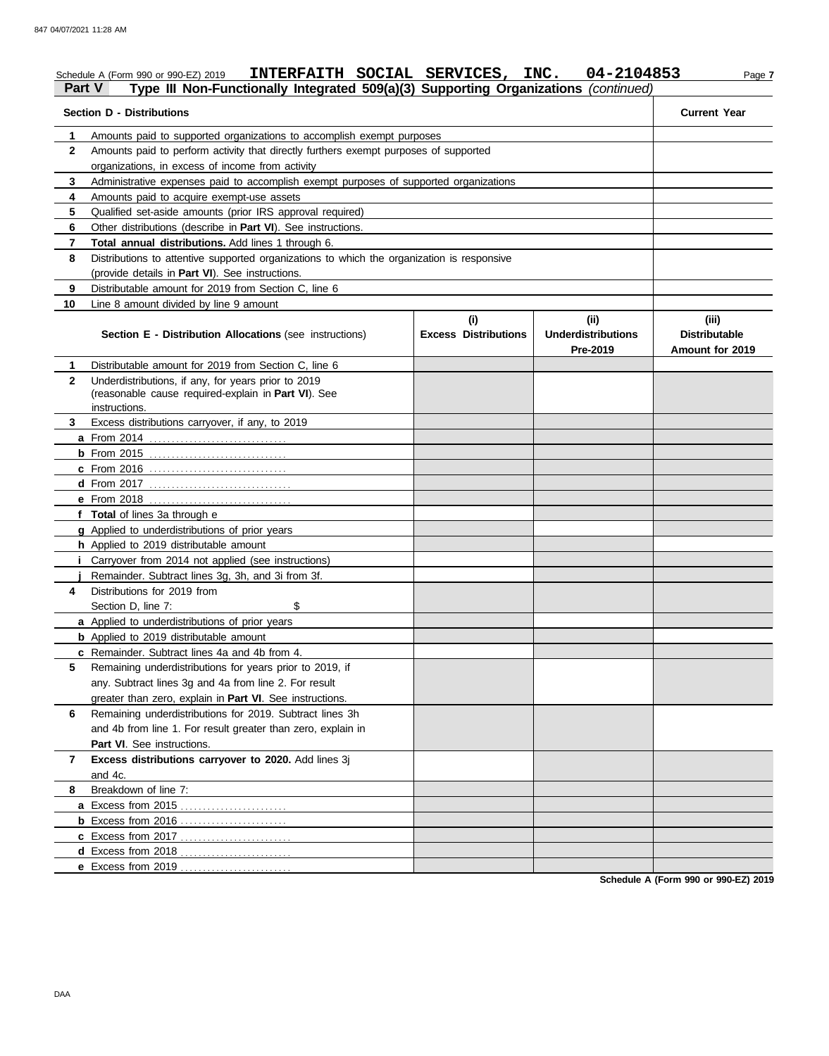Schedule A (Form 990 or 990-EZ) 2019 **INTERFAITH SOCIAL SERVICES, INC. 04-2104853**

## Part V Type III Non-Functionally Integrated 509(a)(3) Supporting Organizations *(continued)*

| Section D - Distributions | | Current Year |
|---|---|---|
| 1 | Amounts paid to supported organizations to accomplish exempt purposes | |
| 2 | Amounts paid to perform activity that directly furthers exempt purposes of supported organizations, in excess of income from activity | |
| 3 | Administrative expenses paid to accomplish exempt purposes of supported organizations | |
| 4 | Amounts paid to acquire exempt-use assets | |
| 5 | Qualified set-aside amounts (prior IRS approval required) | |
| 6 | Other distributions (describe in **Part VI**). See instructions. | |
| 7 | **Total annual distributions.** Add lines 1 through 6. | |
| 8 | Distributions to attentive supported organizations to which the organization is responsive (provide details in **Part VI**). See instructions. | |
| 9 | Distributable amount for 2019 from Section C, line 6 | |
| 10 | Line 8 amount divided by line 9 amount | |

| | **Section E - Distribution Allocations** (see instructions) | (i) Excess Distributions | (ii) Underdistributions Pre-2019 | (iii) Distributable Amount for 2019 |
|---|---|---|---|---|
| 1 | Distributable amount for 2019 from Section C, line 6 | | | |
| 2 | Underdistributions, if any, for years prior to 2019 (reasonable cause required-explain in **Part VI**). See instructions. | | | |
| 3 | Excess distributions carryover, if any, to 2019 | | | |
| a | From 2014 | | | |
| b | From 2015 | | | |
| c | From 2016 | | | |
| d | From 2017 | | | |
| e | From 2018 | | | |
| f | **Total** of lines 3a through e | | | |
| g | Applied to underdistributions of prior years | | | |
| h | Applied to 2019 distributable amount | | | |
| i | Carryover from 2014 not applied (see instructions) | | | |
| j | Remainder. Subtract lines 3g, 3h, and 3i from 3f. | | | |
| 4 | Distributions for 2019 from Section D, line 7: $ | | | |
| a | Applied to underdistributions of prior years | | | |
| b | Applied to 2019 distributable amount | | | |
| c | Remainder. Subtract lines 4a and 4b from 4. | | | |
| 5 | Remaining underdistributions for years prior to 2019, if any. Subtract lines 3g and 4a from line 2. For result greater than zero, explain in **Part VI**. See instructions. | | | |
| 6 | Remaining underdistributions for 2019. Subtract lines 3h and 4b from line 1. For result greater than zero, explain in **Part VI**. See instructions. | | | |
| 7 | **Excess distributions carryover to 2020.** Add lines 3j and 4c. | | | |
| 8 | Breakdown of line 7: | | | |
| a | Excess from 2015 | | | |
| b | Excess from 2016 | | | |
| c | Excess from 2017 | | | |
| d | Excess from 2018 | | | |
| e | Excess from 2019 | | | |

**Schedule A (Form 990 or 990-EZ) 2019**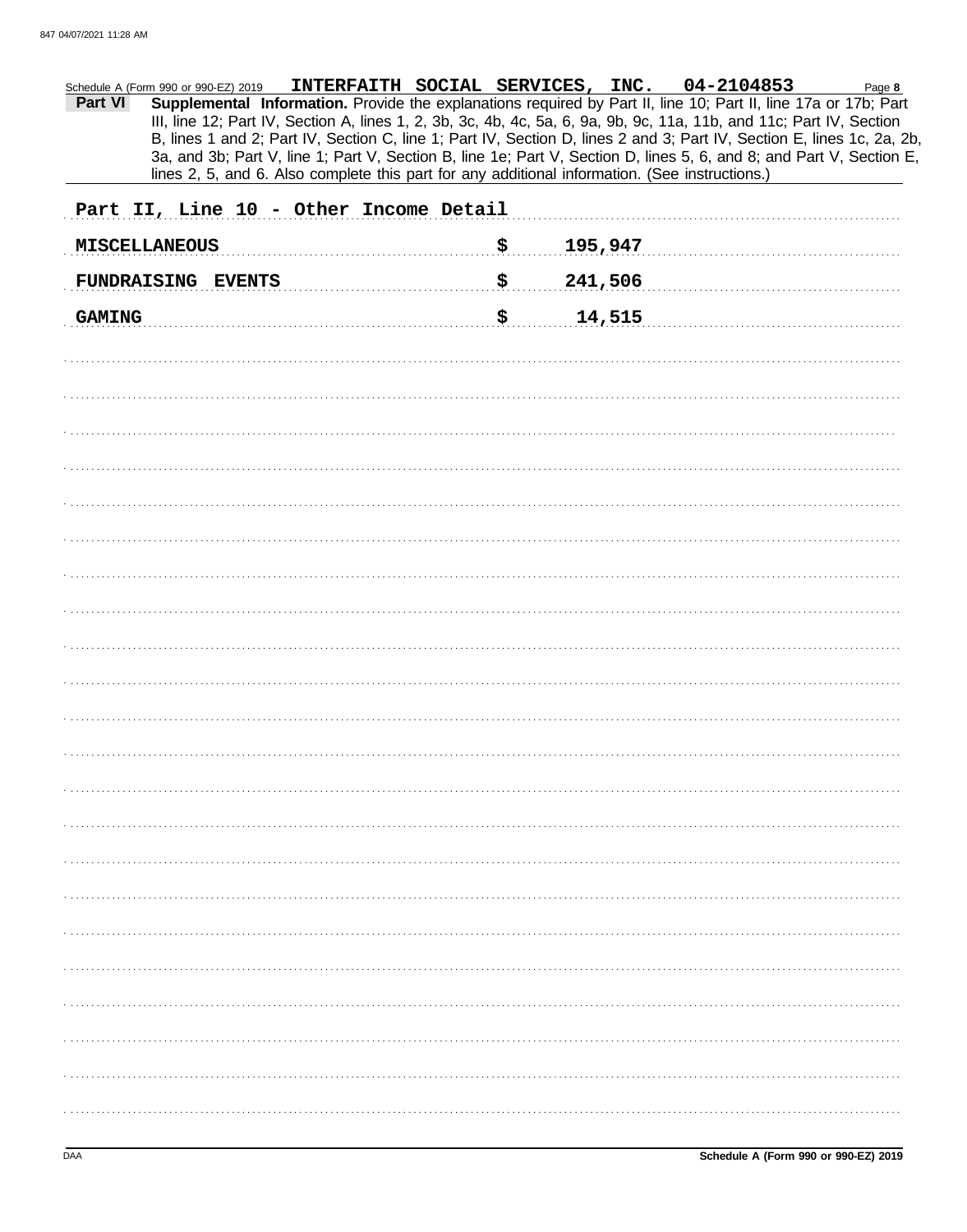Schedule A (Form 990 or 990-EZ) 2019 **INTERFAITH SOCIAL SERVICES, INC.** **04-2104853** Page **8**

**Part VI** **Supplemental Information.** Provide the explanations required by Part II, line 10; Part II, line 17a or 17b; Part III, line 12; Part IV, Section A, lines 1, 2, 3b, 3c, 4b, 4c, 5a, 6, 9a, 9b, 9c, 11a, 11b, and 11c; Part IV, Section B, lines 1 and 2; Part IV, Section C, line 1; Part IV, Section D, lines 2 and 3; Part IV, Section E, lines 1c, 2a, 2b, 3a, and 3b; Part V, line 1; Part V, Section B, line 1e; Part V, Section D, lines 5, 6, and 8; and Part V, Section E, lines 2, 5, and 6. Also complete this part for any additional information. (See instructions.)

Part II, Line 10 - Other Income Detail

| | |
|---|---|
| MISCELLANEOUS | $ 195,947 |
| FUNDRAISING EVENTS | $ 241,506 |
| GAMING | $ 14,515 |

DAA **Schedule A (Form 990 or 990-EZ) 2019**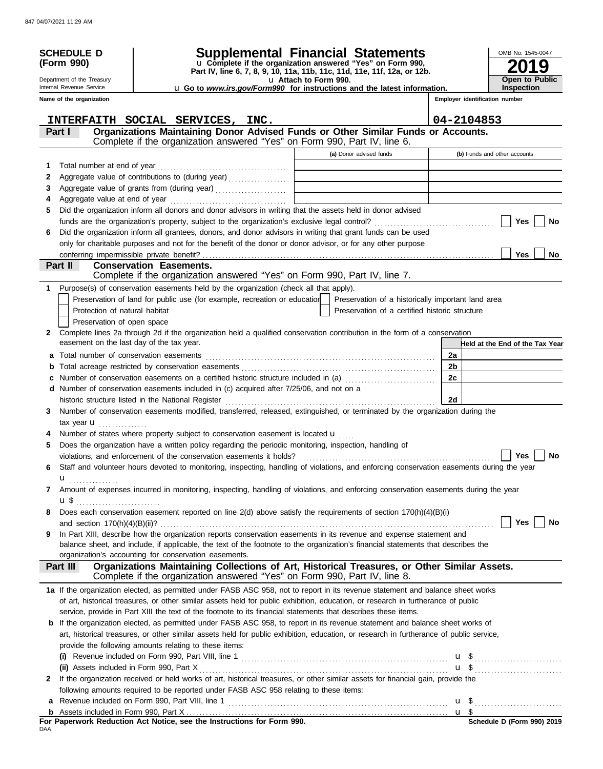847 04/07/2021 11:29 AM

**SCHEDULE D (Form 990)**

Department of the Treasury
Internal Revenue Service

# Supplemental Financial Statements

u Complete if the organization answered "Yes" on Form 990, Part IV, line 6, 7, 8, 9, 10, 11a, 11b, 11c, 11d, 11e, 11f, 12a, or 12b.
u Attach to Form 990.
u Go to *www.irs.gov/Form990* for instructions and the latest information.

OMB No. 1545-0047
**2019**
**Open to Public Inspection**

Name of the organization: **INTERFAITH SOCIAL SERVICES, INC.**
Employer identification number: **04-2104853**

## Part I — Organizations Maintaining Donor Advised Funds or Other Similar Funds or Accounts.
Complete if the organization answered "Yes" on Form 990, Part IV, line 6.

| | | (a) Donor advised funds | (b) Funds and other accounts |
|---|---|---|---|
| 1 | Total number at end of year | | |
| 2 | Aggregate value of contributions to (during year) | | |
| 3 | Aggregate value of grants from (during year) | | |
| 4 | Aggregate value at end of year | | |

5 Did the organization inform all donors and donor advisors in writing that the assets held in donor advised funds are the organization's property, subject to the organization's exclusive legal control? ☐ Yes ☐ No

6 Did the organization inform all grantees, donors, and donor advisors in writing that grant funds can be used only for charitable purposes and not for the benefit of the donor or donor advisor, or for any other purpose conferring impermissible private benefit? ☐ Yes ☐ No

## Part II — Conservation Easements.
Complete if the organization answered "Yes" on Form 990, Part IV, line 7.

1 Purpose(s) of conservation easements held by the organization (check all that apply).
- ☐ Preservation of land for public use (for example, recreation or education)
- ☐ Protection of natural habitat
- ☐ Preservation of open space
- ☐ Preservation of a historically important land area
- ☐ Preservation of a certified historic structure

2 Complete lines 2a through 2d if the organization held a qualified conservation contribution in the form of a conservation easement on the last day of the tax year.

| | | | Held at the End of the Tax Year |
|---|---|---|---|
| a | Total number of conservation easements | 2a | |
| b | Total acreage restricted by conservation easements | 2b | |
| c | Number of conservation easements on a certified historic structure included in (a) | 2c | |
| d | Number of conservation easements included in (c) acquired after 7/25/06, and not on a historic structure listed in the National Register | 2d | |

3 Number of conservation easements modified, transferred, released, extinguished, or terminated by the organization during the tax year u

4 Number of states where property subject to conservation easement is located u

5 Does the organization have a written policy regarding the periodic monitoring, inspection, handling of violations, and enforcement of the conservation easements it holds? ☐ Yes ☐ No

6 Staff and volunteer hours devoted to monitoring, inspecting, handling of violations, and enforcing conservation easements during the year u

7 Amount of expenses incurred in monitoring, inspecting, handling of violations, and enforcing conservation easements during the year u $

8 Does each conservation easement reported on line 2(d) above satisfy the requirements of section 170(h)(4)(B)(i) and section 170(h)(4)(B)(ii)? ☐ Yes ☐ No

9 In Part XIII, describe how the organization reports conservation easements in its revenue and expense statement and balance sheet, and include, if applicable, the text of the footnote to the organization's financial statements that describes the organization's accounting for conservation easements.

## Part III — Organizations Maintaining Collections of Art, Historical Treasures, or Other Similar Assets.
Complete if the organization answered "Yes" on Form 990, Part IV, line 8.

1a If the organization elected, as permitted under FASB ASC 958, not to report in its revenue statement and balance sheet works of art, historical treasures, or other similar assets held for public exhibition, education, or research in furtherance of public service, provide in Part XIII the text of the footnote to its financial statements that describes these items.

b If the organization elected, as permitted under FASB ASC 958, to report in its revenue statement and balance sheet works of art, historical treasures, or other similar assets held for public exhibition, education, or research in furtherance of public service, provide the following amounts relating to these items:

(i) Revenue included on Form 990, Part VIII, line 1 u $

(ii) Assets included in Form 990, Part X u $

2 If the organization received or held works of art, historical treasures, or other similar assets for financial gain, provide the following amounts required to be reported under FASB ASC 958 relating to these items:

a Revenue included on Form 990, Part VIII, line 1 u $

b Assets included in Form 990, Part X u $

**For Paperwork Reduction Act Notice, see the Instructions for Form 990.**
DAA
**Schedule D (Form 990) 2019**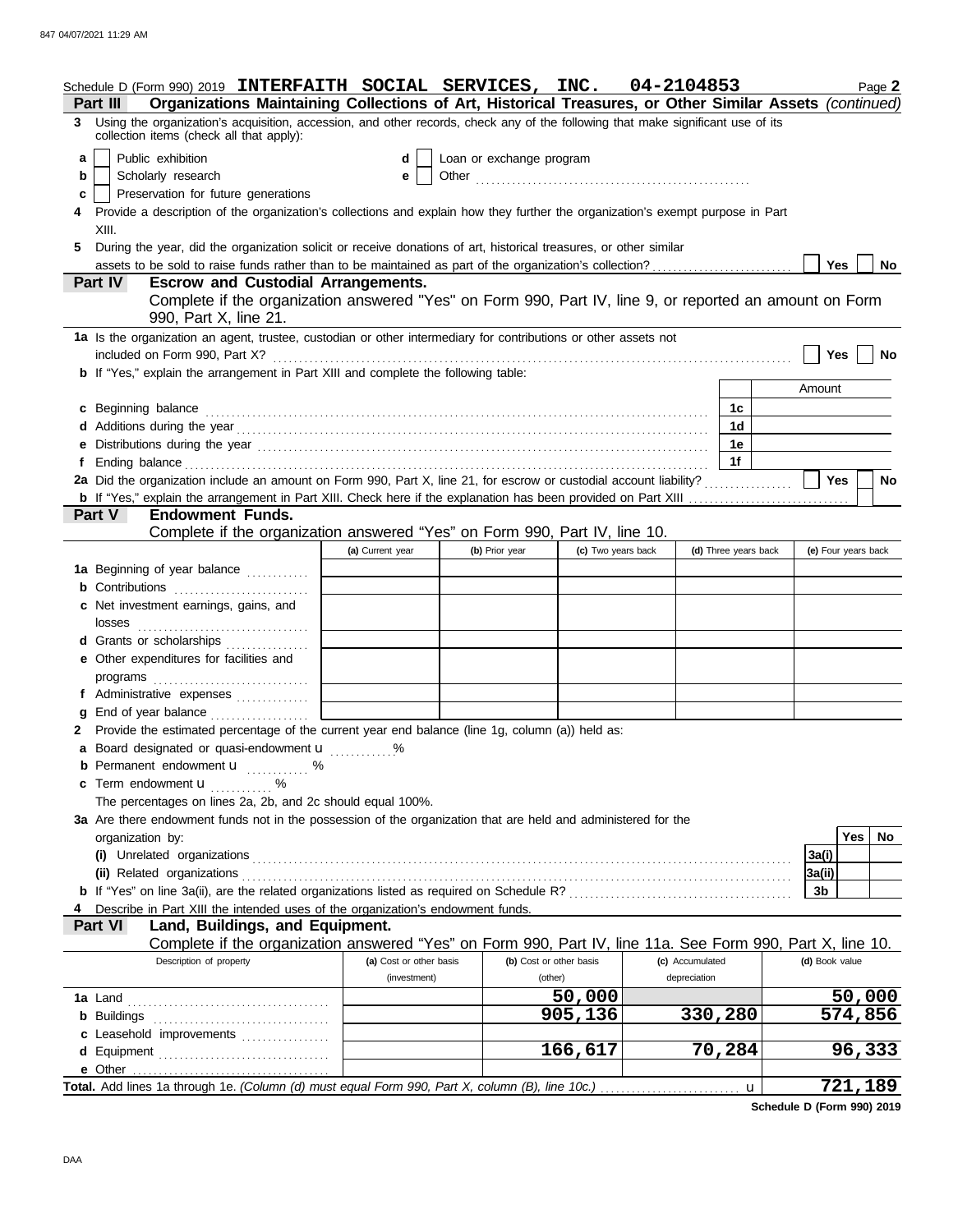Schedule D (Form 990) 2019 **INTERFAITH SOCIAL SERVICES, INC. 04-2104853** Page **2**

**Part III Organizations Maintaining Collections of Art, Historical Treasures, or Other Similar Assets** *(continued)*

**3** Using the organization's acquisition, accession, and other records, check any of the following that make significant use of its collection items (check all that apply):

- **a** [ ] Public exhibition
- **b** [ ] Scholarly research
- **c** [ ] Preservation for future generations
- **d** [ ] Loan or exchange program
- **e** [ ] Other

**4** Provide a description of the organization's collections and explain how they further the organization's exempt purpose in Part XIII.

**5** During the year, did the organization solicit or receive donations of art, historical treasures, or other similar assets to be sold to raise funds rather than to be maintained as part of the organization's collection? [ ] Yes [ ] No

**Part IV Escrow and Custodial Arrangements.**

Complete if the organization answered "Yes" on Form 990, Part IV, line 9, or reported an amount on Form 990, Part X, line 21.

**1a** Is the organization an agent, trustee, custodian or other intermediary for contributions or other assets not included on Form 990, Part X? [ ] Yes [ ] No

**b** If "Yes," explain the arrangement in Part XIII and complete the following table:

| | | Amount |
|---|---|---|
| **c** Beginning balance | 1c | |
| **d** Additions during the year | 1d | |
| **e** Distributions during the year | 1e | |
| **f** Ending balance | 1f | |

**2a** Did the organization include an amount on Form 990, Part X, line 21, for escrow or custodial account liability? [ ] Yes [ ] No

**b** If "Yes," explain the arrangement in Part XIII. Check here if the explanation has been provided on Part XIII [ ]

**Part V Endowment Funds.**

Complete if the organization answered "Yes" on Form 990, Part IV, line 10.

| | (a) Current year | (b) Prior year | (c) Two years back | (d) Three years back | (e) Four years back |
|---|---|---|---|---|---|
| **1a** Beginning of year balance | | | | | |
| **b** Contributions | | | | | |
| **c** Net investment earnings, gains, and losses | | | | | |
| **d** Grants or scholarships | | | | | |
| **e** Other expenditures for facilities and programs | | | | | |
| **f** Administrative expenses | | | | | |
| **g** End of year balance | | | | | |

**2** Provide the estimated percentage of the current year end balance (line 1g, column (a)) held as:

- **a** Board designated or quasi-endowment ▶ ......%
- **b** Permanent endowment ▶ ......%
- **c** Term endowment ▶ ......%

The percentages on lines 2a, 2b, and 2c should equal 100%.

**3a** Are there endowment funds not in the possession of the organization that are held and administered for the organization by:

| | | Yes | No |
|---|---|---|---|
| **(i)** Unrelated organizations | 3a(i) | | |
| **(ii)** Related organizations | 3a(ii) | | |
| **b** If "Yes" on line 3a(ii), are the related organizations listed as required on Schedule R? | 3b | | |

**4** Describe in Part XIII the intended uses of the organization's endowment funds.

**Part VI Land, Buildings, and Equipment.**

Complete if the organization answered "Yes" on Form 990, Part IV, line 11a. See Form 990, Part X, line 10.

| Description of property | (a) Cost or other basis (investment) | (b) Cost or other basis (other) | (c) Accumulated depreciation | (d) Book value |
|---|---|---|---|---|
| **1a** Land | | 50,000 | | 50,000 |
| **b** Buildings | | 905,136 | 330,280 | 574,856 |
| **c** Leasehold improvements | | | | |
| **d** Equipment | | 166,617 | 70,284 | 96,333 |
| **e** Other | | | | |
| **Total.** Add lines 1a through 1e. *(Column (d) must equal Form 990, Part X, column (B), line 10c.)* ▶ | | | | 721,189 |

**Schedule D (Form 990) 2019**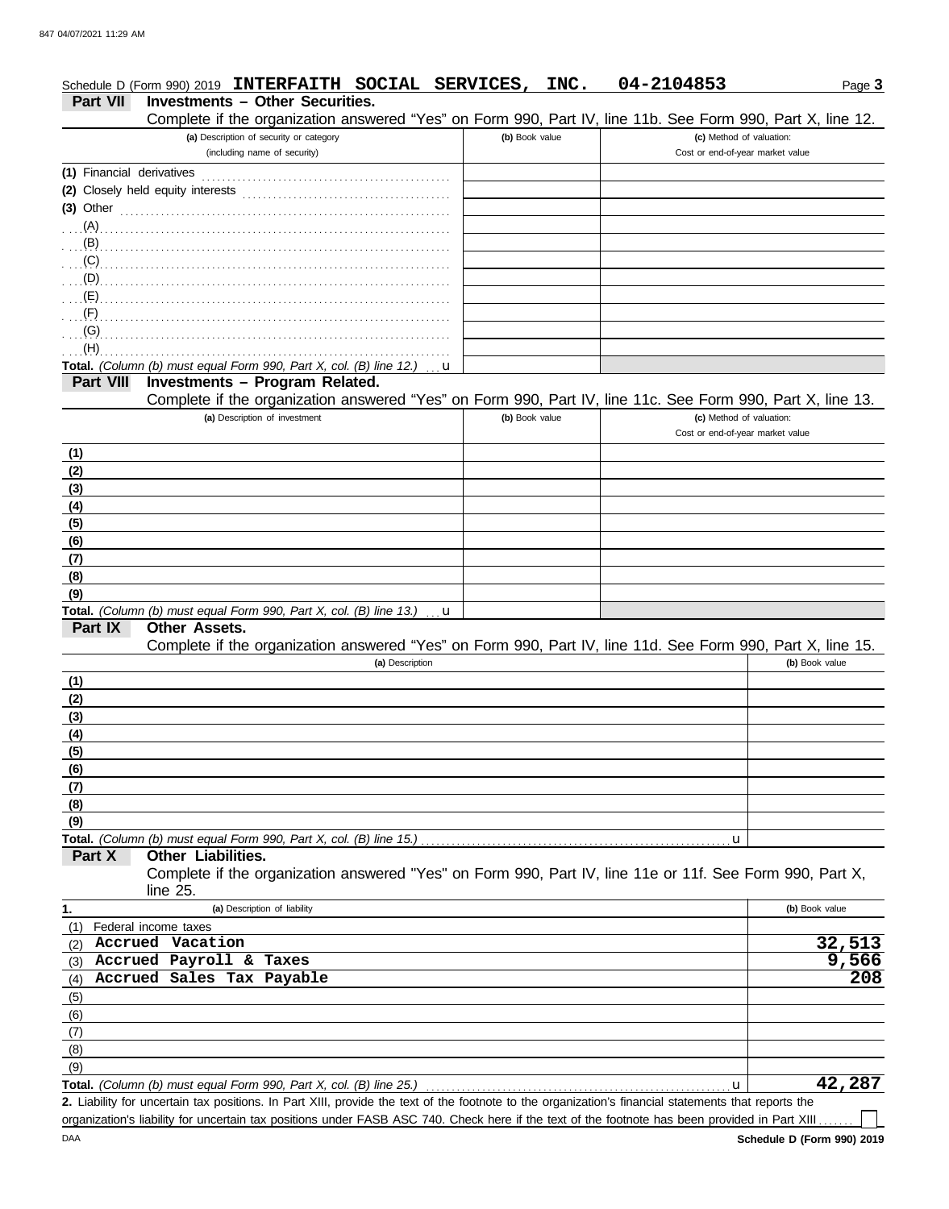Schedule D (Form 990) 2019 **INTERFAITH SOCIAL SERVICES, INC.** **04-2104853**

## Part VII Investments – Other Securities.

Complete if the organization answered "Yes" on Form 990, Part IV, line 11b. See Form 990, Part X, line 12.

| (a) Description of security or category (including name of security) | (b) Book value | (c) Method of valuation: Cost or end-of-year market value |
|---|---|---|
| (1) Financial derivatives | | |
| (2) Closely held equity interests | | |
| (3) Other | | |
| (A) | | |
| (B) | | |
| (C) | | |
| (D) | | |
| (E) | | |
| (F) | | |
| (G) | | |
| (H) | | |
| **Total.** *(Column (b) must equal Form 990, Part X, col. (B) line 12.)* u | | |

## Part VIII Investments – Program Related.

Complete if the organization answered "Yes" on Form 990, Part IV, line 11c. See Form 990, Part X, line 13.

| (a) Description of investment | (b) Book value | (c) Method of valuation: Cost or end-of-year market value |
|---|---|---|
| (1) | | |
| (2) | | |
| (3) | | |
| (4) | | |
| (5) | | |
| (6) | | |
| (7) | | |
| (8) | | |
| (9) | | |
| **Total.** *(Column (b) must equal Form 990, Part X, col. (B) line 13.)* u | | |

## Part IX Other Assets.

Complete if the organization answered "Yes" on Form 990, Part IV, line 11d. See Form 990, Part X, line 15.

| (a) Description | (b) Book value |
|---|---|
| (1) | |
| (2) | |
| (3) | |
| (4) | |
| (5) | |
| (6) | |
| (7) | |
| (8) | |
| (9) | |
| **Total.** *(Column (b) must equal Form 990, Part X, col. (B) line 15.)* u | |

## Part X Other Liabilities.

Complete if the organization answered "Yes" on Form 990, Part IV, line 11e or 11f. See Form 990, Part X, line 25.

| 1. (a) Description of liability | (b) Book value |
|---|---|
| (1) Federal income taxes | |
| (2) Accrued Vacation | 32,513 |
| (3) Accrued Payroll & Taxes | 9,566 |
| (4) Accrued Sales Tax Payable | 208 |
| (5) | |
| (6) | |
| (7) | |
| (8) | |
| (9) | |
| **Total.** *(Column (b) must equal Form 990, Part X, col. (B) line 25.)* u | 42,287 |

**2.** Liability for uncertain tax positions. In Part XIII, provide the text of the footnote to the organization's financial statements that reports the organization's liability for uncertain tax positions under FASB ASC 740. Check here if the text of the footnote has been provided in Part XIII ☐

DAA **Schedule D (Form 990) 2019**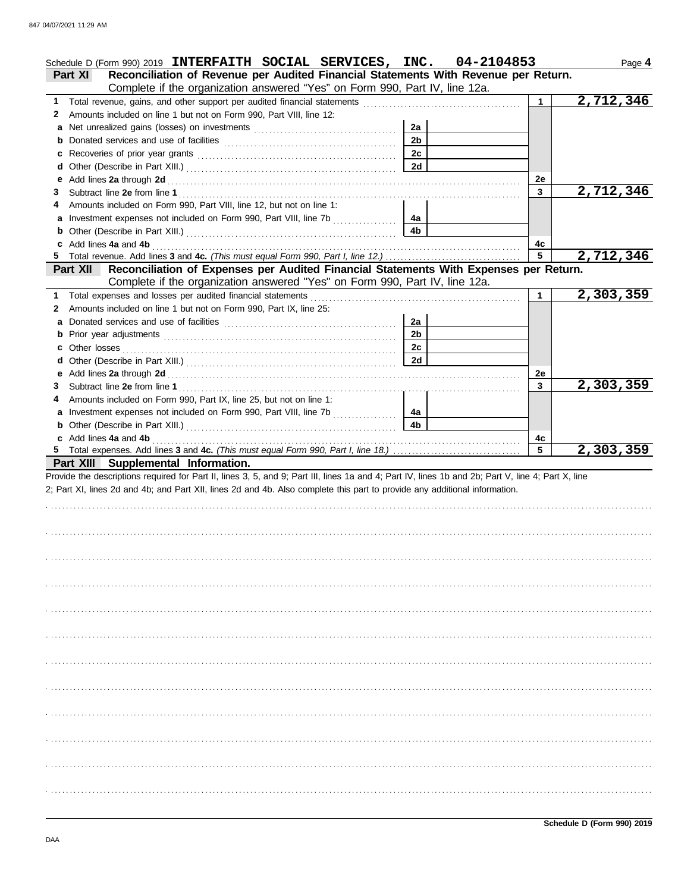Schedule D (Form 990) 2019 **INTERFAITH SOCIAL SERVICES, INC. 04-2104853** Page **4**

**Part XI — Reconciliation of Revenue per Audited Financial Statements With Revenue per Return.**
Complete if the organization answered "Yes" on Form 990, Part IV, line 12a.

| | | | | | |
|---|---|---|---|---|---|
| **1** | Total revenue, gains, and other support per audited financial statements | | | 1 | 2,712,346 |
| **2** | Amounts included on line 1 but not on Form 990, Part VIII, line 12: | | | | |
| **a** | Net unrealized gains (losses) on investments | 2a | | | |
| **b** | Donated services and use of facilities | 2b | | | |
| **c** | Recoveries of prior year grants | 2c | | | |
| **d** | Other (Describe in Part XIII.) | 2d | | | |
| **e** | Add lines **2a** through **2d** | | | 2e | |
| **3** | Subtract line **2e** from line **1** | | | 3 | 2,712,346 |
| **4** | Amounts included on Form 990, Part VIII, line 12, but not on line 1: | | | | |
| **a** | Investment expenses not included on Form 990, Part VIII, line 7b | 4a | | | |
| **b** | Other (Describe in Part XIII.) | 4b | | | |
| **c** | Add lines **4a** and **4b** | | | 4c | |
| **5** | Total revenue. Add lines **3** and **4c.** *(This must equal Form 990, Part I, line 12.)* | | | 5 | 2,712,346 |

**Part XII — Reconciliation of Expenses per Audited Financial Statements With Expenses per Return.**
Complete if the organization answered "Yes" on Form 990, Part IV, line 12a.

| | | | | | |
|---|---|---|---|---|---|
| **1** | Total expenses and losses per audited financial statements | | | 1 | 2,303,359 |
| **2** | Amounts included on line 1 but not on Form 990, Part IX, line 25: | | | | |
| **a** | Donated services and use of facilities | 2a | | | |
| **b** | Prior year adjustments | 2b | | | |
| **c** | Other losses | 2c | | | |
| **d** | Other (Describe in Part XIII.) | 2d | | | |
| **e** | Add lines **2a** through **2d** | | | 2e | |
| **3** | Subtract line **2e** from line **1** | | | 3 | 2,303,359 |
| **4** | Amounts included on Form 990, Part IX, line 25, but not on line 1: | | | | |
| **a** | Investment expenses not included on Form 990, Part VIII, line 7b | 4a | | | |
| **b** | Other (Describe in Part XIII.) | 4b | | | |
| **c** | Add lines **4a** and **4b** | | | 4c | |
| **5** | Total expenses. Add lines **3** and **4c.** *(This must equal Form 990, Part I, line 18.)* | | | 5 | 2,303,359 |

**Part XIII — Supplemental Information.**

Provide the descriptions required for Part II, lines 3, 5, and 9; Part III, lines 1a and 4; Part IV, lines 1b and 2b; Part V, line 4; Part X, line 2; Part XI, lines 2d and 4b; and Part XII, lines 2d and 4b. Also complete this part to provide any additional information.

**Schedule D (Form 990) 2019**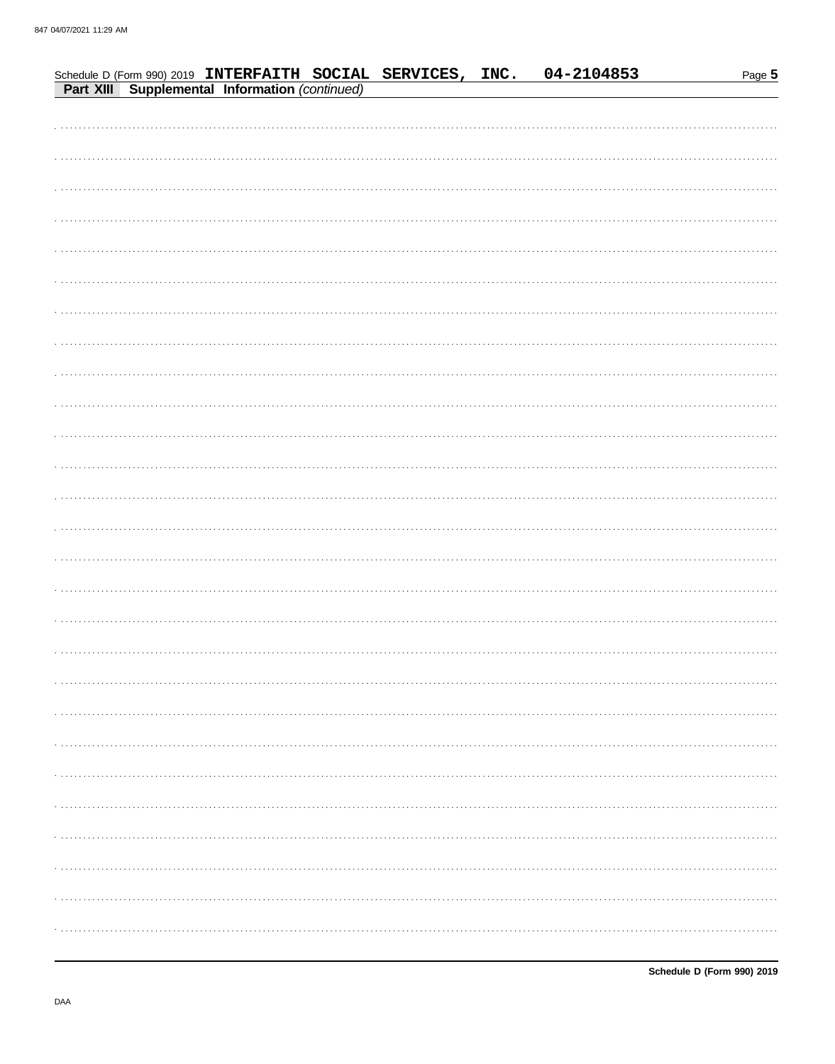Schedule D (Form 990) 2019 **INTERFAITH SOCIAL SERVICES, INC.** **04-2104853**

**Part XIII** **Supplemental Information** *(continued)*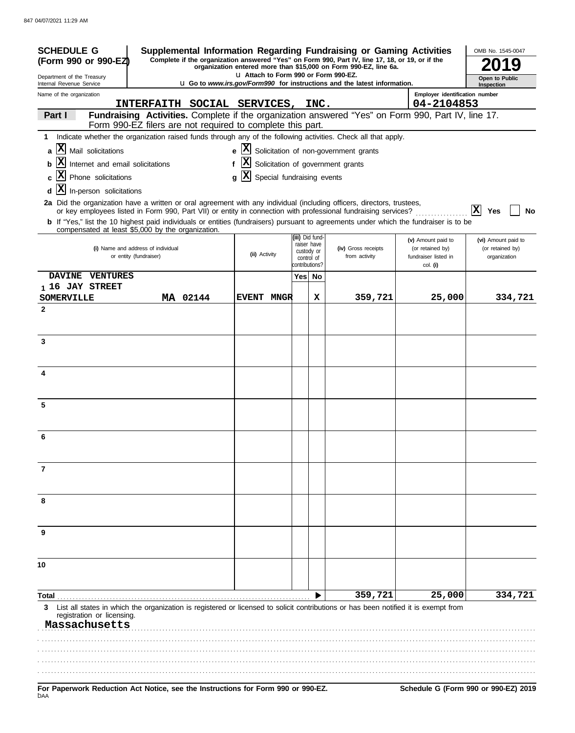847 04/07/2021 11:29 AM

**SCHEDULE G (Form 990 or 990-EZ)**

Department of the Treasury
Internal Revenue Service

# Supplemental Information Regarding Fundraising or Gaming Activities

**Complete if the organization answered "Yes" on Form 990, Part IV, line 17, 18, or 19, or if the organization entered more than $15,000 on Form 990-EZ, line 6a.**

u Attach to Form 990 or Form 990-EZ.

u Go to *www.irs.gov/Form990* for instructions and the latest information.

OMB No. 1545-0047

**2019**

**Open to Public Inspection**

Name of the organization: **INTERFAITH SOCIAL SERVICES, INC.**

Employer identification number: **04-2104853**

**Part I** **Fundraising Activities.** Complete if the organization answered "Yes" on Form 990, Part IV, line 17. Form 990-EZ filers are not required to complete this part.

**1** Indicate whether the organization raised funds through any of the following activities. Check all that apply.

- **a** [X] Mail solicitations
- **b** [X] Internet and email solicitations
- **c** [X] Phone solicitations
- **d** [X] In-person solicitations
- **e** [X] Solicitation of non-government grants
- **f** [X] Solicitation of government grants
- **g** [X] Special fundraising events

**2a** Did the organization have a written or oral agreement with any individual (including officers, directors, trustees, or key employees listed in Form 990, Part VII) or entity in connection with professional fundraising services? [X] Yes [ ] No

**b** If "Yes," list the 10 highest paid individuals or entities (fundraisers) pursuant to agreements under which the fundraiser is to be compensated at least $5,000 by the organization.

| | (i) Name and address of individual or entity (fundraiser) | (ii) Activity | (iii) Did fund-raiser have custody or control of contributions? Yes | No | (iv) Gross receipts from activity | (v) Amount paid to (or retained by) fundraiser listed in col. (i) | (vi) Amount paid to (or retained by) organization |
|---|---|---|---|---|---|---|---|
| 1 | DAVINE VENTURES<br>16 JAY STREET<br>SOMERVILLE MA 02144 | EVENT MNGR | | X | 359,721 | 25,000 | 334,721 |
| 2 | | | | | | | |
| 3 | | | | | | | |
| 4 | | | | | | | |
| 5 | | | | | | | |
| 6 | | | | | | | |
| 7 | | | | | | | |
| 8 | | | | | | | |
| 9 | | | | | | | |
| 10 | | | | | | | |
| **Total** | | | | | 359,721 | 25,000 | 334,721 |

**3** List all states in which the organization is registered or licensed to solicit contributions or has been notified it is exempt from registration or licensing.

Massachusetts

**For Paperwork Reduction Act Notice, see the Instructions for Form 990 or 990-EZ.**

DAA

**Schedule G (Form 990 or 990-EZ) 2019**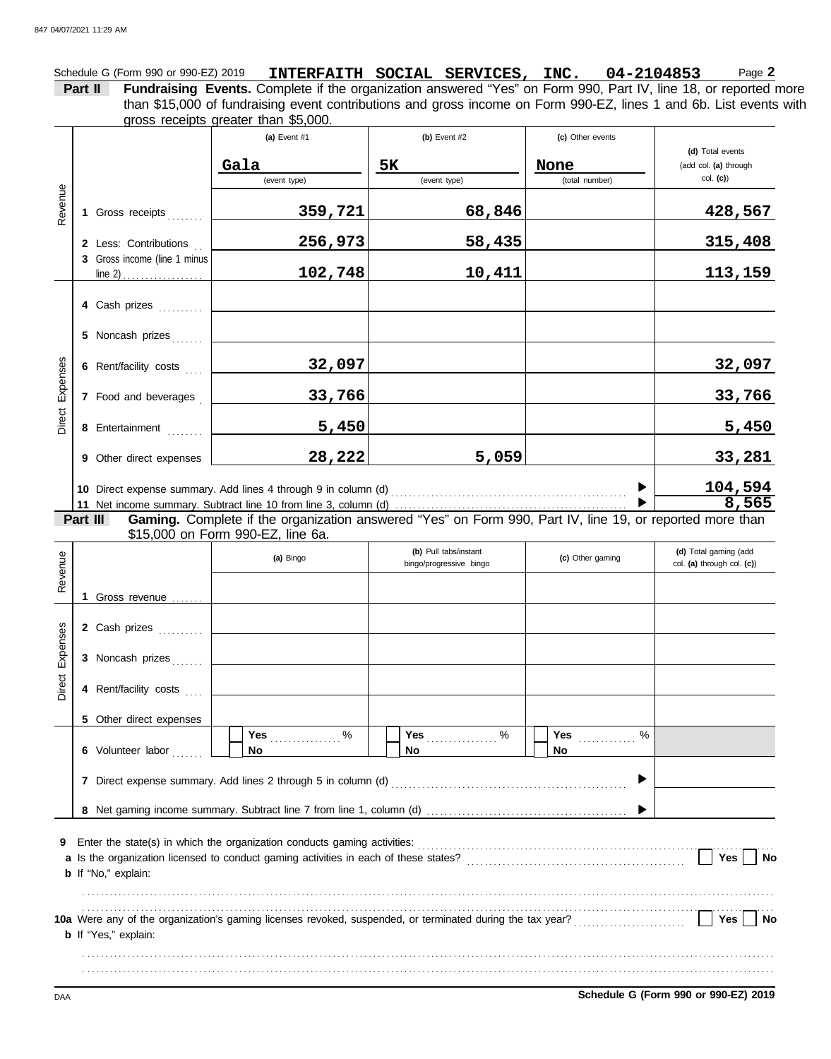Schedule G (Form 990 or 990-EZ) 2019 **INTERFAITH SOCIAL SERVICES, INC. 04-2104853** Page **2**

**Part II** **Fundraising Events.** Complete if the organization answered "Yes" on Form 990, Part IV, line 18, or reported more than $15,000 of fundraising event contributions and gross income on Form 990-EZ, lines 1 and 6b. List events with gross receipts greater than $5,000.

| | | (a) Event #1 | (b) Event #2 | (c) Other events | (d) Total events (add col. (a) through col. (c)) |
|---|---|---|---|---|---|
| | | Gala (event type) | 5K (event type) | None (total number) | |
| Revenue | 1 Gross receipts | 359,721 | 68,846 | | 428,567 |
| | 2 Less: Contributions | 256,973 | 58,435 | | 315,408 |
| | 3 Gross income (line 1 minus line 2) | 102,748 | 10,411 | | 113,159 |
| Direct Expenses | 4 Cash prizes | | | | |
| | 5 Noncash prizes | | | | |
| | 6 Rent/facility costs | 32,097 | | | 32,097 |
| | 7 Food and beverages | 33,766 | | | 33,766 |
| | 8 Entertainment | 5,450 | | | 5,450 |
| | 9 Other direct expenses | 28,222 | 5,059 | | 33,281 |
| | 10 Direct expense summary. Add lines 4 through 9 in column (d) | | | ▶ | 104,594 |
| | 11 Net income summary. Subtract line 10 from line 3, column (d) | | | ▶ | 8,565 |

**Part III** **Gaming.** Complete if the organization answered "Yes" on Form 990, Part IV, line 19, or reported more than $15,000 on Form 990-EZ, line 6a.

| | | (a) Bingo | (b) Pull tabs/instant bingo/progressive bingo | (c) Other gaming | (d) Total gaming (add col. (a) through col. (c)) |
|---|---|---|---|---|---|
| Revenue | 1 Gross revenue | | | | |
| Direct Expenses | 2 Cash prizes | | | | |
| | 3 Noncash prizes | | | | |
| | 4 Rent/facility costs | | | | |
| | 5 Other direct expenses | | | | |
| | 6 Volunteer labor | ☐ Yes ..... % ☐ No | ☐ Yes ..... % ☐ No | ☐ Yes ..... % ☐ No | |
| | 7 Direct expense summary. Add lines 2 through 5 in column (d) | | | ▶ | |
| | 8 Net gaming income summary. Subtract line 7 from line 1, column (d) | | | ▶ | |

**9** Enter the state(s) in which the organization conducts gaming activities: ..........

**a** Is the organization licensed to conduct gaming activities in each of these states? ☐ Yes ☐ No

**b** If "No," explain:

..........

**10a** Were any of the organization's gaming licenses revoked, suspended, or terminated during the tax year? ☐ Yes ☐ No

**b** If "Yes," explain:

..........

DAA **Schedule G (Form 990 or 990-EZ) 2019**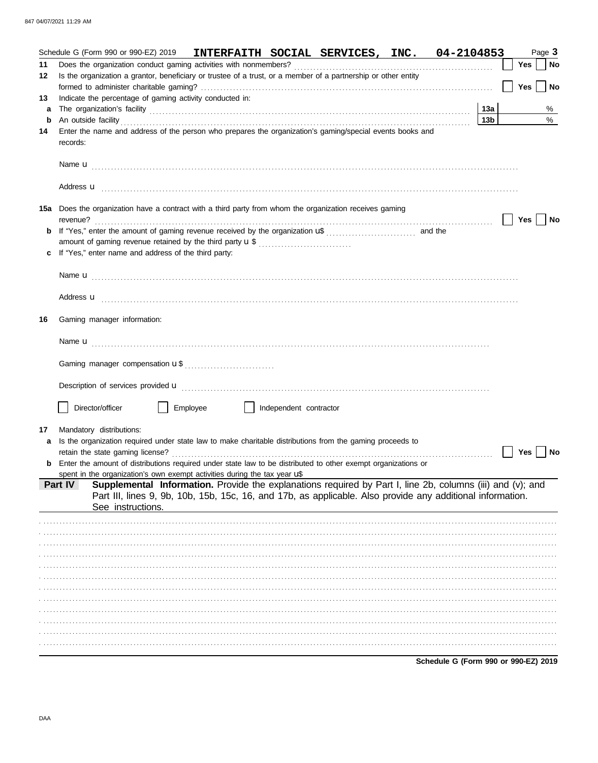Schedule G (Form 990 or 990-EZ) 2019 **INTERFAITH SOCIAL SERVICES, INC. 04-2104853** Page **3**

**11** Does the organization conduct gaming activities with nonmembers? ☐ Yes ☐ No

**12** Is the organization a grantor, beneficiary or trustee of a trust, or a member of a partnership or other entity formed to administer charitable gaming? ☐ Yes ☐ No

**13** Indicate the percentage of gaming activity conducted in:

**a** The organization's facility **13a** %

**b** An outside facility **13b** %

**14** Enter the name and address of the person who prepares the organization's gaming/special events books and records:

Name u

Address u

**15a** Does the organization have a contract with a third party from whom the organization receives gaming revenue? ☐ Yes ☐ No

**b** If "Yes," enter the amount of gaming revenue received by the organization u$ and the amount of gaming revenue retained by the third party u $

**c** If "Yes," enter name and address of the third party:

Name u

Address u

**16** Gaming manager information:

Name u

Gaming manager compensation u $

Description of services provided u

☐ Director/officer ☐ Employee ☐ Independent contractor

**17** Mandatory distributions:

**a** Is the organization required under state law to make charitable distributions from the gaming proceeds to retain the state gaming license? ☐ Yes ☐ No

**b** Enter the amount of distributions required under state law to be distributed to other exempt organizations or spent in the organization's own exempt activities during the tax year u$

**Part IV** **Supplemental Information.** Provide the explanations required by Part I, line 2b, columns (iii) and (v); and Part III, lines 9, 9b, 10b, 15b, 15c, 16, and 17b, as applicable. Also provide any additional information. See instructions.

**Schedule G (Form 990 or 990-EZ) 2019**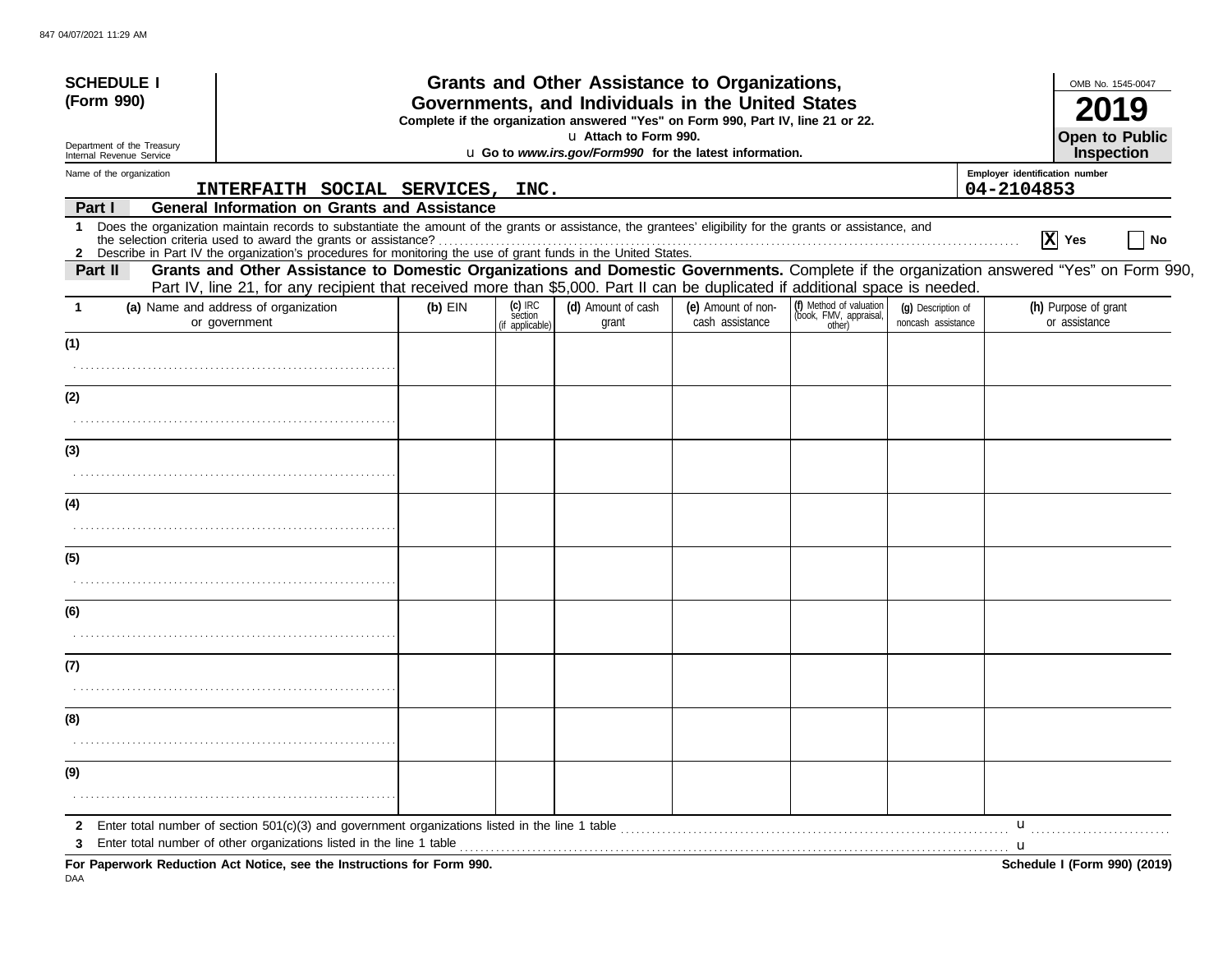**SCHEDULE I**
**(Form 990)**

Department of the Treasury
Internal Revenue Service

# Grants and Other Assistance to Organizations, Governments, and Individuals in the United States

**Complete if the organization answered "Yes" on Form 990, Part IV, line 21 or 22.**
u **Attach to Form 990.**
u **Go to *www.irs.gov/Form990* for the latest information.**

OMB No. 1545-0047

**2019**

**Open to Public Inspection**

Name of the organization: INTERFAITH SOCIAL SERVICES, INC.

Employer identification number: 04-2104853

## Part I General Information on Grants and Assistance

1 Does the organization maintain records to substantiate the amount of the grants or assistance, the grantees' eligibility for the grants or assistance, and the selection criteria used to award the grants or assistance? [X] Yes [ ] No

2 Describe in Part IV the organization's procedures for monitoring the use of grant funds in the United States.

## Part II Grants and Other Assistance to Domestic Organizations and Domestic Governments.

Complete if the organization answered "Yes" on Form 990, Part IV, line 21, for any recipient that received more than $5,000. Part II can be duplicated if additional space is needed.

| 1 | (a) Name and address of organization or government | (b) EIN | (c) IRC section (if applicable) | (d) Amount of cash grant | (e) Amount of non-cash assistance | (f) Method of valuation (book, FMV, appraisal, other) | (g) Description of noncash assistance | (h) Purpose of grant or assistance |
|---|---|---|---|---|---|---|---|---|
| (1) | | | | | | | | |
| (2) | | | | | | | | |
| (3) | | | | | | | | |
| (4) | | | | | | | | |
| (5) | | | | | | | | |
| (6) | | | | | | | | |
| (7) | | | | | | | | |
| (8) | | | | | | | | |
| (9) | | | | | | | | |

2 Enter total number of section 501(c)(3) and government organizations listed in the line 1 table u

3 Enter total number of other organizations listed in the line 1 table u

**For Paperwork Reduction Act Notice, see the Instructions for Form 990.**

**Schedule I (Form 990) (2019)**

DAA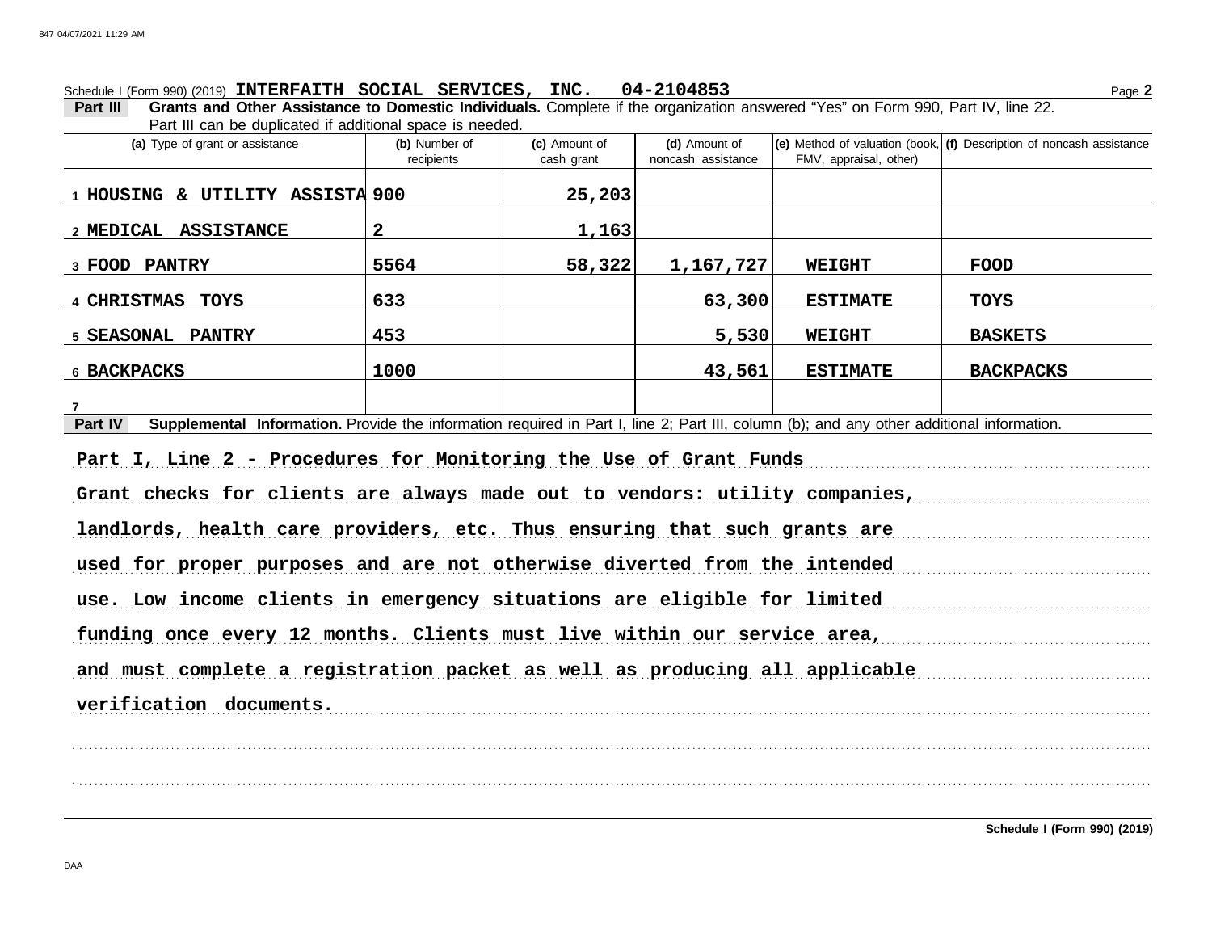Schedule I (Form 990) (2019) **INTERFAITH SOCIAL SERVICES, INC. 04-2104853** Page **2**

**Part III** **Grants and Other Assistance to Domestic Individuals.** Complete if the organization answered "Yes" on Form 990, Part IV, line 22. Part III can be duplicated if additional space is needed.

| (a) Type of grant or assistance | (b) Number of recipients | (c) Amount of cash grant | (d) Amount of noncash assistance | (e) Method of valuation (book, FMV, appraisal, other) | (f) Description of noncash assistance |
|---|---|---|---|---|---|
| 1 HOUSING & UTILITY ASSISTA | 900 | 25,203 | | | |
| 2 MEDICAL ASSISTANCE | 2 | 1,163 | | | |
| 3 FOOD PANTRY | 5564 | 58,322 | 1,167,727 | WEIGHT | FOOD |
| 4 CHRISTMAS TOYS | 633 | | 63,300 | ESTIMATE | TOYS |
| 5 SEASONAL PANTRY | 453 | | 5,530 | WEIGHT | BASKETS |
| 6 BACKPACKS | 1000 | | 43,561 | ESTIMATE | BACKPACKS |
| 7 | | | | | |

**Part IV** **Supplemental Information.** Provide the information required in Part I, line 2; Part III, column (b); and any other additional information.

**Part I, Line 2 - Procedures for Monitoring the Use of Grant Funds**

**Grant checks for clients are always made out to vendors: utility companies, landlords, health care providers, etc. Thus ensuring that such grants are used for proper purposes and are not otherwise diverted from the intended use. Low income clients in emergency situations are eligible for limited funding once every 12 months. Clients must live within our service area, and must complete a registration packet as well as producing all applicable verification documents.**

**Schedule I (Form 990) (2019)**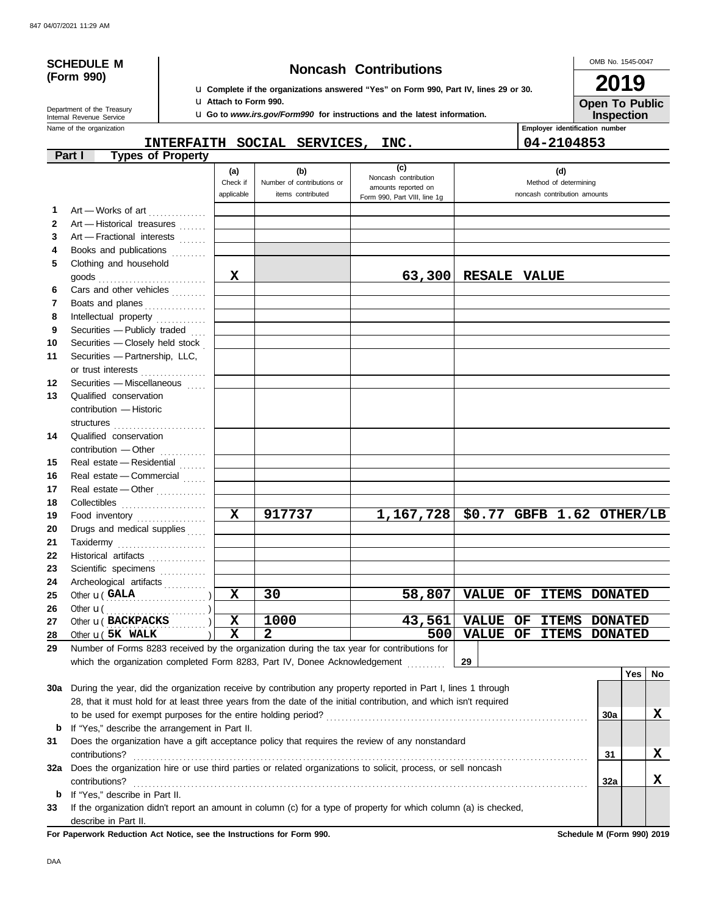847 04/07/2021 11:29 AM

**SCHEDULE M (Form 990)**

Department of the Treasury
Internal Revenue Service

# Noncash Contributions

u Complete if the organizations answered "Yes" on Form 990, Part IV, lines 29 or 30.
u Attach to Form 990.
u Go to *www.irs.gov/Form990* for instructions and the latest information.

OMB No. 1545-0047

**2019**

**Open To Public Inspection**

Name of the organization: **INTERFAITH SOCIAL SERVICES, INC.**

Employer identification number: **04-2104853**

**Part I — Types of Property**

| | | (a) Check if applicable | (b) Number of contributions or items contributed | (c) Noncash contribution amounts reported on Form 990, Part VIII, line 1g | (d) Method of determining noncash contribution amounts |
|---|---|---|---|---|---|
| 1 | Art — Works of art | | | | |
| 2 | Art — Historical treasures | | | | |
| 3 | Art — Fractional interests | | | | |
| 4 | Books and publications | | | | |
| 5 | Clothing and household goods | X | | 63,300 | RESALE VALUE |
| 6 | Cars and other vehicles | | | | |
| 7 | Boats and planes | | | | |
| 8 | Intellectual property | | | | |
| 9 | Securities — Publicly traded | | | | |
| 10 | Securities — Closely held stock | | | | |
| 11 | Securities — Partnership, LLC, or trust interests | | | | |
| 12 | Securities — Miscellaneous | | | | |
| 13 | Qualified conservation contribution — Historic structures | | | | |
| 14 | Qualified conservation contribution — Other | | | | |
| 15 | Real estate — Residential | | | | |
| 16 | Real estate — Commercial | | | | |
| 17 | Real estate — Other | | | | |
| 18 | Collectibles | | | | |
| 19 | Food inventory | X | 917737 | 1,167,728 | $0.77 GBFB 1.62 OTHER/LB |
| 20 | Drugs and medical supplies | | | | |
| 21 | Taxidermy | | | | |
| 22 | Historical artifacts | | | | |
| 23 | Scientific specimens | | | | |
| 24 | Archeological artifacts | | | | |
| 25 | Other u ( GALA ) | X | 30 | 58,807 | VALUE OF ITEMS DONATED |
| 26 | Other u ( ) | | | | |
| 27 | Other u ( BACKPACKS ) | X | 1000 | 43,561 | VALUE OF ITEMS DONATED |
| 28 | Other u ( 5K WALK ) | X | 2 | 500 | VALUE OF ITEMS DONATED |

29 Number of Forms 8283 received by the organization during the tax year for contributions for which the organization completed Form 8283, Part IV, Donee Acknowledgement . . . . . . **29**

| | | | Yes | No |
|---|---|---|---|---|
| 30a | During the year, did the organization receive by contribution any property reported in Part I, lines 1 through 28, that it must hold for at least three years from the date of the initial contribution, and which isn't required to be used for exempt purposes for the entire holding period? | 30a | | X |
| b | If "Yes," describe the arrangement in Part II. | | | |
| 31 | Does the organization have a gift acceptance policy that requires the review of any nonstandard contributions? | 31 | | X |
| 32a | Does the organization hire or use third parties or related organizations to solicit, process, or sell noncash contributions? | 32a | | X |
| b | If "Yes," describe in Part II. | | | |
| 33 | If the organization didn't report an amount in column (c) for a type of property for which column (a) is checked, describe in Part II. | | | |

**For Paperwork Reduction Act Notice, see the Instructions for Form 990.** **Schedule M (Form 990) 2019**

DAA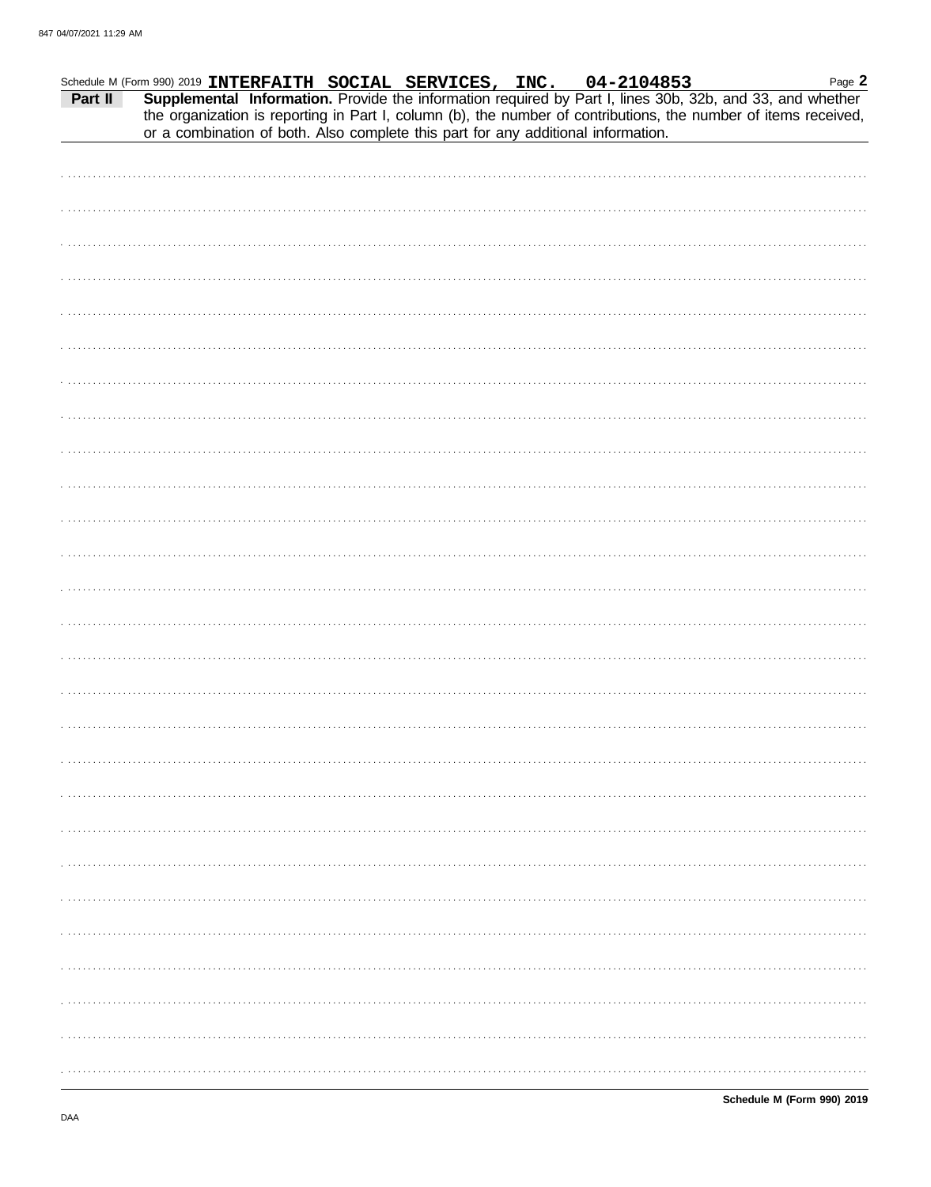Schedule M (Form 990) 2019 **INTERFAITH SOCIAL SERVICES, INC. 04-2104853**

**Part II** **Supplemental Information.** Provide the information required by Part I, lines 30b, 32b, and 33, and whether the organization is reporting in Part I, column (b), the number of contributions, the number of items received, or a combination of both. Also complete this part for any additional information.

**Schedule M (Form 990) 2019**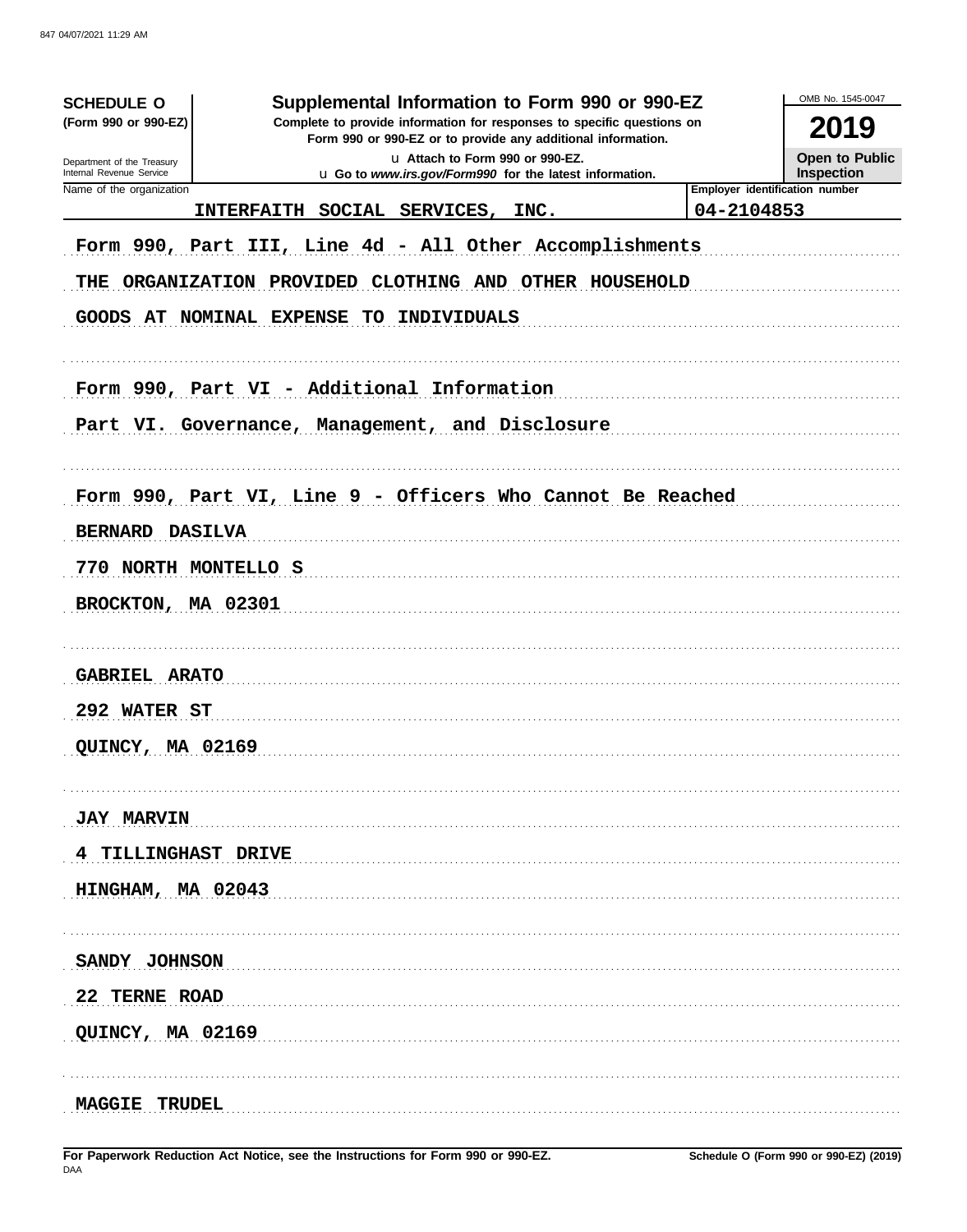**SCHEDULE O**
**(Form 990 or 990-EZ)**

Department of the Treasury
Internal Revenue Service

# Supplemental Information to Form 990 or 990-EZ

**Complete to provide information for responses to specific questions on Form 990 or 990-EZ or to provide any additional information.**

**u Attach to Form 990 or 990-EZ.**

**u Go to *www.irs.gov/Form990* for the latest information.**

OMB No. 1545-0047

**2019**

**Open to Public Inspection**

| Name of the organization | Employer identification number |
|---|---|
| INTERFAITH SOCIAL SERVICES, INC. | 04-2104853 |

Form 990, Part III, Line 4d - All Other Accomplishments

THE ORGANIZATION PROVIDED CLOTHING AND OTHER HOUSEHOLD GOODS AT NOMINAL EXPENSE TO INDIVIDUALS

Form 990, Part VI - Additional Information

Part VI. Governance, Management, and Disclosure

Form 990, Part VI, Line 9 - Officers Who Cannot Be Reached

BERNARD DASILVA
770 NORTH MONTELLO S
BROCKTON, MA 02301

GABRIEL ARATO
292 WATER ST
QUINCY, MA 02169

JAY MARVIN
4 TILLINGHAST DRIVE
HINGHAM, MA 02043

SANDY JOHNSON
22 TERNE ROAD
QUINCY, MA 02169

MAGGIE TRUDEL

**For Paperwork Reduction Act Notice, see the Instructions for Form 990 or 990-EZ.**

DAA

**Schedule O (Form 990 or 990-EZ) (2019)**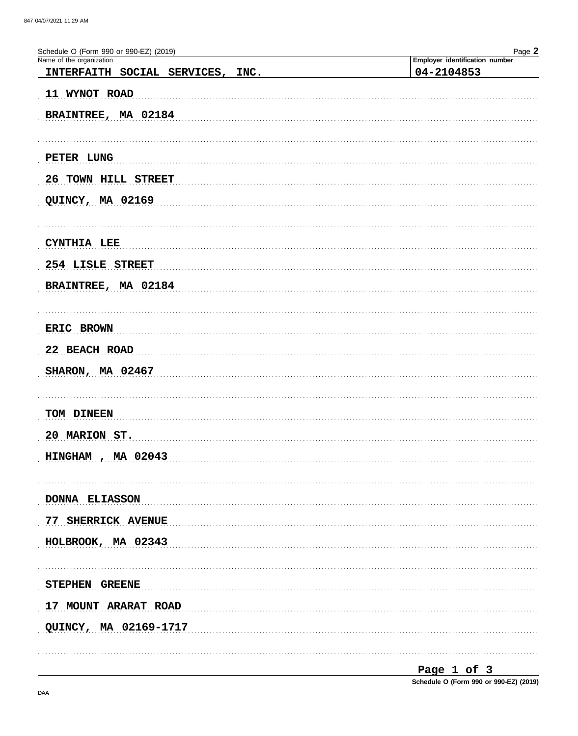Schedule O (Form 990 or 990-EZ) (2019)

Name of the organization: INTERFAITH SOCIAL SERVICES, INC.

Employer identification number: 04-2104853

11 WYNOT ROAD

BRAINTREE, MA 02184

PETER LUNG

26 TOWN HILL STREET

QUINCY, MA 02169

CYNTHIA LEE

254 LISLE STREET

BRAINTREE, MA 02184

ERIC BROWN

22 BEACH ROAD

SHARON, MA 02467

TOM DINEEN

20 MARION ST.

HINGHAM , MA 02043

DONNA ELIASSON

77 SHERRICK AVENUE

HOLBROOK, MA 02343

STEPHEN GREENE

17 MOUNT ARARAT ROAD

QUINCY, MA 02169-1717

Schedule O (Form 990 or 990-EZ) (2019)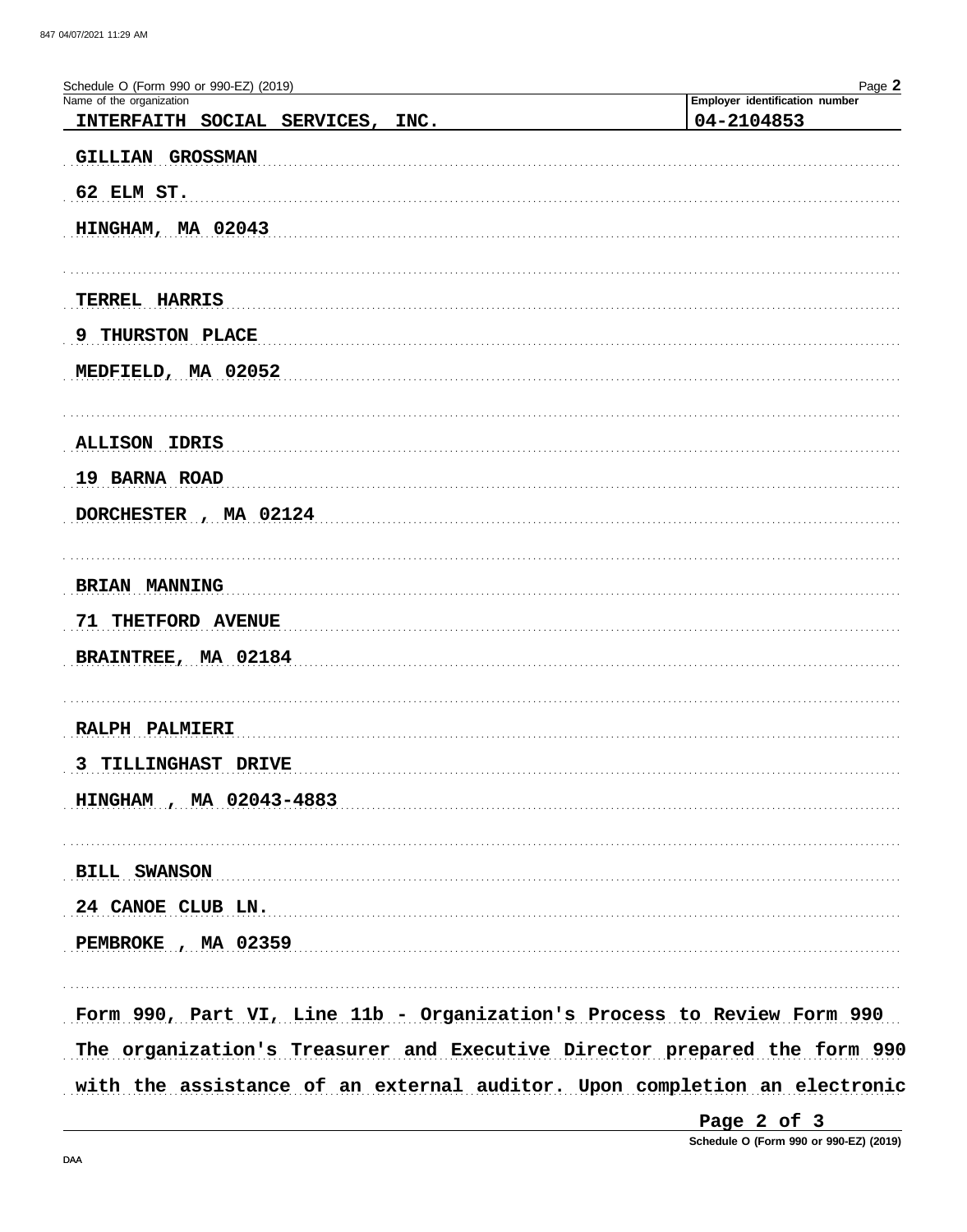Schedule O (Form 990 or 990-EZ) (2019)

| Name of the organization | Employer identification number |
|---|---|
| INTERFAITH SOCIAL SERVICES, INC. | 04-2104853 |

GILLIAN GROSSMAN
62 ELM ST.
HINGHAM, MA 02043

TERREL HARRIS
9 THURSTON PLACE
MEDFIELD, MA 02052

ALLISON IDRIS
19 BARNA ROAD
DORCHESTER , MA 02124

BRIAN MANNING
71 THETFORD AVENUE
BRAINTREE, MA 02184

RALPH PALMIERI
3 TILLINGHAST DRIVE
HINGHAM , MA 02043-4883

BILL SWANSON
24 CANOE CLUB LN.
PEMBROKE , MA 02359

Form 990, Part VI, Line 11b - Organization's Process to Review Form 990

The organization's Treasurer and Executive Director prepared the form 990 with the assistance of an external auditor. Upon completion an electronic

Schedule O (Form 990 or 990-EZ) (2019)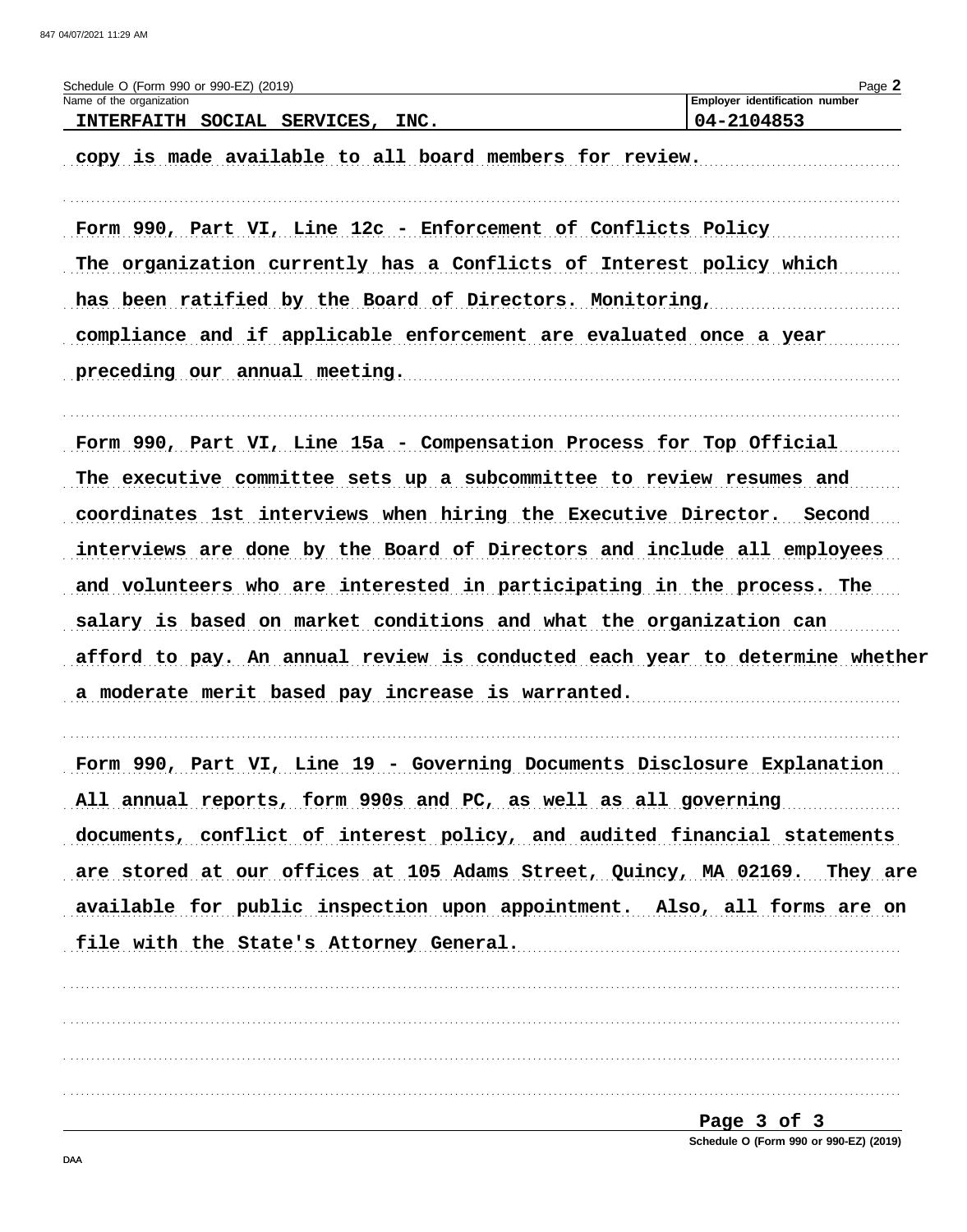Schedule O (Form 990 or 990-EZ) (2019)

| Name of the organization | Employer identification number |
| --- | --- |
| INTERFAITH SOCIAL SERVICES, INC. | 04-2104853 |

copy is made available to all board members for review.

Form 990, Part VI, Line 12c - Enforcement of Conflicts Policy

The organization currently has a Conflicts of Interest policy which has been ratified by the Board of Directors. Monitoring, compliance and if applicable enforcement are evaluated once a year preceding our annual meeting.

Form 990, Part VI, Line 15a - Compensation Process for Top Official

The executive committee sets up a subcommittee to review resumes and coordinates 1st interviews when hiring the Executive Director. Second interviews are done by the Board of Directors and include all employees and volunteers who are interested in participating in the process. The salary is based on market conditions and what the organization can afford to pay. An annual review is conducted each year to determine whether a moderate merit based pay increase is warranted.

Form 990, Part VI, Line 19 - Governing Documents Disclosure Explanation

All annual reports, form 990s and PC, as well as all governing documents, conflict of interest policy, and audited financial statements are stored at our offices at 105 Adams Street, Quincy, MA 02169. They are available for public inspection upon appointment. Also, all forms are on file with the State's Attorney General.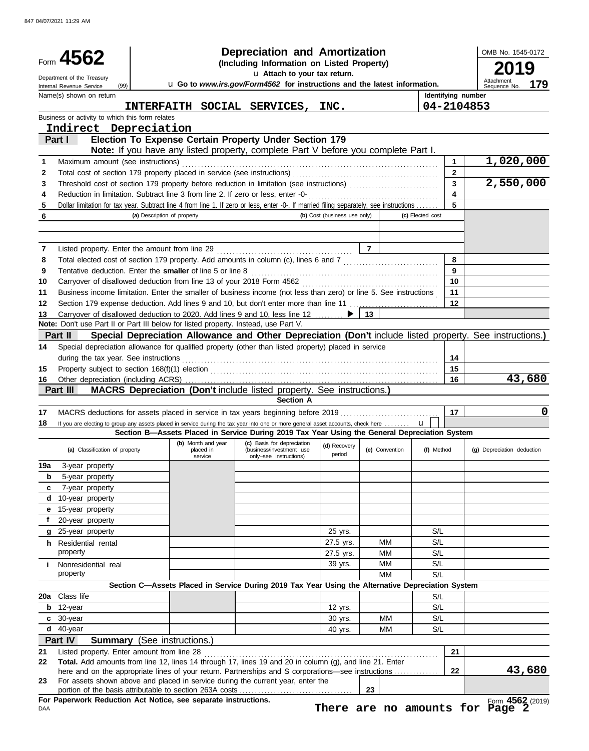847 04/07/2021 11:29 AM

# Form 4562 — Depreciation and Amortization

**(Including Information on Listed Property)**

Attach to your tax return.

Go to *www.irs.gov/Form4562* for instructions and the latest information.

Department of the Treasury
Internal Revenue Service (99)

OMB No. 1545-0172

**2019**

Attachment Sequence No. **179**

| Name(s) shown on return | Identifying number |
|---|---|
| INTERFAITH SOCIAL SERVICES, INC. | 04-2104853 |

Business or activity to which this form relates

**Indirect Depreciation**

## Part I — Election To Expense Certain Property Under Section 179

**Note:** If you have any listed property, complete Part V before you complete Part I.

| | | | |
|---|---|---|---|
| 1 | Maximum amount (see instructions) | 1 | 1,020,000 |
| 2 | Total cost of section 179 property placed in service (see instructions) | 2 | |
| 3 | Threshold cost of section 179 property before reduction in limitation (see instructions) | 3 | 2,550,000 |
| 4 | Reduction in limitation. Subtract line 3 from line 2. If zero or less, enter -0- | 4 | |
| 5 | Dollar limitation for tax year. Subtract line 4 from line 1. If zero or less, enter -0-. If married filing separately, see instructions | 5 | |

| 6 | (a) Description of property | (b) Cost (business use only) | (c) Elected cost |
|---|---|---|---|
| | | | |
| | | | |

| | | | |
|---|---|---|---|
| 7 | Listed property. Enter the amount from line 29 | 7 | |
| 8 | Total elected cost of section 179 property. Add amounts in column (c), lines 6 and 7 | 8 | |
| 9 | Tentative deduction. Enter the **smaller** of line 5 or line 8 | 9 | |
| 10 | Carryover of disallowed deduction from line 13 of your 2018 Form 4562 | 10 | |
| 11 | Business income limitation. Enter the smaller of business income (not less than zero) or line 5. See instructions | 11 | |
| 12 | Section 179 expense deduction. Add lines 9 and 10, but don't enter more than line 11 | 12 | |
| 13 | Carryover of disallowed deduction to 2020. Add lines 9 and 10, less line 12 | 13 | |

**Note:** Don't use Part II or Part III below for listed property. Instead, use Part V.

## Part II — Special Depreciation Allowance and Other Depreciation (Don't include listed property. See instructions.)

| | | | |
|---|---|---|---|
| 14 | Special depreciation allowance for qualified property (other than listed property) placed in service during the tax year. See instructions | 14 | |
| 15 | Property subject to section 168(f)(1) election | 15 | |
| 16 | Other depreciation (including ACRS) | 16 | 43,680 |

## Part III — MACRS Depreciation (Don't include listed property. See instructions.)

### Section A

| | | | |
|---|---|---|---|
| 17 | MACRS deductions for assets placed in service in tax years beginning before 2019 | 17 | 0 |
| 18 | If you are electing to group any assets placed in service during the tax year into one or more general asset accounts, check here | | |

### Section B—Assets Placed in Service During 2019 Tax Year Using the General Depreciation System

| (a) Classification of property | (b) Month and year placed in service | (c) Basis for depreciation (business/investment use only—see instructions) | (d) Recovery period | (e) Convention | (f) Method | (g) Depreciation deduction |
|---|---|---|---|---|---|---|
| 19a 3-year property | | | | | | |
| b 5-year property | | | | | | |
| c 7-year property | | | | | | |
| d 10-year property | | | | | | |
| e 15-year property | | | | | | |
| f 20-year property | | | | | | |
| g 25-year property | | | 25 yrs. | | S/L | |
| h Residential rental property | | | 27.5 yrs. | MM | S/L | |
| | | | 27.5 yrs. | MM | S/L | |
| i Nonresidential real property | | | 39 yrs. | MM | S/L | |
| | | | | MM | S/L | |

### Section C—Assets Placed in Service During 2019 Tax Year Using the Alternative Depreciation System

| (a) Classification of property | (b) Month and year placed in service | (c) Basis for depreciation | (d) Recovery period | (e) Convention | (f) Method | (g) Depreciation deduction |
|---|---|---|---|---|---|---|
| 20a Class life | | | | | S/L | |
| b 12-year | | | 12 yrs. | | S/L | |
| c 30-year | | | 30 yrs. | MM | S/L | |
| d 40-year | | | 40 yrs. | MM | S/L | |

## Part IV — Summary (See instructions.)

| | | | |
|---|---|---|---|
| 21 | Listed property. Enter amount from line 28 | 21 | |
| 22 | **Total.** Add amounts from line 12, lines 14 through 17, lines 19 and 20 in column (g), and line 21. Enter here and on the appropriate lines of your return. Partnerships and S corporations—see instructions | 22 | 43,680 |
| 23 | For assets shown above and placed in service during the current year, enter the portion of the basis attributable to section 263A costs | 23 | |

**For Paperwork Reduction Act Notice, see separate instructions.**

DAA

Form **4562** (2019)

**There are no amounts for Page 2**